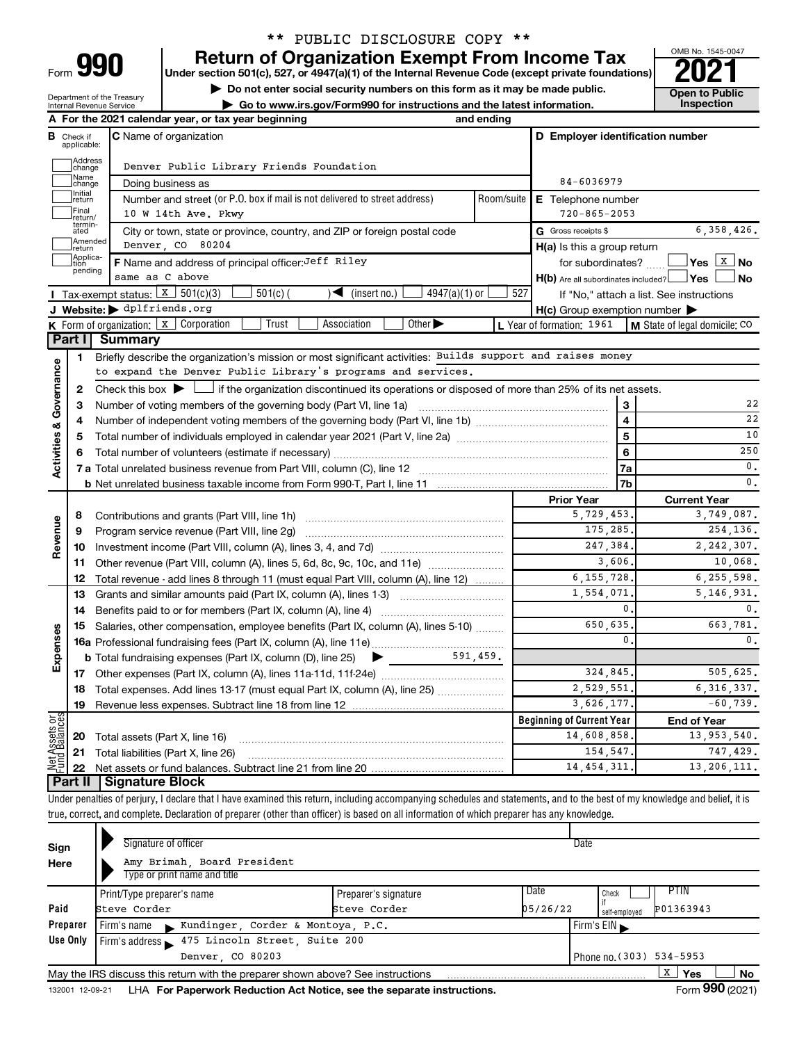** PUBLIC DISCLOSURE COPY **

# Form 990 — Return of Organization Exempt From Income Tax

Under section 501(c), 527, or 4947(a)(1) of the Internal Revenue Code (except private foundations)

▶ Do not enter social security numbers on this form as it may be made public.

▶ Go to www.irs.gov/Form990 for instructions and the latest information.

Department of the Treasury
Internal Revenue Service

OMB No. 1545-0047

**2021**

**Open to Public Inspection**

**A** For the 2021 calendar year, or tax year beginning and ending

**B** Check if applicable: Address change, Name change, Initial return, Final return/terminated, Amended return, Application pending

**C** Name of organization: Denver Public Library Friends Foundation

Doing business as

Number and street (or P.O. box if mail is not delivered to street address): 10 W 14th Ave. Pkwy — Room/suite

City or town, state or province, country, and ZIP or foreign postal code: Denver, CO 80204

**D** Employer identification number: 84-6036979

**E** Telephone number: 720-865-2053

**G** Gross receipts $ 6,358,426.

**F** Name and address of principal officer: Jeff Riley, same as C above

**H(a)** Is this a group return for subordinates? ☐ Yes ☒ No

**H(b)** Are all subordinates included? ☐ Yes ☐ No — If "No," attach a list. See instructions

**H(c)** Group exemption number ▶

**I** Tax-exempt status: ☒ 501(c)(3) ☐ 501(c) ( ) ◀ (insert no.) ☐ 4947(a)(1) or ☐ 527

**J** Website: ▶ dplfriends.org

**K** Form of organization: ☒ Corporation ☐ Trust ☐ Association ☐ Other ▶

**L** Year of formation: 1961

**M** State of legal domicile: CO

## Part I Summary

### Activities & Governance

1. Briefly describe the organization's mission or most significant activities: Builds support and raises money to expand the Denver Public Library's programs and services.
2. Check this box ▶ ☐ if the organization discontinued its operations or disposed of more than 25% of its net assets.

| | | Line | Value |
|---|---|---|---|
| 3 | Number of voting members of the governing body (Part VI, line 1a) | 3 | 22 |
| 4 | Number of independent voting members of the governing body (Part VI, line 1b) | 4 | 22 |
| 5 | Total number of individuals employed in calendar year 2021 (Part V, line 2a) | 5 | 10 |
| 6 | Total number of volunteers (estimate if necessary) | 6 | 250 |
| 7a | Total unrelated business revenue from Part VIII, column (C), line 12 | 7a | 0. |
| 7b | Net unrelated business taxable income from Form 990-T, Part I, line 11 | 7b | 0. |

### Revenue

| | | Prior Year | Current Year |
|---|---|---|---|
| 8 | Contributions and grants (Part VIII, line 1h) | 5,729,453. | 3,749,087. |
| 9 | Program service revenue (Part VIII, line 2g) | 175,285. | 254,136. |
| 10 | Investment income (Part VIII, column (A), lines 3, 4, and 7d) | 247,384. | 2,242,307. |
| 11 | Other revenue (Part VIII, column (A), lines 5, 6d, 8c, 9c, 10c, and 11e) | 3,606. | 10,068. |
| 12 | Total revenue - add lines 8 through 11 (must equal Part VIII, column (A), line 12) | 6,155,728. | 6,255,598. |

### Expenses

| | | Prior Year | Current Year |
|---|---|---|---|
| 13 | Grants and similar amounts paid (Part IX, column (A), lines 1-3) | 1,554,071. | 5,146,931. |
| 14 | Benefits paid to or for members (Part IX, column (A), line 4) | 0. | 0. |
| 15 | Salaries, other compensation, employee benefits (Part IX, column (A), lines 5-10) | 650,635. | 663,781. |
| 16a | Professional fundraising fees (Part IX, column (A), line 11e) | 0. | 0. |
| b | Total fundraising expenses (Part IX, column (D), line 25) ▶ 591,459. | | |
| 17 | Other expenses (Part IX, column (A), lines 11a-11d, 11f-24e) | 324,845. | 505,625. |
| 18 | Total expenses. Add lines 13-17 (must equal Part IX, column (A), line 25) | 2,529,551. | 6,316,337. |
| 19 | Revenue less expenses. Subtract line 18 from line 12 | 3,626,177. | -60,739. |

### Net Assets or Fund Balances

| | | Beginning of Current Year | End of Year |
|---|---|---|---|
| 20 | Total assets (Part X, line 16) | 14,608,858. | 13,953,540. |
| 21 | Total liabilities (Part X, line 26) | 154,547. | 747,429. |
| 22 | Net assets or fund balances. Subtract line 21 from line 20 | 14,454,311. | 13,206,111. |

## Part II Signature Block

Under penalties of perjury, I declare that I have examined this return, including accompanying schedules and statements, and to the best of my knowledge and belief, it is true, correct, and complete. Declaration of preparer (other than officer) is based on all information of which preparer has any knowledge.

**Sign Here**

Signature of officer — Date

Amy Brimah, Board President
Type or print name and title

**Paid Preparer Use Only**

| Print/Type preparer's name | Preparer's signature | Date | Check if self-employed | PTIN |
|---|---|---|---|---|
| Steve Corder | Steve Corder | 05/26/22 | ☐ | P01363943 |

Firm's name ▶ Kundinger, Corder & Montoya, P.C. — Firm's EIN ▶

Firm's address ▶ 475 Lincoln Street, Suite 200, Denver, CO 80203 — Phone no. (303) 534-5953

May the IRS discuss this return with the preparer shown above? See instructions ☒ Yes ☐ No

132001 12-09-21 LHA For Paperwork Reduction Act Notice, see the separate instructions. Form **990** (2021)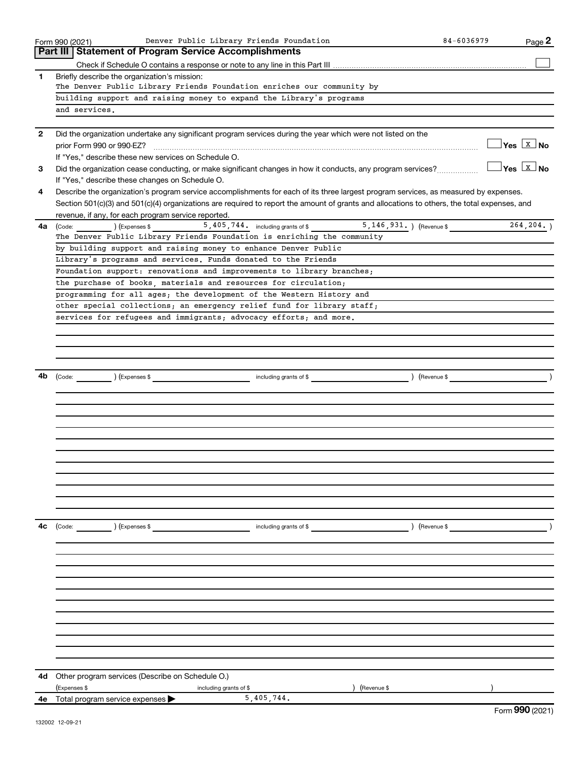Form 990 (2021) Denver Public Library Friends Foundation 84-6036979

## Part III Statement of Program Service Accomplishments

Check if Schedule O contains a response or note to any line in this Part III ☐

**1** Briefly describe the organization's mission:

The Denver Public Library Friends Foundation enriches our community by building support and raising money to expand the Library's programs and services.

**2** Did the organization undertake any significant program services during the year which were not listed on the prior Form 990 or 990-EZ? ☐ Yes ☒ No

If "Yes," describe these new services on Schedule O.

**3** Did the organization cease conducting, or make significant changes in how it conducts, any program services? ☐ Yes ☒ No

If "Yes," describe these changes on Schedule O.

**4** Describe the organization's program service accomplishments for each of its three largest program services, as measured by expenses. Section 501(c)(3) and 501(c)(4) organizations are required to report the amount of grants and allocations to others, the total expenses, and revenue, if any, for each program service reported.

**4a** (Code: ) (Expenses $ 5,405,744. including grants of $ 5,146,931. ) (Revenue $ 264,204. )

The Denver Public Library Friends Foundation is enriching the community by building support and raising money to enhance Denver Public Library's programs and services. Funds donated to the Friends Foundation support: renovations and improvements to library branches; the purchase of books, materials and resources for circulation; programming for all ages; the development of the Western History and other special collections; an emergency relief fund for library staff; services for refugees and immigrants; advocacy efforts; and more.

**4b** (Code: ) (Expenses $ including grants of $ ) (Revenue $ )

**4c** (Code: ) (Expenses $ including grants of $ ) (Revenue $ )

**4d** Other program services (Describe on Schedule O.)

(Expenses $ including grants of $ ) (Revenue $ )

**4e** Total program service expenses ▶ 5,405,744.

Form **990** (2021)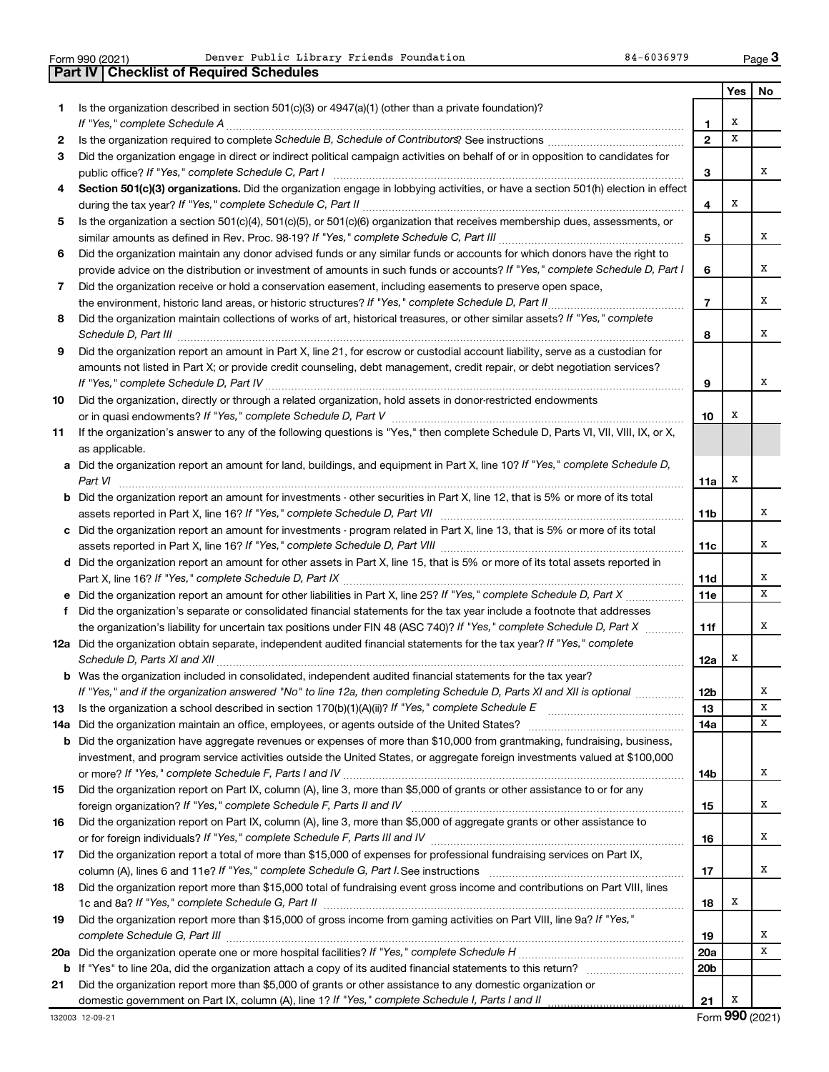Form 990 (2021) Denver Public Library Friends Foundation 84-6036979 Page 3

## Part IV | Checklist of Required Schedules

| | | | Yes | No |
|---|---|---|---|---|
| 1 | Is the organization described in section 501(c)(3) or 4947(a)(1) (other than a private foundation)? *If "Yes," complete Schedule A* | 1 | X | |
| 2 | Is the organization required to complete *Schedule B, Schedule of Contributors*? See instructions | 2 | X | |
| 3 | Did the organization engage in direct or indirect political campaign activities on behalf of or in opposition to candidates for public office? *If "Yes," complete Schedule C, Part I* | 3 | | X |
| 4 | **Section 501(c)(3) organizations.** Did the organization engage in lobbying activities, or have a section 501(h) election in effect during the tax year? *If "Yes," complete Schedule C, Part II* | 4 | X | |
| 5 | Is the organization a section 501(c)(4), 501(c)(5), or 501(c)(6) organization that receives membership dues, assessments, or similar amounts as defined in Rev. Proc. 98-19? *If "Yes," complete Schedule C, Part III* | 5 | | X |
| 6 | Did the organization maintain any donor advised funds or any similar funds or accounts for which donors have the right to provide advice on the distribution or investment of amounts in such funds or accounts? *If "Yes," complete Schedule D, Part I* | 6 | | X |
| 7 | Did the organization receive or hold a conservation easement, including easements to preserve open space, the environment, historic land areas, or historic structures? *If "Yes," complete Schedule D, Part II* | 7 | | X |
| 8 | Did the organization maintain collections of works of art, historical treasures, or other similar assets? *If "Yes," complete Schedule D, Part III* | 8 | | X |
| 9 | Did the organization report an amount in Part X, line 21, for escrow or custodial account liability, serve as a custodian for amounts not listed in Part X; or provide credit counseling, debt management, credit repair, or debt negotiation services? *If "Yes," complete Schedule D, Part IV* | 9 | | X |
| 10 | Did the organization, directly or through a related organization, hold assets in donor-restricted endowments or in quasi endowments? *If "Yes," complete Schedule D, Part V* | 10 | X | |
| 11 | If the organization's answer to any of the following questions is "Yes," then complete Schedule D, Parts VI, VII, VIII, IX, or X, as applicable. | | | |
| a | Did the organization report an amount for land, buildings, and equipment in Part X, line 10? *If "Yes," complete Schedule D, Part VI* | 11a | X | |
| b | Did the organization report an amount for investments - other securities in Part X, line 12, that is 5% or more of its total assets reported in Part X, line 16? *If "Yes," complete Schedule D, Part VII* | 11b | | X |
| c | Did the organization report an amount for investments - program related in Part X, line 13, that is 5% or more of its total assets reported in Part X, line 16? *If "Yes," complete Schedule D, Part VIII* | 11c | | X |
| d | Did the organization report an amount for other assets in Part X, line 15, that is 5% or more of its total assets reported in Part X, line 16? *If "Yes," complete Schedule D, Part IX* | 11d | | X |
| e | Did the organization report an amount for other liabilities in Part X, line 25? *If "Yes," complete Schedule D, Part X* | 11e | | X |
| f | Did the organization's separate or consolidated financial statements for the tax year include a footnote that addresses the organization's liability for uncertain tax positions under FIN 48 (ASC 740)? *If "Yes," complete Schedule D, Part X* | 11f | | X |
| 12a | Did the organization obtain separate, independent audited financial statements for the tax year? *If "Yes," complete Schedule D, Parts XI and XII* | 12a | X | |
| b | Was the organization included in consolidated, independent audited financial statements for the tax year? *If "Yes," and if the organization answered "No" to line 12a, then completing Schedule D, Parts XI and XII is optional* | 12b | | X |
| 13 | Is the organization a school described in section 170(b)(1)(A)(ii)? *If "Yes," complete Schedule E* | 13 | | X |
| 14a | Did the organization maintain an office, employees, or agents outside of the United States? | 14a | | X |
| b | Did the organization have aggregate revenues or expenses of more than $10,000 from grantmaking, fundraising, business, investment, and program service activities outside the United States, or aggregate foreign investments valued at $100,000 or more? *If "Yes," complete Schedule F, Parts I and IV* | 14b | | X |
| 15 | Did the organization report on Part IX, column (A), line 3, more than $5,000 of grants or other assistance to or for any foreign organization? *If "Yes," complete Schedule F, Parts II and IV* | 15 | | X |
| 16 | Did the organization report on Part IX, column (A), line 3, more than $5,000 of aggregate grants or other assistance to or for foreign individuals? *If "Yes," complete Schedule F, Parts III and IV* | 16 | | X |
| 17 | Did the organization report a total of more than $15,000 of expenses for professional fundraising services on Part IX, column (A), lines 6 and 11e? *If "Yes," complete Schedule G, Part I.* See instructions | 17 | | X |
| 18 | Did the organization report more than $15,000 total of fundraising event gross income and contributions on Part VIII, lines 1c and 8a? *If "Yes," complete Schedule G, Part II* | 18 | X | |
| 19 | Did the organization report more than $15,000 of gross income from gaming activities on Part VIII, line 9a? *If "Yes," complete Schedule G, Part III* | 19 | | X |
| 20a | Did the organization operate one or more hospital facilities? *If "Yes," complete Schedule H* | 20a | | X |
| b | If "Yes" to line 20a, did the organization attach a copy of its audited financial statements to this return? | 20b | | |
| 21 | Did the organization report more than $5,000 of grants or other assistance to any domestic organization or domestic government on Part IX, column (A), line 1? *If "Yes," complete Schedule I, Parts I and II* | 21 | X | |

132003 12-09-21 Form **990** (2021)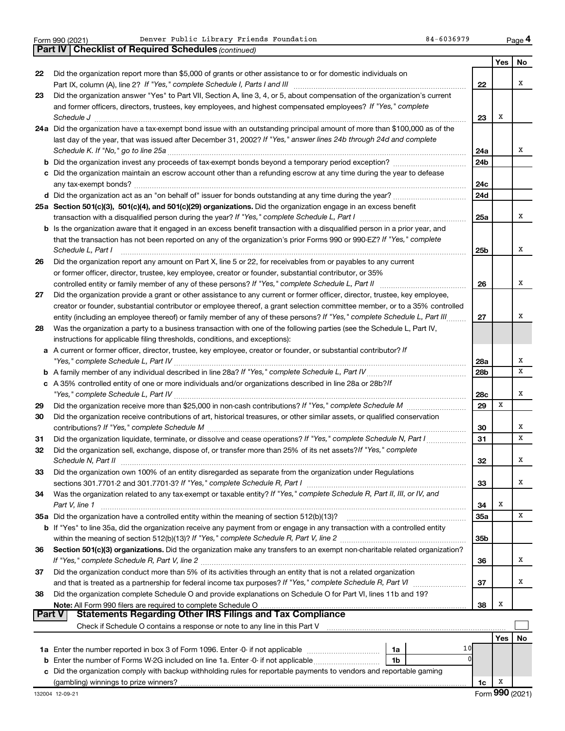Form 990 (2021) Denver Public Library Friends Foundation 84-6036979 Page 4

**Part IV | Checklist of Required Schedules** *(continued)*

| | | | Yes | No |
|---|---|---|---|---|
| 22 | Did the organization report more than $5,000 of grants or other assistance to or for domestic individuals on Part IX, column (A), line 2? *If "Yes," complete Schedule I, Parts I and III* | 22 | | X |
| 23 | Did the organization answer "Yes" to Part VII, Section A, line 3, 4, or 5, about compensation of the organization's current and former officers, directors, trustees, key employees, and highest compensated employees? *If "Yes," complete Schedule J* | 23 | X | |
| 24a | Did the organization have a tax-exempt bond issue with an outstanding principal amount of more than $100,000 as of the last day of the year, that was issued after December 31, 2002? *If "Yes," answer lines 24b through 24d and complete Schedule K. If "No," go to line 25a* | 24a | | X |
| b | Did the organization invest any proceeds of tax-exempt bonds beyond a temporary period exception? | 24b | | |
| c | Did the organization maintain an escrow account other than a refunding escrow at any time during the year to defease any tax-exempt bonds? | 24c | | |
| d | Did the organization act as an "on behalf of" issuer for bonds outstanding at any time during the year? | 24d | | |
| 25a | **Section 501(c)(3), 501(c)(4), and 501(c)(29) organizations.** Did the organization engage in an excess benefit transaction with a disqualified person during the year? *If "Yes," complete Schedule L, Part I* | 25a | | X |
| b | Is the organization aware that it engaged in an excess benefit transaction with a disqualified person in a prior year, and that the transaction has not been reported on any of the organization's prior Forms 990 or 990-EZ? *If "Yes," complete Schedule L, Part I* | 25b | | X |
| 26 | Did the organization report any amount on Part X, line 5 or 22, for receivables from or payables to any current or former officer, director, trustee, key employee, creator or founder, substantial contributor, or 35% controlled entity or family member of any of these persons? *If "Yes," complete Schedule L, Part II* | 26 | | X |
| 27 | Did the organization provide a grant or other assistance to any current or former officer, director, trustee, key employee, creator or founder, substantial contributor or employee thereof, a grant selection committee member, or to a 35% controlled entity (including an employee thereof) or family member of any of these persons? *If "Yes," complete Schedule L, Part III* | 27 | | X |
| 28 | Was the organization a party to a business transaction with one of the following parties (see the Schedule L, Part IV, instructions for applicable filing thresholds, conditions, and exceptions): | | | |
| a | A current or former officer, director, trustee, key employee, creator or founder, or substantial contributor? *If "Yes," complete Schedule L, Part IV* | 28a | | X |
| b | A family member of any individual described in line 28a? *If "Yes," complete Schedule L, Part IV* | 28b | | X |
| c | A 35% controlled entity of one or more individuals and/or organizations described in line 28a or 28b? *If "Yes," complete Schedule L, Part IV* | 28c | | X |
| 29 | Did the organization receive more than $25,000 in non-cash contributions? *If "Yes," complete Schedule M* | 29 | X | |
| 30 | Did the organization receive contributions of art, historical treasures, or other similar assets, or qualified conservation contributions? *If "Yes," complete Schedule M* | 30 | | X |
| 31 | Did the organization liquidate, terminate, or dissolve and cease operations? *If "Yes," complete Schedule N, Part I* | 31 | | X |
| 32 | Did the organization sell, exchange, dispose of, or transfer more than 25% of its net assets? *If "Yes," complete Schedule N, Part II* | 32 | | X |
| 33 | Did the organization own 100% of an entity disregarded as separate from the organization under Regulations sections 301.7701-2 and 301.7701-3? *If "Yes," complete Schedule R, Part I* | 33 | | X |
| 34 | Was the organization related to any tax-exempt or taxable entity? *If "Yes," complete Schedule R, Part II, III, or IV, and Part V, line 1* | 34 | X | |
| 35a | Did the organization have a controlled entity within the meaning of section 512(b)(13)? | 35a | | X |
| b | If "Yes" to line 35a, did the organization receive any payment from or engage in any transaction with a controlled entity within the meaning of section 512(b)(13)? *If "Yes," complete Schedule R, Part V, line 2* | 35b | | |
| 36 | **Section 501(c)(3) organizations.** Did the organization make any transfers to an exempt non-charitable related organization? *If "Yes," complete Schedule R, Part V, line 2* | 36 | | X |
| 37 | Did the organization conduct more than 5% of its activities through an entity that is not a related organization and that is treated as a partnership for federal income tax purposes? *If "Yes," complete Schedule R, Part VI* | 37 | | X |
| 38 | Did the organization complete Schedule O and provide explanations on Schedule O for Part VI, lines 11b and 19? **Note:** All Form 990 filers are required to complete Schedule O | 38 | X | |

**Part V | Statements Regarding Other IRS Filings and Tax Compliance**

Check if Schedule O contains a response or note to any line in this Part V ☐

| | | | | | Yes | No |
|---|---|---|---|---|---|---|
| 1a | Enter the number reported in box 3 of Form 1096. Enter -0- if not applicable | 1a | 10 | | | |
| b | Enter the number of Forms W-2G included on line 1a. Enter -0- if not applicable | 1b | 0 | | | |
| c | Did the organization comply with backup withholding rules for reportable payments to vendors and reportable gaming (gambling) winnings to prize winners? | | | 1c | X | |

132004 12-09-21 Form **990** (2021)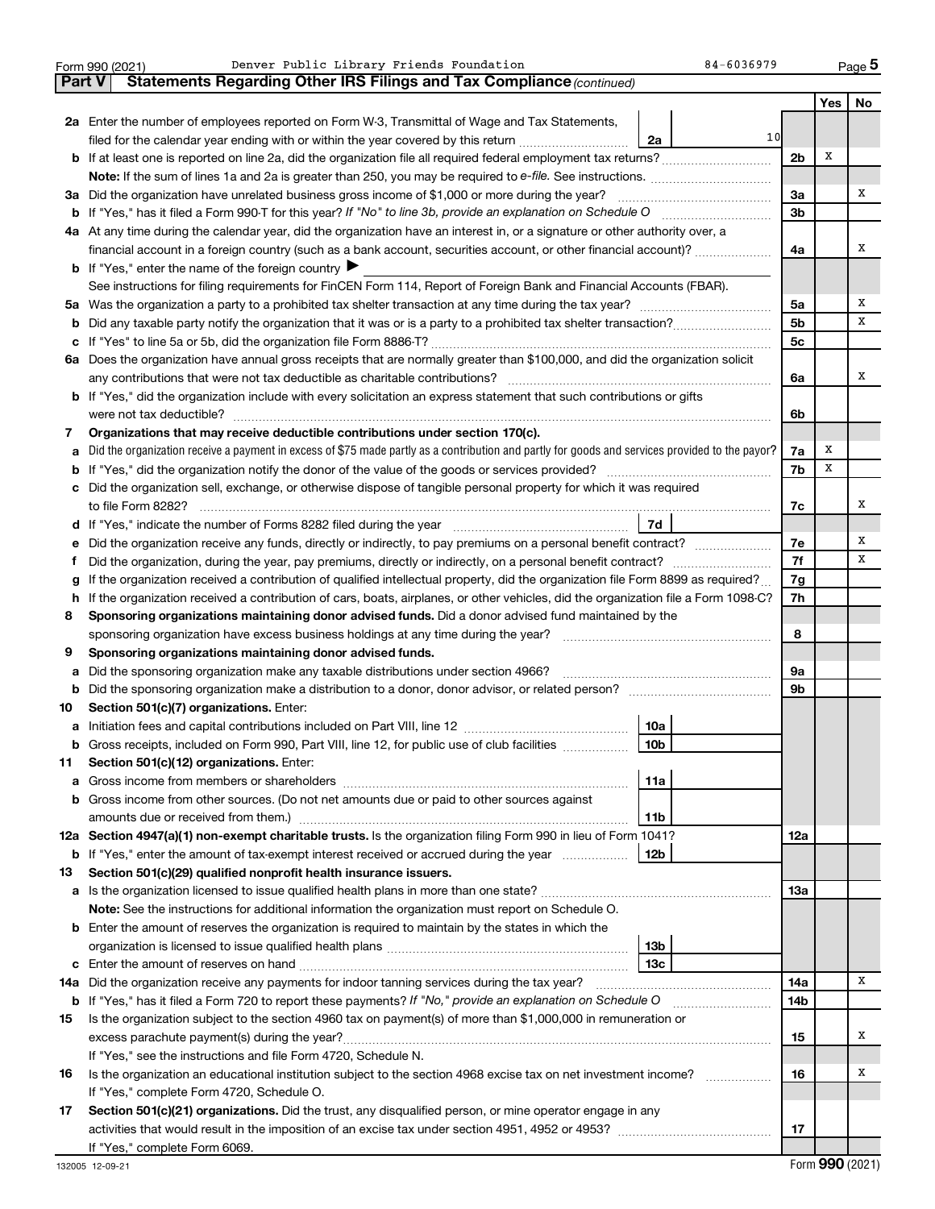Form 990 (2021) Denver Public Library Friends Foundation 84-6036979 Page 5

## Part V Statements Regarding Other IRS Filings and Tax Compliance *(continued)*

| | | | | Yes | No |
|---|---|---|---|---|---|
| **2a** | Enter the number of employees reported on Form W-3, Transmittal of Wage and Tax Statements, filed for the calendar year ending with or within the year covered by this return | 2a 10 | | | |
| **b** | If at least one is reported on line 2a, did the organization file all required federal employment tax returns? | | 2b | X | |
| | **Note:** If the sum of lines 1a and 2a is greater than 250, you may be required to *e-file*. See instructions. | | | | |
| **3a** | Did the organization have unrelated business gross income of $1,000 or more during the year? | | 3a | | X |
| **b** | If "Yes," has it filed a Form 990-T for this year? *If "No" to line 3b, provide an explanation on Schedule O* | | 3b | | |
| **4a** | At any time during the calendar year, did the organization have an interest in, or a signature or other authority over, a financial account in a foreign country (such as a bank account, securities account, or other financial account)? | | 4a | | X |
| **b** | If "Yes," enter the name of the foreign country ▶ | | | | |
| | See instructions for filing requirements for FinCEN Form 114, Report of Foreign Bank and Financial Accounts (FBAR). | | | | |
| **5a** | Was the organization a party to a prohibited tax shelter transaction at any time during the tax year? | | 5a | | X |
| **b** | Did any taxable party notify the organization that it was or is a party to a prohibited tax shelter transaction? | | 5b | | X |
| **c** | If "Yes" to line 5a or 5b, did the organization file Form 8886-T? | | 5c | | |
| **6a** | Does the organization have annual gross receipts that are normally greater than $100,000, and did the organization solicit any contributions that were not tax deductible as charitable contributions? | | 6a | | X |
| **b** | If "Yes," did the organization include with every solicitation an express statement that such contributions or gifts were not tax deductible? | | 6b | | |
| **7** | **Organizations that may receive deductible contributions under section 170(c).** | | | | |
| **a** | Did the organization receive a payment in excess of $75 made partly as a contribution and partly for goods and services provided to the payor? | | 7a | X | |
| **b** | If "Yes," did the organization notify the donor of the value of the goods or services provided? | | 7b | X | |
| **c** | Did the organization sell, exchange, or otherwise dispose of tangible personal property for which it was required to file Form 8282? | | 7c | | X |
| **d** | If "Yes," indicate the number of Forms 8282 filed during the year | 7d | | | |
| **e** | Did the organization receive any funds, directly or indirectly, to pay premiums on a personal benefit contract? | | 7e | | X |
| **f** | Did the organization, during the year, pay premiums, directly or indirectly, on a personal benefit contract? | | 7f | | X |
| **g** | If the organization received a contribution of qualified intellectual property, did the organization file Form 8899 as required? | | 7g | | |
| **h** | If the organization received a contribution of cars, boats, airplanes, or other vehicles, did the organization file a Form 1098-C? | | 7h | | |
| **8** | **Sponsoring organizations maintaining donor advised funds.** Did a donor advised fund maintained by the sponsoring organization have excess business holdings at any time during the year? | | 8 | | |
| **9** | **Sponsoring organizations maintaining donor advised funds.** | | | | |
| **a** | Did the sponsoring organization make any taxable distributions under section 4966? | | 9a | | |
| **b** | Did the sponsoring organization make a distribution to a donor, donor advisor, or related person? | | 9b | | |
| **10** | **Section 501(c)(7) organizations.** Enter: | | | | |
| **a** | Initiation fees and capital contributions included on Part VIII, line 12 | 10a | | | |
| **b** | Gross receipts, included on Form 990, Part VIII, line 12, for public use of club facilities | 10b | | | |
| **11** | **Section 501(c)(12) organizations.** Enter: | | | | |
| **a** | Gross income from members or shareholders | 11a | | | |
| **b** | Gross income from other sources. (Do not net amounts due or paid to other sources against amounts due or received from them.) | 11b | | | |
| **12a** | **Section 4947(a)(1) non-exempt charitable trusts.** Is the organization filing Form 990 in lieu of Form 1041? | | 12a | | |
| **b** | If "Yes," enter the amount of tax-exempt interest received or accrued during the year | 12b | | | |
| **13** | **Section 501(c)(29) qualified nonprofit health insurance issuers.** | | | | |
| **a** | Is the organization licensed to issue qualified health plans in more than one state? | | 13a | | |
| | **Note:** See the instructions for additional information the organization must report on Schedule O. | | | | |
| **b** | Enter the amount of reserves the organization is required to maintain by the states in which the organization is licensed to issue qualified health plans | 13b | | | |
| **c** | Enter the amount of reserves on hand | 13c | | | |
| **14a** | Did the organization receive any payments for indoor tanning services during the tax year? | | 14a | | X |
| **b** | If "Yes," has it filed a Form 720 to report these payments? *If "No," provide an explanation on Schedule O* | | 14b | | |
| **15** | Is the organization subject to the section 4960 tax on payment(s) of more than $1,000,000 in remuneration or excess parachute payment(s) during the year? | | 15 | | X |
| | If "Yes," see the instructions and file Form 4720, Schedule N. | | | | |
| **16** | Is the organization an educational institution subject to the section 4968 excise tax on net investment income? | | 16 | | X |
| | If "Yes," complete Form 4720, Schedule O. | | | | |
| **17** | **Section 501(c)(21) organizations.** Did the trust, any disqualified person, or mine operator engage in any activities that would result in the imposition of an excise tax under section 4951, 4952 or 4953? | | 17 | | |
| | If "Yes," complete Form 6069. | | | | |

132005 12-09-21 Form **990** (2021)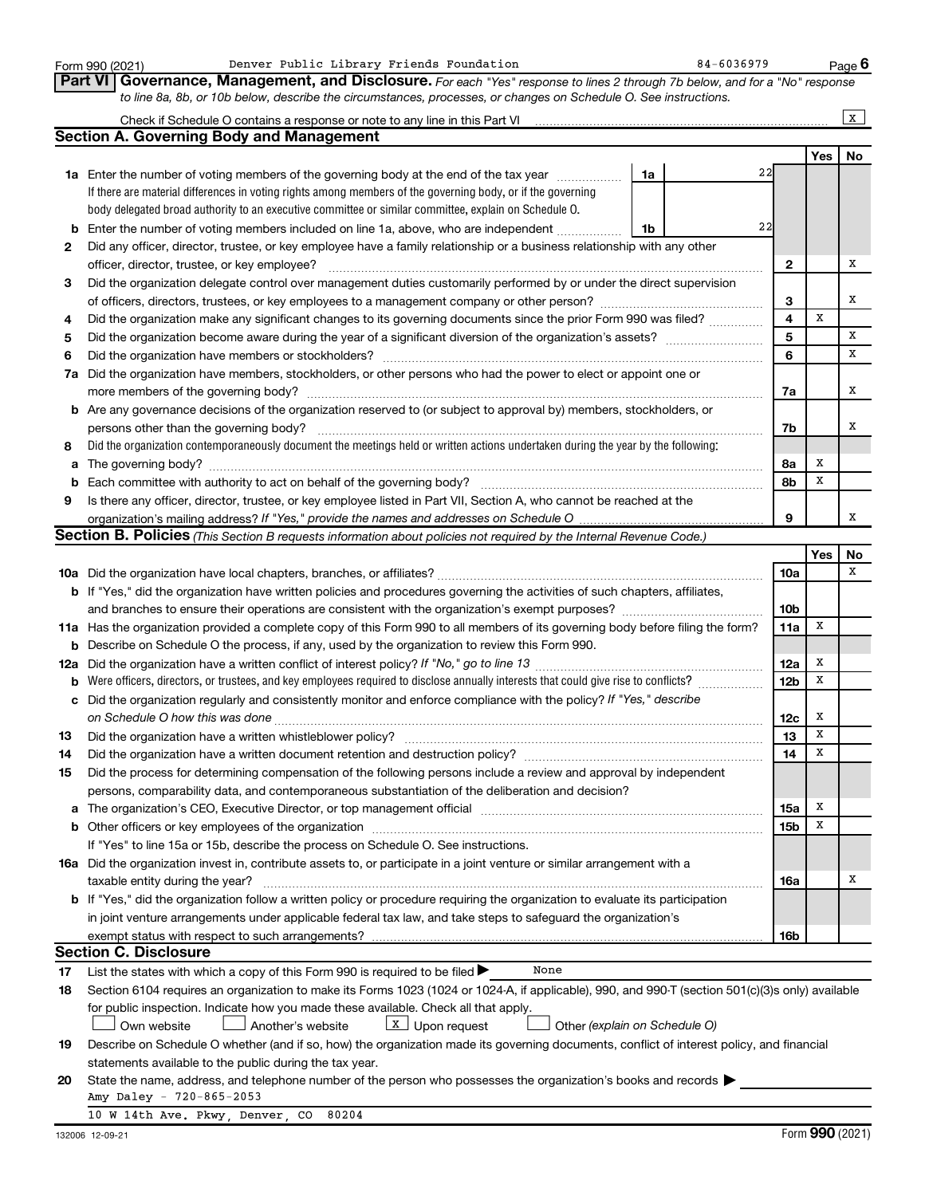Form 990 (2021) Denver Public Library Friends Foundation 84-6036979 Page 6

## Part VI Governance, Management, and Disclosure.

*For each "Yes" response to lines 2 through 7b below, and for a "No" response to line 8a, 8b, or 10b below, describe the circumstances, processes, or changes on Schedule O. See instructions.*

Check if Schedule O contains a response or note to any line in this Part VI ... [X]

### Section A. Governing Body and Management

| | | | Yes | No |
|---|---|---|---|---|
| **1a** | Enter the number of voting members of the governing body at the end of the tax year ... **1a** 22 <br> If there are material differences in voting rights among members of the governing body, or if the governing body delegated broad authority to an executive committee or similar committee, explain on Schedule O. | | | |
| **b** | Enter the number of voting members included on line 1a, above, who are independent ... **1b** 22 | | | |
| **2** | Did any officer, director, trustee, or key employee have a family relationship or a business relationship with any other officer, director, trustee, or key employee? | **2** | | X |
| **3** | Did the organization delegate control over management duties customarily performed by or under the direct supervision of officers, directors, trustees, or key employees to a management company or other person? | **3** | | X |
| **4** | Did the organization make any significant changes to its governing documents since the prior Form 990 was filed? | **4** | X | |
| **5** | Did the organization become aware during the year of a significant diversion of the organization's assets? | **5** | | X |
| **6** | Did the organization have members or stockholders? | **6** | | X |
| **7a** | Did the organization have members, stockholders, or other persons who had the power to elect or appoint one or more members of the governing body? | **7a** | | X |
| **b** | Are any governance decisions of the organization reserved to (or subject to approval by) members, stockholders, or persons other than the governing body? | **7b** | | X |
| **8** | Did the organization contemporaneously document the meetings held or written actions undertaken during the year by the following: | | | |
| **a** | The governing body? | **8a** | X | |
| **b** | Each committee with authority to act on behalf of the governing body? | **8b** | X | |
| **9** | Is there any officer, director, trustee, or key employee listed in Part VII, Section A, who cannot be reached at the organization's mailing address? *If "Yes," provide the names and addresses on Schedule O* | **9** | | X |

### Section B. Policies *(This Section B requests information about policies not required by the Internal Revenue Code.)*

| | | | Yes | No |
|---|---|---|---|---|
| **10a** | Did the organization have local chapters, branches, or affiliates? | **10a** | | X |
| **b** | If "Yes," did the organization have written policies and procedures governing the activities of such chapters, affiliates, and branches to ensure their operations are consistent with the organization's exempt purposes? | **10b** | | |
| **11a** | Has the organization provided a complete copy of this Form 990 to all members of its governing body before filing the form? | **11a** | X | |
| **b** | Describe on Schedule O the process, if any, used by the organization to review this Form 990. | | | |
| **12a** | Did the organization have a written conflict of interest policy? *If "No," go to line 13* | **12a** | X | |
| **b** | Were officers, directors, or trustees, and key employees required to disclose annually interests that could give rise to conflicts? | **12b** | X | |
| **c** | Did the organization regularly and consistently monitor and enforce compliance with the policy? *If "Yes," describe on Schedule O how this was done* | **12c** | X | |
| **13** | Did the organization have a written whistleblower policy? | **13** | X | |
| **14** | Did the organization have a written document retention and destruction policy? | **14** | X | |
| **15** | Did the process for determining compensation of the following persons include a review and approval by independent persons, comparability data, and contemporaneous substantiation of the deliberation and decision? | | | |
| **a** | The organization's CEO, Executive Director, or top management official | **15a** | X | |
| **b** | Other officers or key employees of the organization | **15b** | X | |
| | If "Yes" to line 15a or 15b, describe the process on Schedule O. See instructions. | | | |
| **16a** | Did the organization invest in, contribute assets to, or participate in a joint venture or similar arrangement with a taxable entity during the year? | **16a** | | X |
| **b** | If "Yes," did the organization follow a written policy or procedure requiring the organization to evaluate its participation in joint venture arrangements under applicable federal tax law, and take steps to safeguard the organization's exempt status with respect to such arrangements? | **16b** | | |

### Section C. Disclosure

**17** List the states with which a copy of this Form 990 is required to be filed ▶ None

**18** Section 6104 requires an organization to make its Forms 1023 (1024 or 1024-A, if applicable), 990, and 990-T (section 501(c)(3)s only) available for public inspection. Indicate how you made these available. Check all that apply.

[ ] Own website [ ] Another's website [X] Upon request [ ] Other *(explain on Schedule O)*

**19** Describe on Schedule O whether (and if so, how) the organization made its governing documents, conflict of interest policy, and financial statements available to the public during the tax year.

**20** State the name, address, and telephone number of the person who possesses the organization's books and records ▶

Amy Daley - 720-865-2053

10 W 14th Ave. Pkwy, Denver, CO 80204

132006 12-09-21 Form **990** (2021)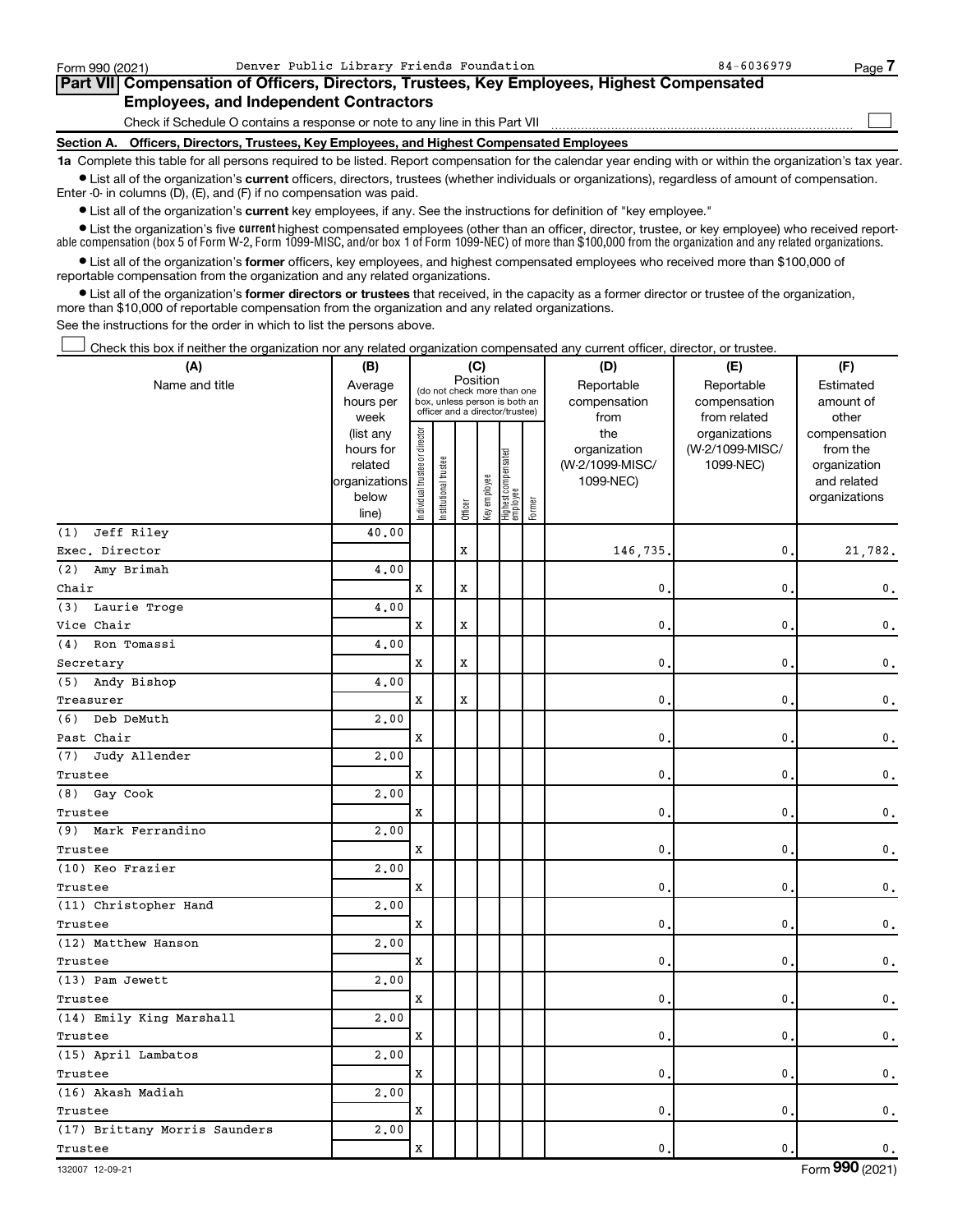Form 990 (2021) Denver Public Library Friends Foundation 84-6036979 Page 7

## Part VII Compensation of Officers, Directors, Trustees, Key Employees, Highest Compensated Employees, and Independent Contractors

Check if Schedule O contains a response or note to any line in this Part VII

### Section A. Officers, Directors, Trustees, Key Employees, and Highest Compensated Employees

**1a** Complete this table for all persons required to be listed. Report compensation for the calendar year ending with or within the organization's tax year.

- List all of the organization's **current** officers, directors, trustees (whether individuals or organizations), regardless of amount of compensation. Enter -0- in columns (D), (E), and (F) if no compensation was paid.
- List all of the organization's **current** key employees, if any. See the instructions for definition of "key employee."
- List the organization's five **current** highest compensated employees (other than an officer, director, trustee, or key employee) who received reportable compensation (box 5 of Form W-2, Form 1099-MISC, and/or box 1 of Form 1099-NEC) of more than $100,000 from the organization and any related organizations.
- List all of the organization's **former** officers, key employees, and highest compensated employees who received more than $100,000 of reportable compensation from the organization and any related organizations.
- List all of the organization's **former directors or trustees** that received, in the capacity as a former director or trustee of the organization, more than $10,000 of reportable compensation from the organization and any related organizations.

See the instructions for the order in which to list the persons above.

Check this box if neither the organization nor any related organization compensated any current officer, director, or trustee.

| (A) Name and title | (B) Average hours per week (list any hours for related organizations below line) | (C) Position (do not check more than one box, unless person is both an officer and a director/trustee) | | | | | | (D) Reportable compensation from the organization (W-2/1099-MISC/ 1099-NEC) | (E) Reportable compensation from related organizations (W-2/1099-MISC/ 1099-NEC) | (F) Estimated amount of other compensation from the organization and related organizations |
|---|---|---|---|---|---|---|---|---|---|---|
| | | Individual trustee or director | Institutional trustee | Officer | Key employee | Highest compensated employee | Former | | | |
| (1) Jeff Riley<br>Exec. Director | 40.00 | | | X | | | | 146,735. | 0. | 21,782. |
| (2) Amy Brimah<br>Chair | 4.00 | X | | X | | | | 0. | 0. | 0. |
| (3) Laurie Troge<br>Vice Chair | 4.00 | X | | X | | | | 0. | 0. | 0. |
| (4) Ron Tomassi<br>Secretary | 4.00 | X | | X | | | | 0. | 0. | 0. |
| (5) Andy Bishop<br>Treasurer | 4.00 | X | | X | | | | 0. | 0. | 0. |
| (6) Deb DeMuth<br>Past Chair | 2.00 | X | | | | | | 0. | 0. | 0. |
| (7) Judy Allender<br>Trustee | 2.00 | X | | | | | | 0. | 0. | 0. |
| (8) Gay Cook<br>Trustee | 2.00 | X | | | | | | 0. | 0. | 0. |
| (9) Mark Ferrandino<br>Trustee | 2.00 | X | | | | | | 0. | 0. | 0. |
| (10) Keo Frazier<br>Trustee | 2.00 | X | | | | | | 0. | 0. | 0. |
| (11) Christopher Hand<br>Trustee | 2.00 | X | | | | | | 0. | 0. | 0. |
| (12) Matthew Hanson<br>Trustee | 2.00 | X | | | | | | 0. | 0. | 0. |
| (13) Pam Jewett<br>Trustee | 2.00 | X | | | | | | 0. | 0. | 0. |
| (14) Emily King Marshall<br>Trustee | 2.00 | X | | | | | | 0. | 0. | 0. |
| (15) April Lambatos<br>Trustee | 2.00 | X | | | | | | 0. | 0. | 0. |
| (16) Akash Madiah<br>Trustee | 2.00 | X | | | | | | 0. | 0. | 0. |
| (17) Brittany Morris Saunders<br>Trustee | 2.00 | X | | | | | | 0. | 0. | 0. |

132007 12-09-21 Form 990 (2021)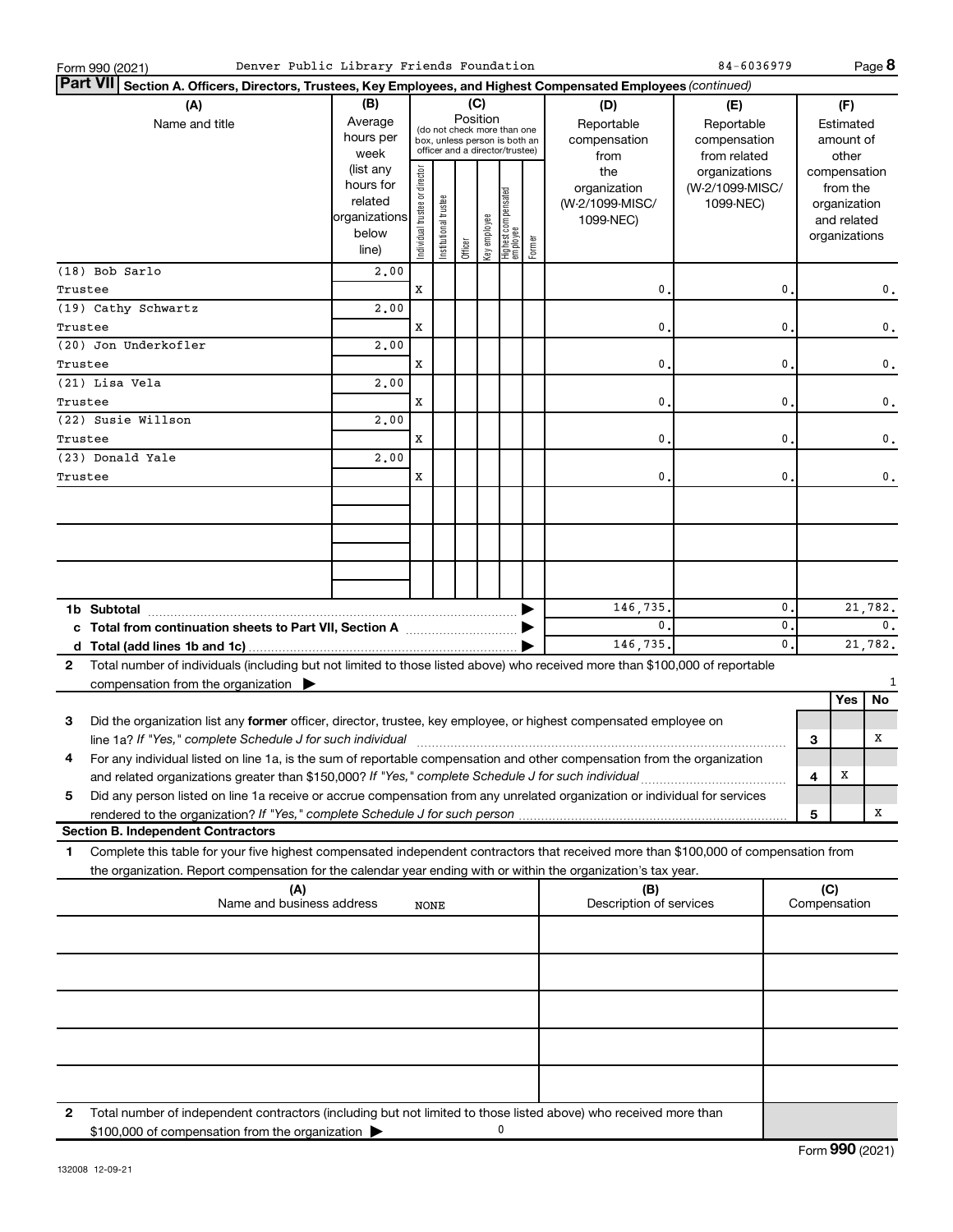Form 990 (2021) Denver Public Library Friends Foundation 84-6036979 Page 8

**Part VII Section A. Officers, Directors, Trustees, Key Employees, and Highest Compensated Employees** *(continued)*

| (A) Name and title | (B) Average hours per week (list any hours for related organizations below line) | (C) Position: Individual trustee or director | Institutional trustee | Officer | Key employee | Highest compensated employee | Former | (D) Reportable compensation from the organization (W-2/1099-MISC/1099-NEC) | (E) Reportable compensation from related organizations (W-2/1099-MISC/1099-NEC) | (F) Estimated amount of other compensation from the organization and related organizations |
|---|---|---|---|---|---|---|---|---|---|---|
| (18) Bob Sarlo<br>Trustee | 2.00 | X | | | | | | 0. | 0. | 0. |
| (19) Cathy Schwartz<br>Trustee | 2.00 | X | | | | | | 0. | 0. | 0. |
| (20) Jon Underkofler<br>Trustee | 2.00 | X | | | | | | 0. | 0. | 0. |
| (21) Lisa Vela<br>Trustee | 2.00 | X | | | | | | 0. | 0. | 0. |
| (22) Susie Willson<br>Trustee | 2.00 | X | | | | | | 0. | 0. | 0. |
| (23) Donald Yale<br>Trustee | 2.00 | X | | | | | | 0. | 0. | 0. |
| 1b Subtotal | | | | | | | | 146,735. | 0. | 21,782. |
| c Total from continuation sheets to Part VII, Section A | | | | | | | | 0. | 0. | 0. |
| d Total (add lines 1b and 1c) | | | | | | | | 146,735. | 0. | 21,782. |

2 Total number of individuals (including but not limited to those listed above) who received more than $100,000 of reportable compensation from the organization ▶ 1

| | | Yes | No |
|---|---|---|---|
| 3 Did the organization list any **former** officer, director, trustee, key employee, or highest compensated employee on line 1a? *If "Yes," complete Schedule J for such individual* | 3 | | X |
| 4 For any individual listed on line 1a, is the sum of reportable compensation and other compensation from the organization and related organizations greater than $150,000? *If "Yes," complete Schedule J for such individual* | 4 | X | |
| 5 Did any person listed on line 1a receive or accrue compensation from any unrelated organization or individual for services rendered to the organization? *If "Yes," complete Schedule J for such person* | 5 | | X |

**Section B. Independent Contractors**

1 Complete this table for your five highest compensated independent contractors that received more than $100,000 of compensation from the organization. Report compensation for the calendar year ending with or within the organization's tax year.

| (A) Name and business address | (B) Description of services | (C) Compensation |
|---|---|---|
| NONE | | |
| | | |
| | | |
| | | |
| | | |

2 Total number of independent contractors (including but not limited to those listed above) who received more than $100,000 of compensation from the organization ▶ 0

132008 12-09-21

Form **990** (2021)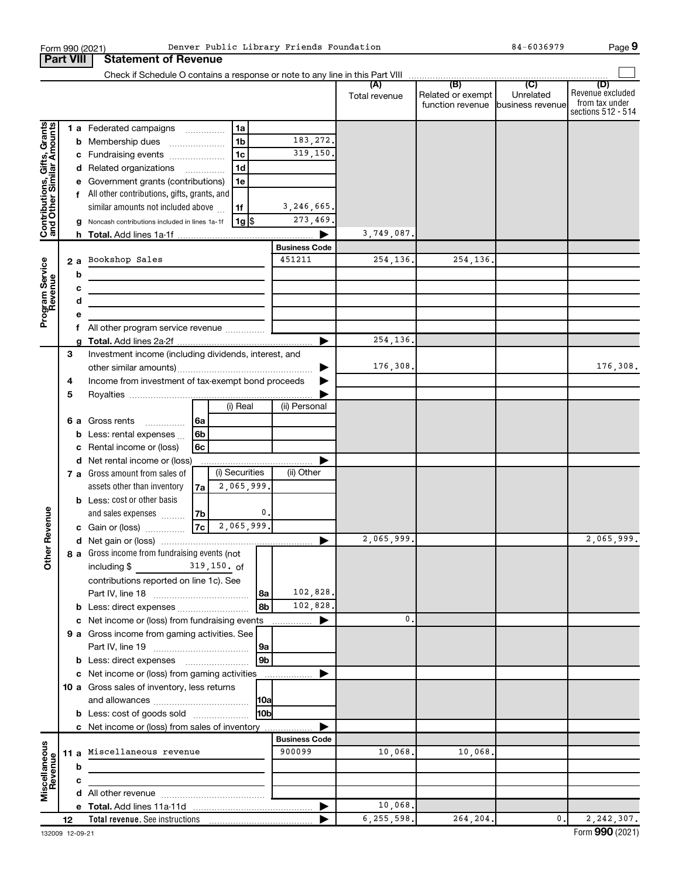Form 990 (2021) Denver Public Library Friends Foundation 84-6036979 Page 9

## Part VIII Statement of Revenue

Check if Schedule O contains a response or note to any line in this Part VIII

| | | | | (A) Total revenue | (B) Related or exempt function revenue | (C) Unrelated business revenue | (D) Revenue excluded from tax under sections 512 - 514 |
|---|---|---|---|---|---|---|---|
| **Contributions, Gifts, Grants and Other Similar Amounts** | 1 a | Federated campaigns | 1a | | | | |
| | b | Membership dues | 1b 183,272. | | | | |
| | c | Fundraising events | 1c 319,150. | | | | |
| | d | Related organizations | 1d | | | | |
| | e | Government grants (contributions) | 1e | | | | |
| | f | All other contributions, gifts, grants, and similar amounts not included above | 1f 3,246,665. | | | | |
| | g | Noncash contributions included in lines 1a-1f | 1g $ 273,469. | | | | |
| | h | **Total.** Add lines 1a-1f | ▶ | 3,749,087. | | | |
| | | | **Business Code** | | | | |
| **Program Service Revenue** | 2 a | Bookshop Sales | 451211 | 254,136. | 254,136. | | |
| | b | | | | | | |
| | c | | | | | | |
| | d | | | | | | |
| | e | | | | | | |
| | f | All other program service revenue | | | | | |
| | g | **Total.** Add lines 2a-2f | ▶ | 254,136. | | | |
| **Other Revenue** | 3 | Investment income (including dividends, interest, and other similar amounts) | ▶ | 176,308. | | | 176,308. |
| | 4 | Income from investment of tax-exempt bond proceeds | ▶ | | | | |
| | 5 | Royalties | ▶ | | | | |
| | | | (i) Real / (ii) Personal | | | | |
| | 6 a | Gross rents | 6a | | | | |
| | b | Less: rental expenses | 6b | | | | |
| | c | Rental income or (loss) | 6c | | | | |
| | d | Net rental income or (loss) | ▶ | | | | |
| | | | (i) Securities / (ii) Other | | | | |
| | 7 a | Gross amount from sales of assets other than inventory | 7a 2,065,999. | | | | |
| | b | Less: cost or other basis and sales expenses | 7b 0. | | | | |
| | c | Gain or (loss) | 7c 2,065,999. | | | | |
| | d | Net gain or (loss) | ▶ | 2,065,999. | | | 2,065,999. |
| | 8 a | Gross income from fundraising events (not including $ 319,150. of contributions reported on line 1c). See Part IV, line 18 | 8a 102,828. | | | | |
| | b | Less: direct expenses | 8b 102,828. | | | | |
| | c | Net income or (loss) from fundraising events | ▶ | 0. | | | |
| | 9 a | Gross income from gaming activities. See Part IV, line 19 | 9a | | | | |
| | b | Less: direct expenses | 9b | | | | |
| | c | Net income or (loss) from gaming activities | ▶ | | | | |
| | 10 a | Gross sales of inventory, less returns and allowances | 10a | | | | |
| | b | Less: cost of goods sold | 10b | | | | |
| | c | Net income or (loss) from sales of inventory | ▶ | | | | |
| | | | **Business Code** | | | | |
| **Miscellaneous Revenue** | 11 a | Miscellaneous revenue | 900099 | 10,068. | 10,068. | | |
| | b | | | | | | |
| | c | | | | | | |
| | d | All other revenue | | | | | |
| | e | **Total.** Add lines 11a-11d | ▶ | 10,068. | | | |
| | 12 | **Total revenue.** See instructions | ▶ | 6,255,598. | 264,204. | 0. | 2,242,307. |

132009 12-09-21 Form **990** (2021)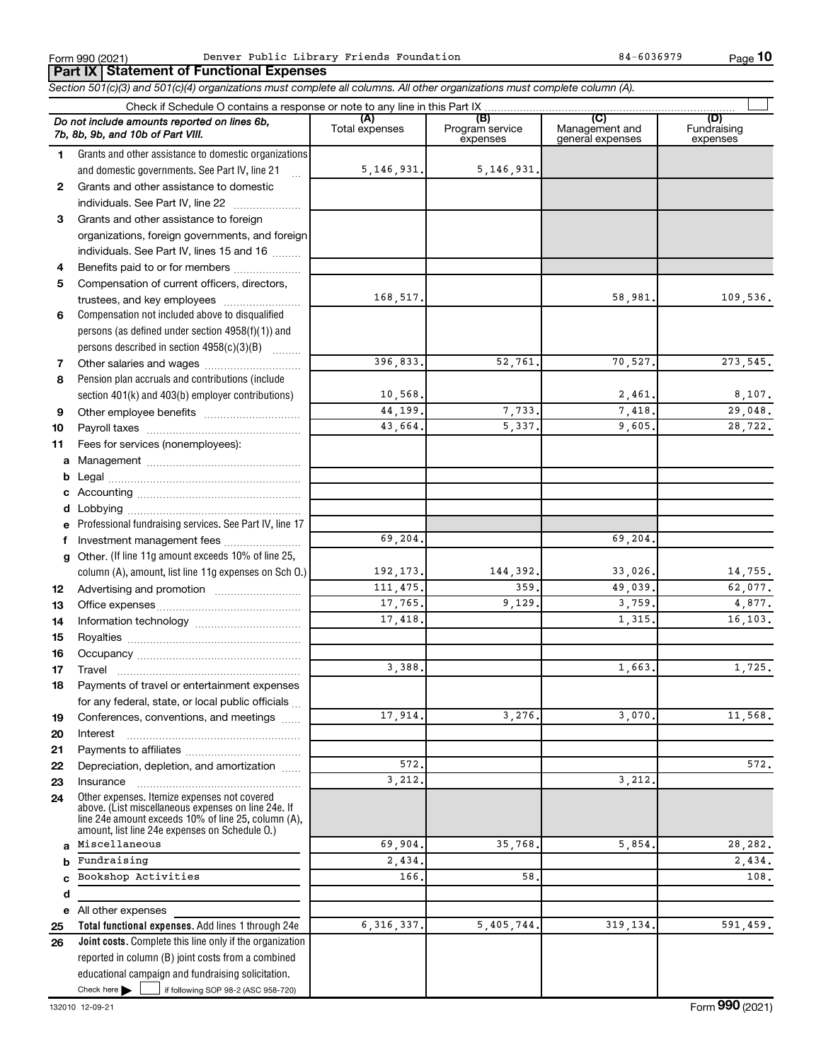Form 990 (2021) Denver Public Library Friends Foundation 84-6036979

## Part IX Statement of Functional Expenses

*Section 501(c)(3) and 501(c)(4) organizations must complete all columns. All other organizations must complete column (A).*

Check if Schedule O contains a response or note to any line in this Part IX

| *Do not include amounts reported on lines 6b, 7b, 8b, 9b, and 10b of Part VIII.* | (A) Total expenses | (B) Program service expenses | (C) Management and general expenses | (D) Fundraising expenses |
|---|---|---|---|---|
| 1 Grants and other assistance to domestic organizations and domestic governments. See Part IV, line 21 | 5,146,931. | 5,146,931. | | |
| 2 Grants and other assistance to domestic individuals. See Part IV, line 22 | | | | |
| 3 Grants and other assistance to foreign organizations, foreign governments, and foreign individuals. See Part IV, lines 15 and 16 | | | | |
| 4 Benefits paid to or for members | | | | |
| 5 Compensation of current officers, directors, trustees, and key employees | 168,517. | | 58,981. | 109,536. |
| 6 Compensation not included above to disqualified persons (as defined under section 4958(f)(1)) and persons described in section 4958(c)(3)(B) | | | | |
| 7 Other salaries and wages | 396,833. | 52,761. | 70,527. | 273,545. |
| 8 Pension plan accruals and contributions (include section 401(k) and 403(b) employer contributions) | 10,568. | | 2,461. | 8,107. |
| 9 Other employee benefits | 44,199. | 7,733. | 7,418. | 29,048. |
| 10 Payroll taxes | 43,664. | 5,337. | 9,605. | 28,722. |
| 11 Fees for services (nonemployees): | | | | |
| a Management | | | | |
| b Legal | | | | |
| c Accounting | | | | |
| d Lobbying | | | | |
| e Professional fundraising services. See Part IV, line 17 | | | | |
| f Investment management fees | 69,204. | | 69,204. | |
| g Other. (If line 11g amount exceeds 10% of line 25, column (A), amount, list line 11g expenses on Sch O.) | 192,173. | 144,392. | 33,026. | 14,755. |
| 12 Advertising and promotion | 111,475. | 359. | 49,039. | 62,077. |
| 13 Office expenses | 17,765. | 9,129. | 3,759. | 4,877. |
| 14 Information technology | 17,418. | | 1,315. | 16,103. |
| 15 Royalties | | | | |
| 16 Occupancy | | | | |
| 17 Travel | 3,388. | | 1,663. | 1,725. |
| 18 Payments of travel or entertainment expenses for any federal, state, or local public officials | | | | |
| 19 Conferences, conventions, and meetings | 17,914. | 3,276. | 3,070. | 11,568. |
| 20 Interest | | | | |
| 21 Payments to affiliates | | | | |
| 22 Depreciation, depletion, and amortization | 572. | | | 572. |
| 23 Insurance | 3,212. | | 3,212. | |
| 24 Other expenses. Itemize expenses not covered above. (List miscellaneous expenses on line 24e. If line 24e amount exceeds 10% of line 25, column (A), amount, list line 24e expenses on Schedule O.) | | | | |
| a Miscellaneous | 69,904. | 35,768. | 5,854. | 28,282. |
| b Fundraising | 2,434. | | | 2,434. |
| c Bookshop Activities | 166. | 58. | | 108. |
| d | | | | |
| e All other expenses | | | | |
| 25 **Total functional expenses.** Add lines 1 through 24e | 6,316,337. | 5,405,744. | 319,134. | 591,459. |
| 26 **Joint costs.** Complete this line only if the organization reported in column (B) joint costs from a combined educational campaign and fundraising solicitation. Check here ☐ if following SOP 98-2 (ASC 958-720) | | | | |

132010 12-09-21 Form **990** (2021)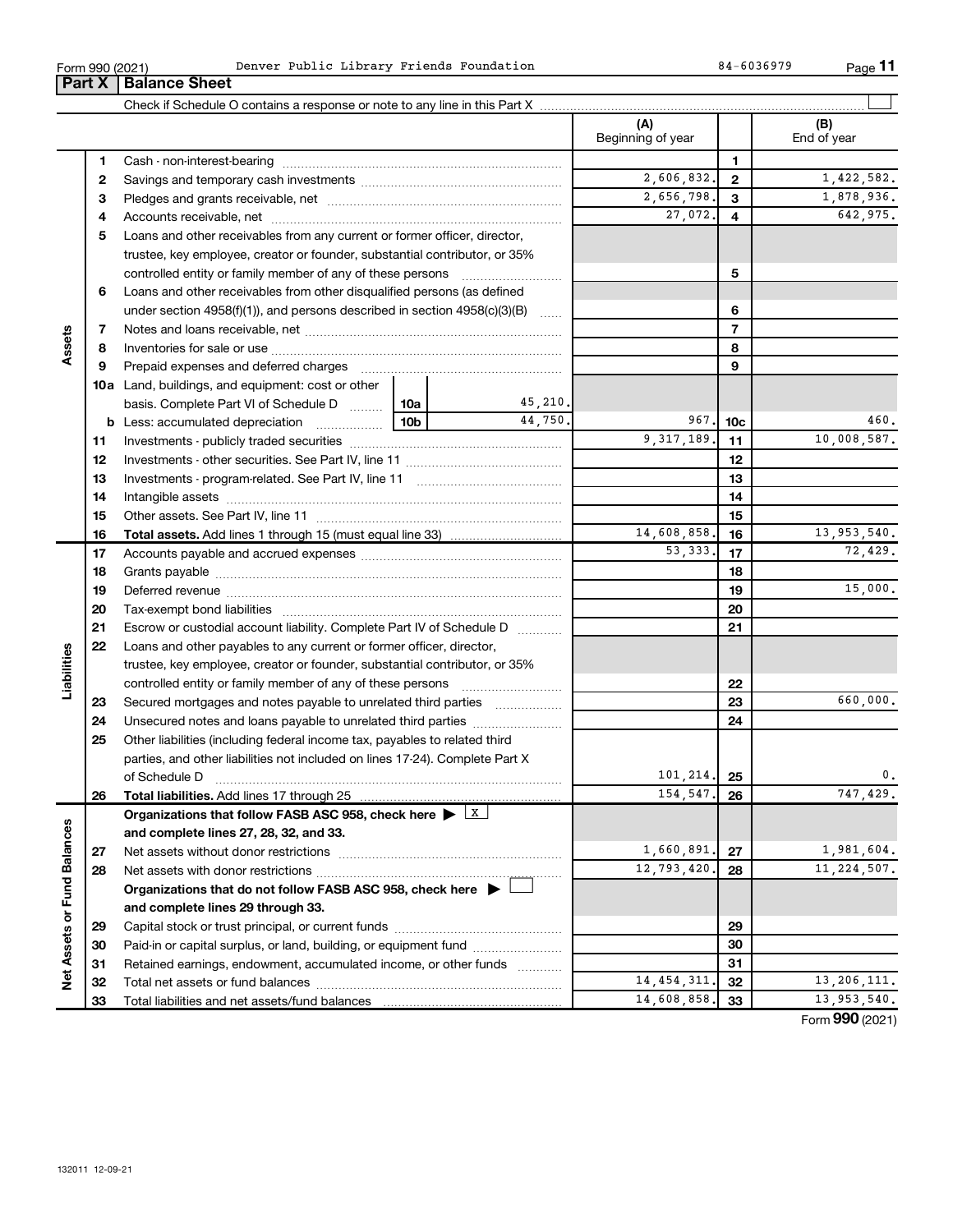Form 990 (2021) Denver Public Library Friends Foundation 84-6036979

## Part X | Balance Sheet

Check if Schedule O contains a response or note to any line in this Part X

| | | | | (A) Beginning of year | | (B) End of year |
|---|---|---|---|---|---|---|
| Assets | 1 | Cash - non-interest-bearing | | | 1 | |
| | 2 | Savings and temporary cash investments | | 2,606,832. | 2 | 1,422,582. |
| | 3 | Pledges and grants receivable, net | | 2,656,798. | 3 | 1,878,936. |
| | 4 | Accounts receivable, net | | 27,072. | 4 | 642,975. |
| | 5 | Loans and other receivables from any current or former officer, director, trustee, key employee, creator or founder, substantial contributor, or 35% controlled entity or family member of any of these persons | | | 5 | |
| | 6 | Loans and other receivables from other disqualified persons (as defined under section 4958(f)(1)), and persons described in section 4958(c)(3)(B) | | | 6 | |
| | 7 | Notes and loans receivable, net | | | 7 | |
| | 8 | Inventories for sale or use | | | 8 | |
| | 9 | Prepaid expenses and deferred charges | | | 9 | |
| | 10a | Land, buildings, and equipment: cost or other basis. Complete Part VI of Schedule D | 10a 45,210. | | | |
| | b | Less: accumulated depreciation | 10b 44,750. | 967. | 10c | 460. |
| | 11 | Investments - publicly traded securities | | 9,317,189. | 11 | 10,008,587. |
| | 12 | Investments - other securities. See Part IV, line 11 | | | 12 | |
| | 13 | Investments - program-related. See Part IV, line 11 | | | 13 | |
| | 14 | Intangible assets | | | 14 | |
| | 15 | Other assets. See Part IV, line 11 | | | 15 | |
| | 16 | **Total assets.** Add lines 1 through 15 (must equal line 33) | | 14,608,858. | 16 | 13,953,540. |
| Liabilities | 17 | Accounts payable and accrued expenses | | 53,333. | 17 | 72,429. |
| | 18 | Grants payable | | | 18 | |
| | 19 | Deferred revenue | | | 19 | 15,000. |
| | 20 | Tax-exempt bond liabilities | | | 20 | |
| | 21 | Escrow or custodial account liability. Complete Part IV of Schedule D | | | 21 | |
| | 22 | Loans and other payables to any current or former officer, director, trustee, key employee, creator or founder, substantial contributor, or 35% controlled entity or family member of any of these persons | | | 22 | |
| | 23 | Secured mortgages and notes payable to unrelated third parties | | | 23 | 660,000. |
| | 24 | Unsecured notes and loans payable to unrelated third parties | | | 24 | |
| | 25 | Other liabilities (including federal income tax, payables to related third parties, and other liabilities not included on lines 17-24). Complete Part X of Schedule D | | 101,214. | 25 | 0. |
| | 26 | **Total liabilities.** Add lines 17 through 25 | | 154,547. | 26 | 747,429. |
| Net Assets or Fund Balances | | **Organizations that follow FASB ASC 958, check here** ▶ [X] **and complete lines 27, 28, 32, and 33.** | | | | |
| | 27 | Net assets without donor restrictions | | 1,660,891. | 27 | 1,981,604. |
| | 28 | Net assets with donor restrictions | | 12,793,420. | 28 | 11,224,507. |
| | | **Organizations that do not follow FASB ASC 958, check here** ▶ [ ] **and complete lines 29 through 33.** | | | | |
| | 29 | Capital stock or trust principal, or current funds | | | 29 | |
| | 30 | Paid-in or capital surplus, or land, building, or equipment fund | | | 30 | |
| | 31 | Retained earnings, endowment, accumulated income, or other funds | | | 31 | |
| | 32 | Total net assets or fund balances | | 14,454,311. | 32 | 13,206,111. |
| | 33 | Total liabilities and net assets/fund balances | | 14,608,858. | 33 | 13,953,540. |

Form **990** (2021)

132011 12-09-21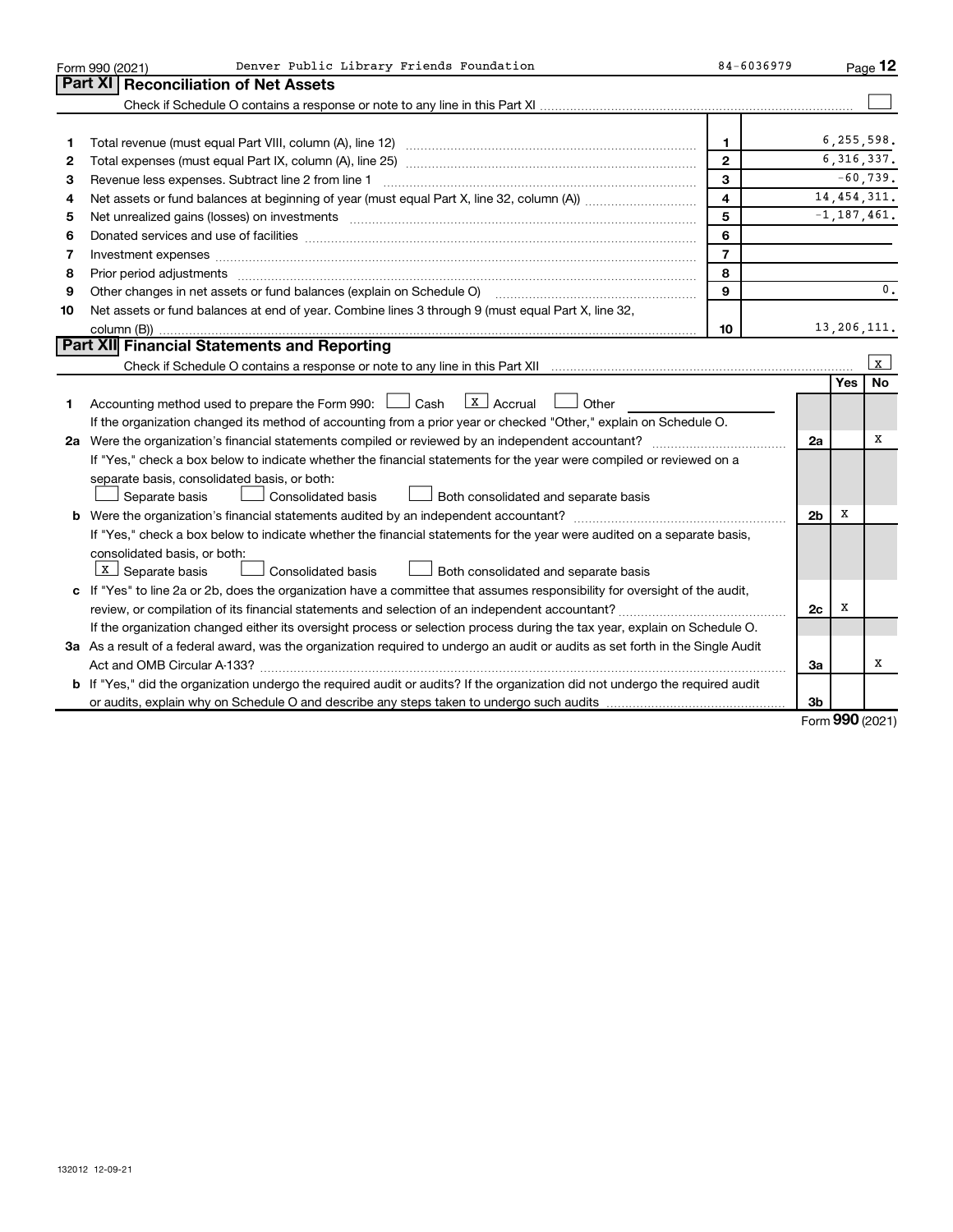Form 990 (2021) Denver Public Library Friends Foundation 84-6036979 Page **12**

## Part XI Reconciliation of Net Assets

Check if Schedule O contains a response or note to any line in this Part XI ☐

| | | | |
|---|---|---|---|
| 1 | Total revenue (must equal Part VIII, column (A), line 12) | 1 | 6,255,598. |
| 2 | Total expenses (must equal Part IX, column (A), line 25) | 2 | 6,316,337. |
| 3 | Revenue less expenses. Subtract line 2 from line 1 | 3 | -60,739. |
| 4 | Net assets or fund balances at beginning of year (must equal Part X, line 32, column (A)) | 4 | 14,454,311. |
| 5 | Net unrealized gains (losses) on investments | 5 | -1,187,461. |
| 6 | Donated services and use of facilities | 6 | |
| 7 | Investment expenses | 7 | |
| 8 | Prior period adjustments | 8 | |
| 9 | Other changes in net assets or fund balances (explain on Schedule O) | 9 | 0. |
| 10 | Net assets or fund balances at end of year. Combine lines 3 through 9 (must equal Part X, line 32, column (B)) | 10 | 13,206,111. |

## Part XII Financial Statements and Reporting

Check if Schedule O contains a response or note to any line in this Part XII ☒

| | | | Yes | No |
|---|---|---|---|---|
| 1 | Accounting method used to prepare the Form 990: ☐ Cash ☒ Accrual ☐ Other<br>If the organization changed its method of accounting from a prior year or checked "Other," explain on Schedule O. | | | |
| 2a | Were the organization's financial statements compiled or reviewed by an independent accountant?<br>If "Yes," check a box below to indicate whether the financial statements for the year were compiled or reviewed on a separate basis, consolidated basis, or both:<br>☐ Separate basis ☐ Consolidated basis ☐ Both consolidated and separate basis | 2a | | X |
| b | Were the organization's financial statements audited by an independent accountant?<br>If "Yes," check a box below to indicate whether the financial statements for the year were audited on a separate basis, consolidated basis, or both:<br>☒ Separate basis ☐ Consolidated basis ☐ Both consolidated and separate basis | 2b | X | |
| c | If "Yes" to line 2a or 2b, does the organization have a committee that assumes responsibility for oversight of the audit, review, or compilation of its financial statements and selection of an independent accountant?<br>If the organization changed either its oversight process or selection process during the tax year, explain on Schedule O. | 2c | X | |
| 3a | As a result of a federal award, was the organization required to undergo an audit or audits as set forth in the Single Audit Act and OMB Circular A-133? | 3a | | X |
| b | If "Yes," did the organization undergo the required audit or audits? If the organization did not undergo the required audit or audits, explain why on Schedule O and describe any steps taken to undergo such audits | 3b | | |

Form **990** (2021)

132012 12-09-21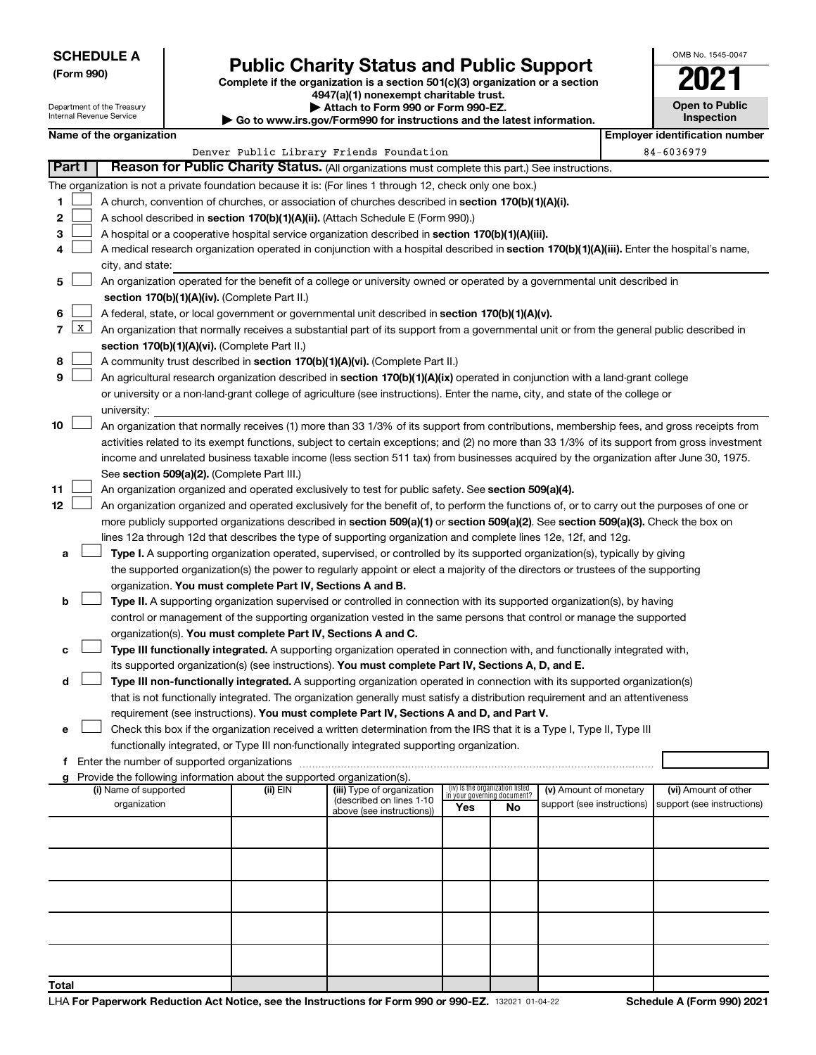**SCHEDULE A**
**(Form 990)**

Department of the Treasury
Internal Revenue Service

# Public Charity Status and Public Support

**Complete if the organization is a section 501(c)(3) organization or a section 4947(a)(1) nonexempt charitable trust.**
**▶ Attach to Form 990 or Form 990-EZ.**
**▶ Go to www.irs.gov/Form990 for instructions and the latest information.**

OMB No. 1545-0047

**2021**

**Open to Public Inspection**

**Name of the organization**: Denver Public Library Friends Foundation

**Employer identification number**: 84-6036979

## Part I — Reason for Public Charity Status. (All organizations must complete this part.) See instructions.

The organization is not a private foundation because it is: (For lines 1 through 12, check only one box.)

1. ☐ A church, convention of churches, or association of churches described in **section 170(b)(1)(A)(i).**
2. ☐ A school described in **section 170(b)(1)(A)(ii).** (Attach Schedule E (Form 990).)
3. ☐ A hospital or a cooperative hospital service organization described in **section 170(b)(1)(A)(iii).**
4. ☐ A medical research organization operated in conjunction with a hospital described in **section 170(b)(1)(A)(iii).** Enter the hospital's name, city, and state:
5. ☐ An organization operated for the benefit of a college or university owned or operated by a governmental unit described in **section 170(b)(1)(A)(iv).** (Complete Part II.)
6. ☐ A federal, state, or local government or governmental unit described in **section 170(b)(1)(A)(v).**
7. ☒ An organization that normally receives a substantial part of its support from a governmental unit or from the general public described in **section 170(b)(1)(A)(vi).** (Complete Part II.)
8. ☐ A community trust described in **section 170(b)(1)(A)(vi).** (Complete Part II.)
9. ☐ An agricultural research organization described in **section 170(b)(1)(A)(ix)** operated in conjunction with a land-grant college or university or a non-land-grant college of agriculture (see instructions). Enter the name, city, and state of the college or university:
10. ☐ An organization that normally receives (1) more than 33 1/3% of its support from contributions, membership fees, and gross receipts from activities related to its exempt functions, subject to certain exceptions; and (2) no more than 33 1/3% of its support from gross investment income and unrelated business taxable income (less section 511 tax) from businesses acquired by the organization after June 30, 1975. See **section 509(a)(2).** (Complete Part III.)
11. ☐ An organization organized and operated exclusively to test for public safety. See **section 509(a)(4).**
12. ☐ An organization organized and operated exclusively for the benefit of, to perform the functions of, or to carry out the purposes of one or more publicly supported organizations described in **section 509(a)(1)** or **section 509(a)(2).** See **section 509(a)(3).** Check the box on lines 12a through 12d that describes the type of supporting organization and complete lines 12e, 12f, and 12g.
   - **a** ☐ **Type I.** A supporting organization operated, supervised, or controlled by its supported organization(s), typically by giving the supported organization(s) the power to regularly appoint or elect a majority of the directors or trustees of the supporting organization. **You must complete Part IV, Sections A and B.**
   - **b** ☐ **Type II.** A supporting organization supervised or controlled in connection with its supported organization(s), by having control or management of the supporting organization vested in the same persons that control or manage the supported organization(s). **You must complete Part IV, Sections A and C.**
   - **c** ☐ **Type III functionally integrated.** A supporting organization operated in connection with, and functionally integrated with, its supported organization(s) (see instructions). **You must complete Part IV, Sections A, D, and E.**
   - **d** ☐ **Type III non-functionally integrated.** A supporting organization operated in connection with its supported organization(s) that is not functionally integrated. The organization generally must satisfy a distribution requirement and an attentiveness requirement (see instructions). **You must complete Part IV, Sections A and D, and Part V.**
   - **e** ☐ Check this box if the organization received a written determination from the IRS that it is a Type I, Type II, Type III functionally integrated, or Type III non-functionally integrated supporting organization.
   - **f** Enter the number of supported organizations
   - **g** Provide the following information about the supported organization(s).

| (i) Name of supported organization | (ii) EIN | (iii) Type of organization (described on lines 1-10 above (see instructions)) | (iv) Is the organization listed in your governing document? Yes | No | (v) Amount of monetary support (see instructions) | (vi) Amount of other support (see instructions) |
|---|---|---|---|---|---|---|
| | | | | | | |
| | | | | | | |
| | | | | | | |
| | | | | | | |
| | | | | | | |
| **Total** | | | | | | |

LHA **For Paperwork Reduction Act Notice, see the Instructions for Form 990 or 990-EZ.** 132021 01-04-22 **Schedule A (Form 990) 2021**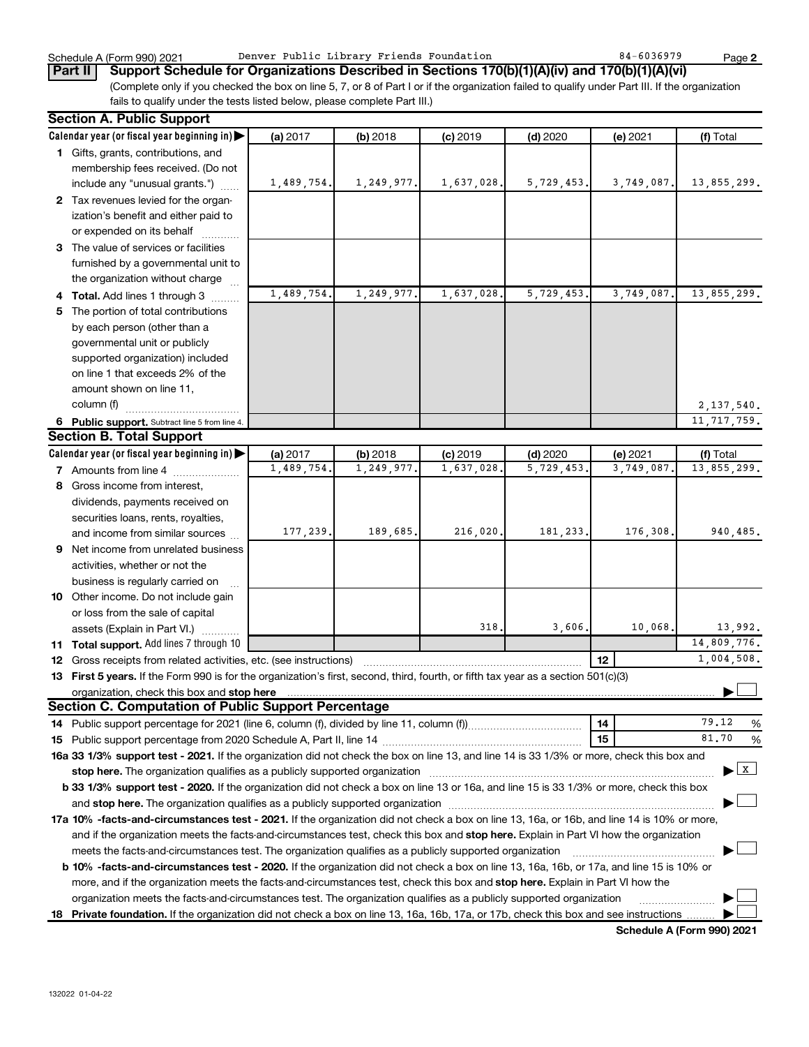Schedule A (Form 990) 2021 Denver Public Library Friends Foundation 84-6036979 Page 2

**Part II** **Support Schedule for Organizations Described in Sections 170(b)(1)(A)(iv) and 170(b)(1)(A)(vi)**

(Complete only if you checked the box on line 5, 7, or 8 of Part I or if the organization failed to qualify under Part III. If the organization fails to qualify under the tests listed below, please complete Part III.)

## Section A. Public Support

| Calendar year (or fiscal year beginning in) ▶ | (a) 2017 | (b) 2018 | (c) 2019 | (d) 2020 | (e) 2021 | (f) Total |
|---|---|---|---|---|---|---|
| **1** Gifts, grants, contributions, and membership fees received. (Do not include any "unusual grants.") | 1,489,754. | 1,249,977. | 1,637,028. | 5,729,453. | 3,749,087. | 13,855,299. |
| **2** Tax revenues levied for the organization's benefit and either paid to or expended on its behalf | | | | | | |
| **3** The value of services or facilities furnished by a governmental unit to the organization without charge | | | | | | |
| **4 Total.** Add lines 1 through 3 | 1,489,754. | 1,249,977. | 1,637,028. | 5,729,453. | 3,749,087. | 13,855,299. |
| **5** The portion of total contributions by each person (other than a governmental unit or publicly supported organization) included on line 1 that exceeds 2% of the amount shown on line 11, column (f) | | | | | | 2,137,540. |
| **6 Public support.** Subtract line 5 from line 4. | | | | | | 11,717,759. |

## Section B. Total Support

| Calendar year (or fiscal year beginning in) ▶ | (a) 2017 | (b) 2018 | (c) 2019 | (d) 2020 | (e) 2021 | (f) Total |
|---|---|---|---|---|---|---|
| **7** Amounts from line 4 | 1,489,754. | 1,249,977. | 1,637,028. | 5,729,453. | 3,749,087. | 13,855,299. |
| **8** Gross income from interest, dividends, payments received on securities loans, rents, royalties, and income from similar sources | 177,239. | 189,685. | 216,020. | 181,233. | 176,308. | 940,485. |
| **9** Net income from unrelated business activities, whether or not the business is regularly carried on | | | | | | |
| **10** Other income. Do not include gain or loss from the sale of capital assets (Explain in Part VI.) | | | 318. | 3,606. | 10,068. | 13,992. |
| **11 Total support.** Add lines 7 through 10 | | | | | | 14,809,776. |
| **12** Gross receipts from related activities, etc. (see instructions) | | | | | **12** | 1,004,508. |

**13 First 5 years.** If the Form 990 is for the organization's first, second, third, fourth, or fifth tax year as a section 501(c)(3) organization, check this box and **stop here** ▶ ☐

## Section C. Computation of Public Support Percentage

**14** Public support percentage for 2021 (line 6, column (f), divided by line 11, column (f)) **14** 79.12 %

**15** Public support percentage from 2020 Schedule A, Part II, line 14 **15** 81.70 %

**16a 33 1/3% support test - 2021.** If the organization did not check the box on line 13, and line 14 is 33 1/3% or more, check this box and **stop here.** The organization qualifies as a publicly supported organization ▶ ☒

**b 33 1/3% support test - 2020.** If the organization did not check a box on line 13 or 16a, and line 15 is 33 1/3% or more, check this box and **stop here.** The organization qualifies as a publicly supported organization ▶ ☐

**17a 10% -facts-and-circumstances test - 2021.** If the organization did not check a box on line 13, 16a, or 16b, and line 14 is 10% or more, and if the organization meets the facts-and-circumstances test, check this box and **stop here.** Explain in Part VI how the organization meets the facts-and-circumstances test. The organization qualifies as a publicly supported organization ▶ ☐

**b 10% -facts-and-circumstances test - 2020.** If the organization did not check a box on line 13, 16a, 16b, or 17a, and line 15 is 10% or more, and if the organization meets the facts-and-circumstances test, check this box and **stop here.** Explain in Part VI how the organization meets the facts-and-circumstances test. The organization qualifies as a publicly supported organization ▶ ☐

**18 Private foundation.** If the organization did not check a box on line 13, 16a, 16b, 17a, or 17b, check this box and see instructions ▶ ☐

**Schedule A (Form 990) 2021**

132022 01-04-22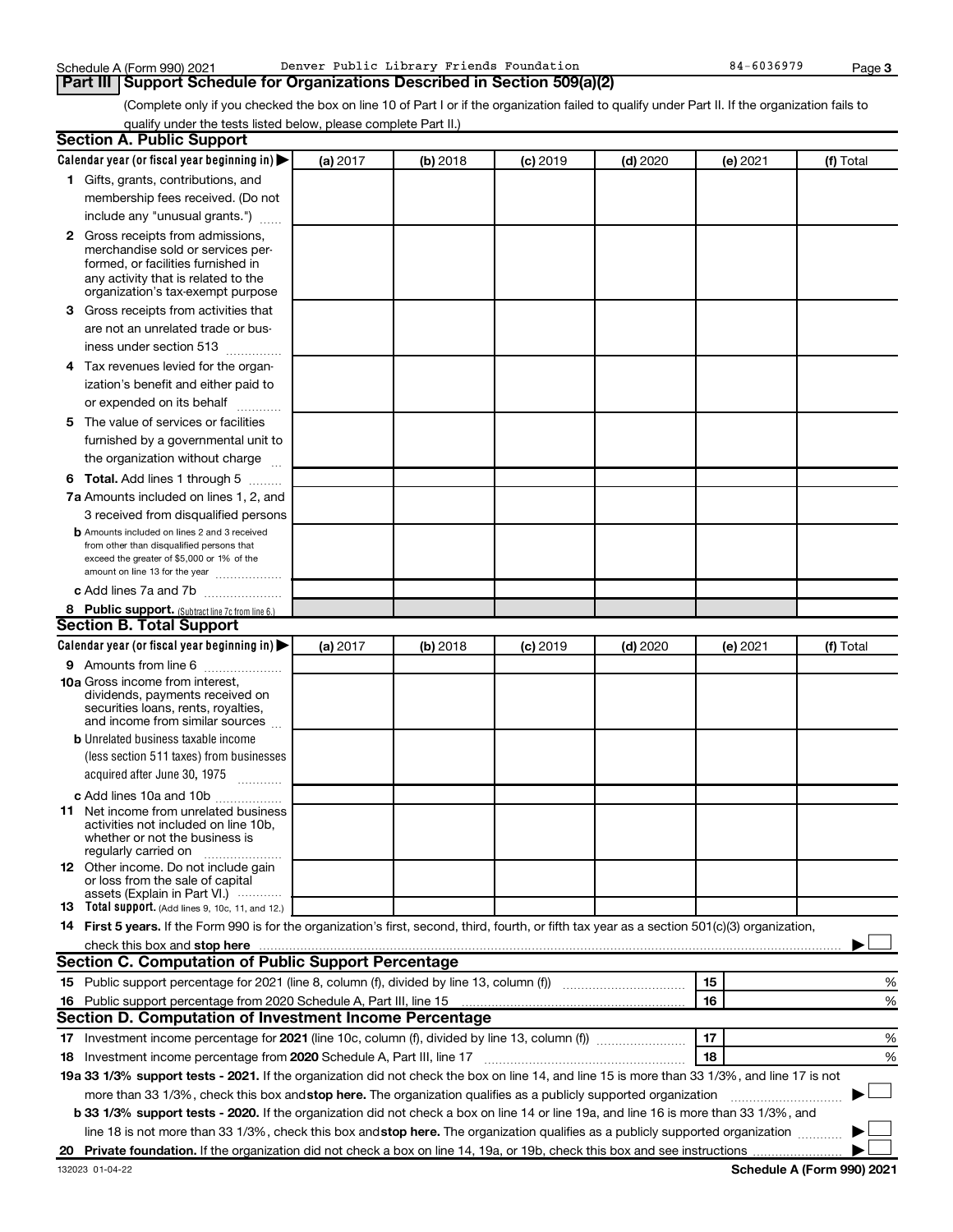Schedule A (Form 990) 2021 Denver Public Library Friends Foundation 84-6036979

## Part III Support Schedule for Organizations Described in Section 509(a)(2)

(Complete only if you checked the box on line 10 of Part I or if the organization failed to qualify under Part II. If the organization fails to qualify under the tests listed below, please complete Part II.)

### Section A. Public Support

| Calendar year (or fiscal year beginning in) ▶ | (a) 2017 | (b) 2018 | (c) 2019 | (d) 2020 | (e) 2021 | (f) Total |
|---|---|---|---|---|---|---|
| **1** Gifts, grants, contributions, and membership fees received. (Do not include any "unusual grants.") | | | | | | |
| **2** Gross receipts from admissions, merchandise sold or services performed, or facilities furnished in any activity that is related to the organization's tax-exempt purpose | | | | | | |
| **3** Gross receipts from activities that are not an unrelated trade or business under section 513 | | | | | | |
| **4** Tax revenues levied for the organization's benefit and either paid to or expended on its behalf | | | | | | |
| **5** The value of services or facilities furnished by a governmental unit to the organization without charge | | | | | | |
| **6 Total.** Add lines 1 through 5 | | | | | | |
| **7a** Amounts included on lines 1, 2, and 3 received from disqualified persons | | | | | | |
| **b** Amounts included on lines 2 and 3 received from other than disqualified persons that exceed the greater of $5,000 or 1% of the amount on line 13 for the year | | | | | | |
| **c** Add lines 7a and 7b | | | | | | |
| **8 Public support.** (Subtract line 7c from line 6.) | | | | | | |

### Section B. Total Support

| Calendar year (or fiscal year beginning in) ▶ | (a) 2017 | (b) 2018 | (c) 2019 | (d) 2020 | (e) 2021 | (f) Total |
|---|---|---|---|---|---|---|
| **9** Amounts from line 6 | | | | | | |
| **10a** Gross income from interest, dividends, payments received on securities loans, rents, royalties, and income from similar sources | | | | | | |
| **b** Unrelated business taxable income (less section 511 taxes) from businesses acquired after June 30, 1975 | | | | | | |
| **c** Add lines 10a and 10b | | | | | | |
| **11** Net income from unrelated business activities not included on line 10b, whether or not the business is regularly carried on | | | | | | |
| **12** Other income. Do not include gain or loss from the sale of capital assets (Explain in Part VI.) | | | | | | |
| **13 Total support.** (Add lines 9, 10c, 11, and 12.) | | | | | | |

**14 First 5 years.** If the Form 990 is for the organization's first, second, third, fourth, or fifth tax year as a section 501(c)(3) organization, check this box and **stop here** ▶ ☐

### Section C. Computation of Public Support Percentage

| | | | |
|---|---|---|---|
| **15** | Public support percentage for 2021 (line 8, column (f), divided by line 13, column (f)) | 15 | % |
| **16** | Public support percentage from 2020 Schedule A, Part III, line 15 | 16 | % |

### Section D. Computation of Investment Income Percentage

| | | | |
|---|---|---|---|
| **17** | Investment income percentage for **2021** (line 10c, column (f), divided by line 13, column (f)) | 17 | % |
| **18** | Investment income percentage from **2020** Schedule A, Part III, line 17 | 18 | % |

**19a 33 1/3% support tests - 2021.** If the organization did not check the box on line 14, and line 15 is more than 33 1/3%, and line 17 is not more than 33 1/3%, check this box and **stop here.** The organization qualifies as a publicly supported organization ▶ ☐

**b 33 1/3% support tests - 2020.** If the organization did not check a box on line 14 or line 19a, and line 16 is more than 33 1/3%, and line 18 is not more than 33 1/3%, check this box and **stop here.** The organization qualifies as a publicly supported organization ▶ ☐

**20 Private foundation.** If the organization did not check a box on line 14, 19a, or 19b, check this box and see instructions ▶ ☐

132023 01-04-22 **Schedule A (Form 990) 2021**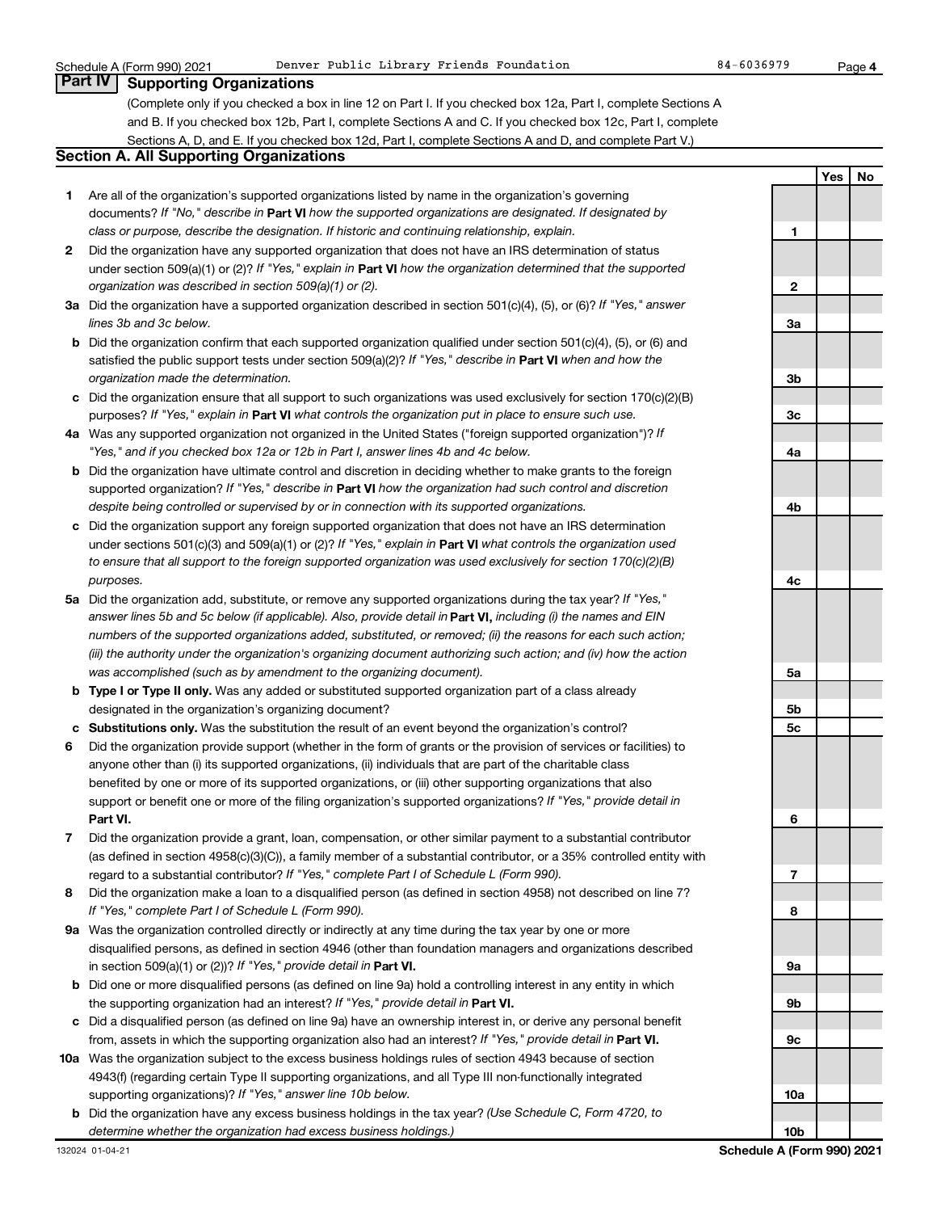Schedule A (Form 990) 2021 Denver Public Library Friends Foundation 84-6036979

## Part IV Supporting Organizations

(Complete only if you checked a box in line 12 on Part I. If you checked box 12a, Part I, complete Sections A and B. If you checked box 12b, Part I, complete Sections A and C. If you checked box 12c, Part I, complete Sections A, D, and E. If you checked box 12d, Part I, complete Sections A and D, and complete Part V.)

### Section A. All Supporting Organizations

| | | | Yes | No |
|---|---|---|---|---|
| **1** | Are all of the organization's supported organizations listed by name in the organization's governing documents? *If "No," describe in* **Part VI** *how the supported organizations are designated. If designated by class or purpose, describe the designation. If historic and continuing relationship, explain.* | 1 | | |
| **2** | Did the organization have any supported organization that does not have an IRS determination of status under section 509(a)(1) or (2)? *If "Yes," explain in* **Part VI** *how the organization determined that the supported organization was described in section 509(a)(1) or (2).* | 2 | | |
| **3a** | Did the organization have a supported organization described in section 501(c)(4), (5), or (6)? *If "Yes," answer lines 3b and 3c below.* | 3a | | |
| **b** | Did the organization confirm that each supported organization qualified under section 501(c)(4), (5), or (6) and satisfied the public support tests under section 509(a)(2)? *If "Yes," describe in* **Part VI** *when and how the organization made the determination.* | 3b | | |
| **c** | Did the organization ensure that all support to such organizations was used exclusively for section 170(c)(2)(B) purposes? *If "Yes," explain in* **Part VI** *what controls the organization put in place to ensure such use.* | 3c | | |
| **4a** | Was any supported organization not organized in the United States ("foreign supported organization")? *If "Yes," and if you checked box 12a or 12b in Part I, answer lines 4b and 4c below.* | 4a | | |
| **b** | Did the organization have ultimate control and discretion in deciding whether to make grants to the foreign supported organization? *If "Yes," describe in* **Part VI** *how the organization had such control and discretion despite being controlled or supervised by or in connection with its supported organizations.* | 4b | | |
| **c** | Did the organization support any foreign supported organization that does not have an IRS determination under sections 501(c)(3) and 509(a)(1) or (2)? *If "Yes," explain in* **Part VI** *what controls the organization used to ensure that all support to the foreign supported organization was used exclusively for section 170(c)(2)(B) purposes.* | 4c | | |
| **5a** | Did the organization add, substitute, or remove any supported organizations during the tax year? *If "Yes," answer lines 5b and 5c below (if applicable). Also, provide detail in* **Part VI,** *including (i) the names and EIN numbers of the supported organizations added, substituted, or removed; (ii) the reasons for each such action; (iii) the authority under the organization's organizing document authorizing such action; and (iv) how the action was accomplished (such as by amendment to the organizing document).* | 5a | | |
| **b** | **Type I or Type II only.** Was any added or substituted supported organization part of a class already designated in the organization's organizing document? | 5b | | |
| **c** | **Substitutions only.** Was the substitution the result of an event beyond the organization's control? | 5c | | |
| **6** | Did the organization provide support (whether in the form of grants or the provision of services or facilities) to anyone other than (i) its supported organizations, (ii) individuals that are part of the charitable class benefited by one or more of its supported organizations, or (iii) other supporting organizations that also support or benefit one or more of the filing organization's supported organizations? *If "Yes," provide detail in* **Part VI.** | 6 | | |
| **7** | Did the organization provide a grant, loan, compensation, or other similar payment to a substantial contributor (as defined in section 4958(c)(3)(C)), a family member of a substantial contributor, or a 35% controlled entity with regard to a substantial contributor? *If "Yes," complete Part I of Schedule L (Form 990).* | 7 | | |
| **8** | Did the organization make a loan to a disqualified person (as defined in section 4958) not described on line 7? *If "Yes," complete Part I of Schedule L (Form 990).* | 8 | | |
| **9a** | Was the organization controlled directly or indirectly at any time during the tax year by one or more disqualified persons, as defined in section 4946 (other than foundation managers and organizations described in section 509(a)(1) or (2))? *If "Yes," provide detail in* **Part VI.** | 9a | | |
| **b** | Did one or more disqualified persons (as defined on line 9a) hold a controlling interest in any entity in which the supporting organization had an interest? *If "Yes," provide detail in* **Part VI.** | 9b | | |
| **c** | Did a disqualified person (as defined on line 9a) have an ownership interest in, or derive any personal benefit from, assets in which the supporting organization also had an interest? *If "Yes," provide detail in* **Part VI.** | 9c | | |
| **10a** | Was the organization subject to the excess business holdings rules of section 4943 because of section 4943(f) (regarding certain Type II supporting organizations, and all Type III non-functionally integrated supporting organizations)? *If "Yes," answer line 10b below.* | 10a | | |
| **b** | Did the organization have any excess business holdings in the tax year? *(Use Schedule C, Form 4720, to determine whether the organization had excess business holdings.)* | 10b | | |

132024 01-04-21 **Schedule A (Form 990) 2021**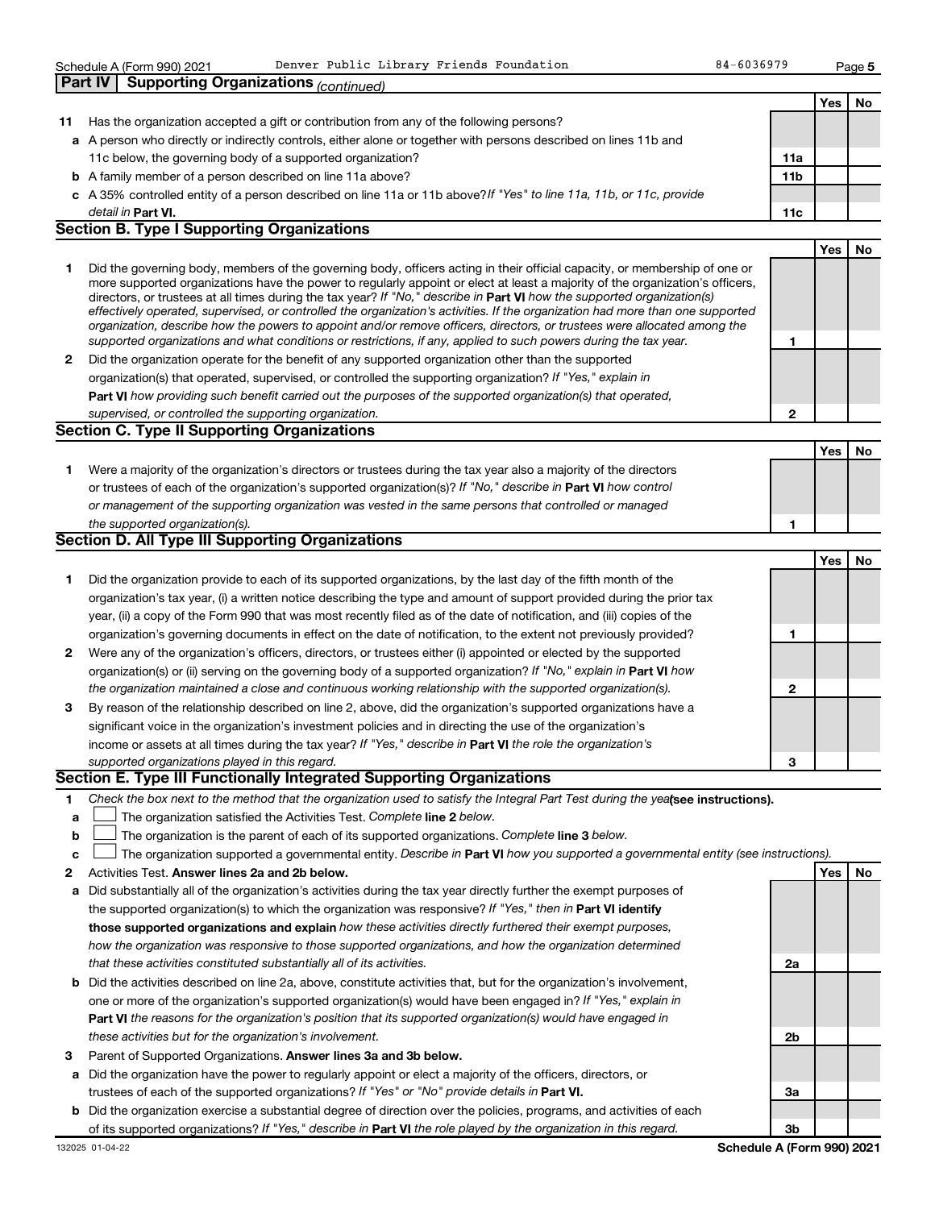Schedule A (Form 990) 2021 Denver Public Library Friends Foundation 84-6036979

## Part IV Supporting Organizations *(continued)*

| | | | Yes | No |
|---|---|---|---|---|
| **11** | Has the organization accepted a gift or contribution from any of the following persons? | | | |
| **a** | A person who directly or indirectly controls, either alone or together with persons described on lines 11b and 11c below, the governing body of a supported organization? | **11a** | | |
| **b** | A family member of a person described on line 11a above? | **11b** | | |
| **c** | A 35% controlled entity of a person described on line 11a or 11b above? *If "Yes" to line 11a, 11b, or 11c, provide detail in* **Part VI.** | **11c** | | |

### Section B. Type I Supporting Organizations

| | | | Yes | No |
|---|---|---|---|---|
| **1** | Did the governing body, members of the governing body, officers acting in their official capacity, or membership of one or more supported organizations have the power to regularly appoint or elect at least a majority of the organization's officers, directors, or trustees at all times during the tax year? *If "No," describe in* **Part VI** *how the supported organization(s) effectively operated, supervised, or controlled the organization's activities. If the organization had more than one supported organization, describe how the powers to appoint and/or remove officers, directors, or trustees were allocated among the supported organizations and what conditions or restrictions, if any, applied to such powers during the tax year.* | **1** | | |
| **2** | Did the organization operate for the benefit of any supported organization other than the supported organization(s) that operated, supervised, or controlled the supporting organization? *If "Yes," explain in* **Part VI** *how providing such benefit carried out the purposes of the supported organization(s) that operated, supervised, or controlled the supporting organization.* | **2** | | |

### Section C. Type II Supporting Organizations

| | | | Yes | No |
|---|---|---|---|---|
| **1** | Were a majority of the organization's directors or trustees during the tax year also a majority of the directors or trustees of each of the organization's supported organization(s)? *If "No," describe in* **Part VI** *how control or management of the supporting organization was vested in the same persons that controlled or managed the supported organization(s).* | **1** | | |

### Section D. All Type III Supporting Organizations

| | | | Yes | No |
|---|---|---|---|---|
| **1** | Did the organization provide to each of its supported organizations, by the last day of the fifth month of the organization's tax year, (i) a written notice describing the type and amount of support provided during the prior tax year, (ii) a copy of the Form 990 that was most recently filed as of the date of notification, and (iii) copies of the organization's governing documents in effect on the date of notification, to the extent not previously provided? | **1** | | |
| **2** | Were any of the organization's officers, directors, or trustees either (i) appointed or elected by the supported organization(s) or (ii) serving on the governing body of a supported organization? *If "No," explain in* **Part VI** *how the organization maintained a close and continuous working relationship with the supported organization(s).* | **2** | | |
| **3** | By reason of the relationship described on line 2, above, did the organization's supported organizations have a significant voice in the organization's investment policies and in directing the use of the organization's income or assets at all times during the tax year? *If "Yes," describe in* **Part VI** *the role the organization's supported organizations played in this regard.* | **3** | | |

### Section E. Type III Functionally Integrated Supporting Organizations

**1** *Check the box next to the method that the organization used to satisfy the Integral Part Test during the year* **(see instructions).**

- **a** ☐ The organization satisfied the Activities Test. *Complete* **line 2** *below.*
- **b** ☐ The organization is the parent of each of its supported organizations. *Complete* **line 3** *below.*
- **c** ☐ The organization supported a governmental entity. *Describe in* **Part VI** *how you supported a governmental entity (see instructions).*

| | | | Yes | No |
|---|---|---|---|---|
| **2** | Activities Test. **Answer lines 2a and 2b below.** | | | |
| **a** | Did substantially all of the organization's activities during the tax year directly further the exempt purposes of the supported organization(s) to which the organization was responsive? *If "Yes," then in* **Part VI identify those supported organizations and explain** *how these activities directly furthered their exempt purposes, how the organization was responsive to those supported organizations, and how the organization determined that these activities constituted substantially all of its activities.* | **2a** | | |
| **b** | Did the activities described on line 2a, above, constitute activities that, but for the organization's involvement, one or more of the organization's supported organization(s) would have been engaged in? *If "Yes," explain in* **Part VI** *the reasons for the organization's position that its supported organization(s) would have engaged in these activities but for the organization's involvement.* | **2b** | | |
| **3** | Parent of Supported Organizations. **Answer lines 3a and 3b below.** | | | |
| **a** | Did the organization have the power to regularly appoint or elect a majority of the officers, directors, or trustees of each of the supported organizations? *If "Yes" or "No" provide details in* **Part VI.** | **3a** | | |
| **b** | Did the organization exercise a substantial degree of direction over the policies, programs, and activities of each of its supported organizations? *If "Yes," describe in* **Part VI** *the role played by the organization in this regard.* | **3b** | | |

132025 01-04-22 **Schedule A (Form 990) 2021**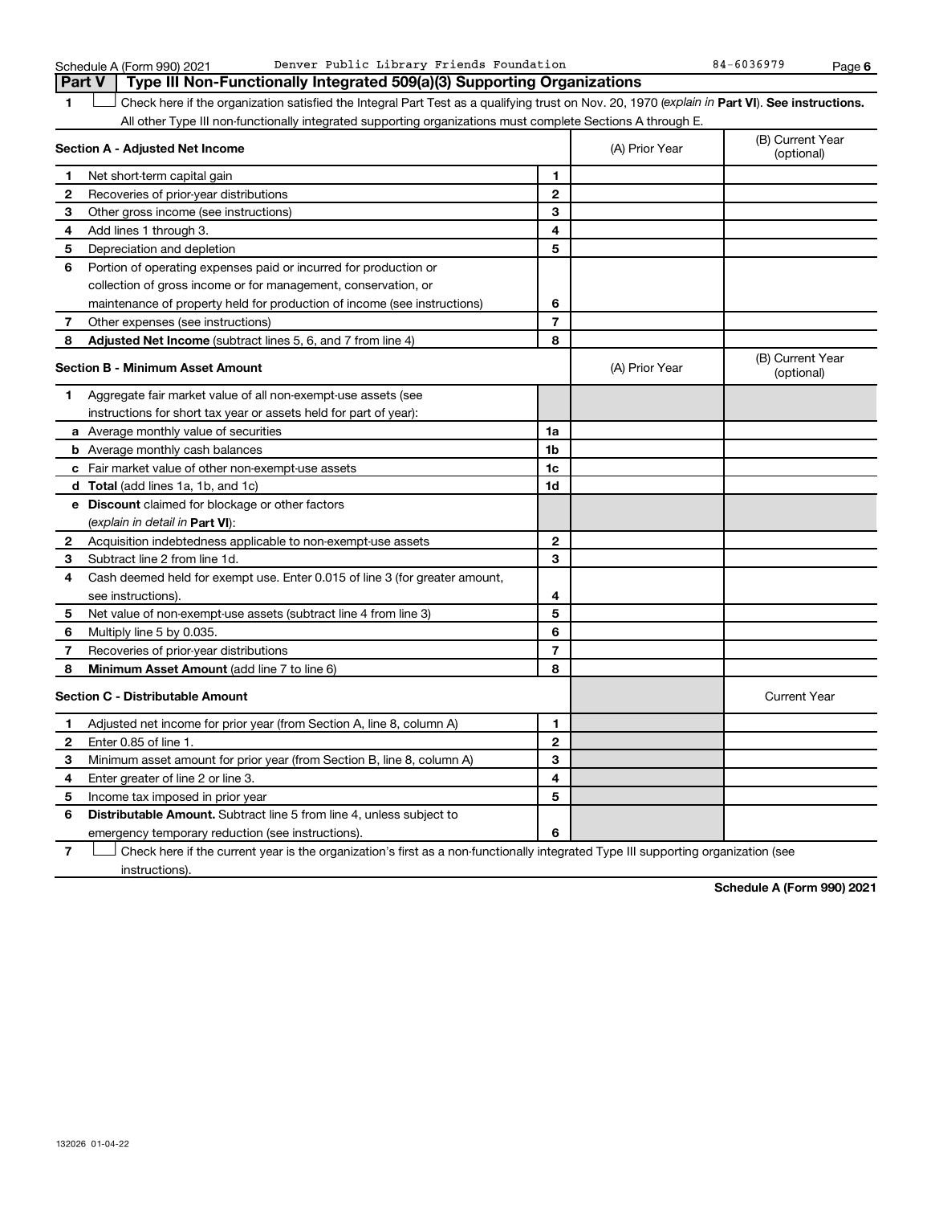Schedule A (Form 990) 2021 Denver Public Library Friends Foundation 84-6036979

## Part V Type III Non-Functionally Integrated 509(a)(3) Supporting Organizations

**1** ☐ Check here if the organization satisfied the Integral Part Test as a qualifying trust on Nov. 20, 1970 (*explain in* **Part VI**). **See instructions.** All other Type III non-functionally integrated supporting organizations must complete Sections A through E.

| **Section A - Adjusted Net Income** | | | (A) Prior Year | (B) Current Year (optional) |
|---|---|---|---|---|
| **1** | Net short-term capital gain | 1 | | |
| **2** | Recoveries of prior-year distributions | 2 | | |
| **3** | Other gross income (see instructions) | 3 | | |
| **4** | Add lines 1 through 3. | 4 | | |
| **5** | Depreciation and depletion | 5 | | |
| **6** | Portion of operating expenses paid or incurred for production or collection of gross income or for management, conservation, or maintenance of property held for production of income (see instructions) | 6 | | |
| **7** | Other expenses (see instructions) | 7 | | |
| **8** | **Adjusted Net Income** (subtract lines 5, 6, and 7 from line 4) | 8 | | |

| **Section B - Minimum Asset Amount** | | | (A) Prior Year | (B) Current Year (optional) |
|---|---|---|---|---|
| **1** | Aggregate fair market value of all non-exempt-use assets (see instructions for short tax year or assets held for part of year): | | | |
| **a** | Average monthly value of securities | 1a | | |
| **b** | Average monthly cash balances | 1b | | |
| **c** | Fair market value of other non-exempt-use assets | 1c | | |
| **d** | **Total** (add lines 1a, 1b, and 1c) | 1d | | |
| **e** | **Discount** claimed for blockage or other factors (*explain in detail in* **Part VI**): | | | |
| **2** | Acquisition indebtedness applicable to non-exempt-use assets | 2 | | |
| **3** | Subtract line 2 from line 1d. | 3 | | |
| **4** | Cash deemed held for exempt use. Enter 0.015 of line 3 (for greater amount, see instructions). | 4 | | |
| **5** | Net value of non-exempt-use assets (subtract line 4 from line 3) | 5 | | |
| **6** | Multiply line 5 by 0.035. | 6 | | |
| **7** | Recoveries of prior-year distributions | 7 | | |
| **8** | **Minimum Asset Amount** (add line 7 to line 6) | 8 | | |

| **Section C - Distributable Amount** | | | | Current Year |
|---|---|---|---|---|
| **1** | Adjusted net income for prior year (from Section A, line 8, column A) | 1 | | |
| **2** | Enter 0.85 of line 1. | 2 | | |
| **3** | Minimum asset amount for prior year (from Section B, line 8, column A) | 3 | | |
| **4** | Enter greater of line 2 or line 3. | 4 | | |
| **5** | Income tax imposed in prior year | 5 | | |
| **6** | **Distributable Amount.** Subtract line 5 from line 4, unless subject to emergency temporary reduction (see instructions). | 6 | | |

**7** ☐ Check here if the current year is the organization's first as a non-functionally integrated Type III supporting organization (see instructions).

**Schedule A (Form 990) 2021**

132026 01-04-22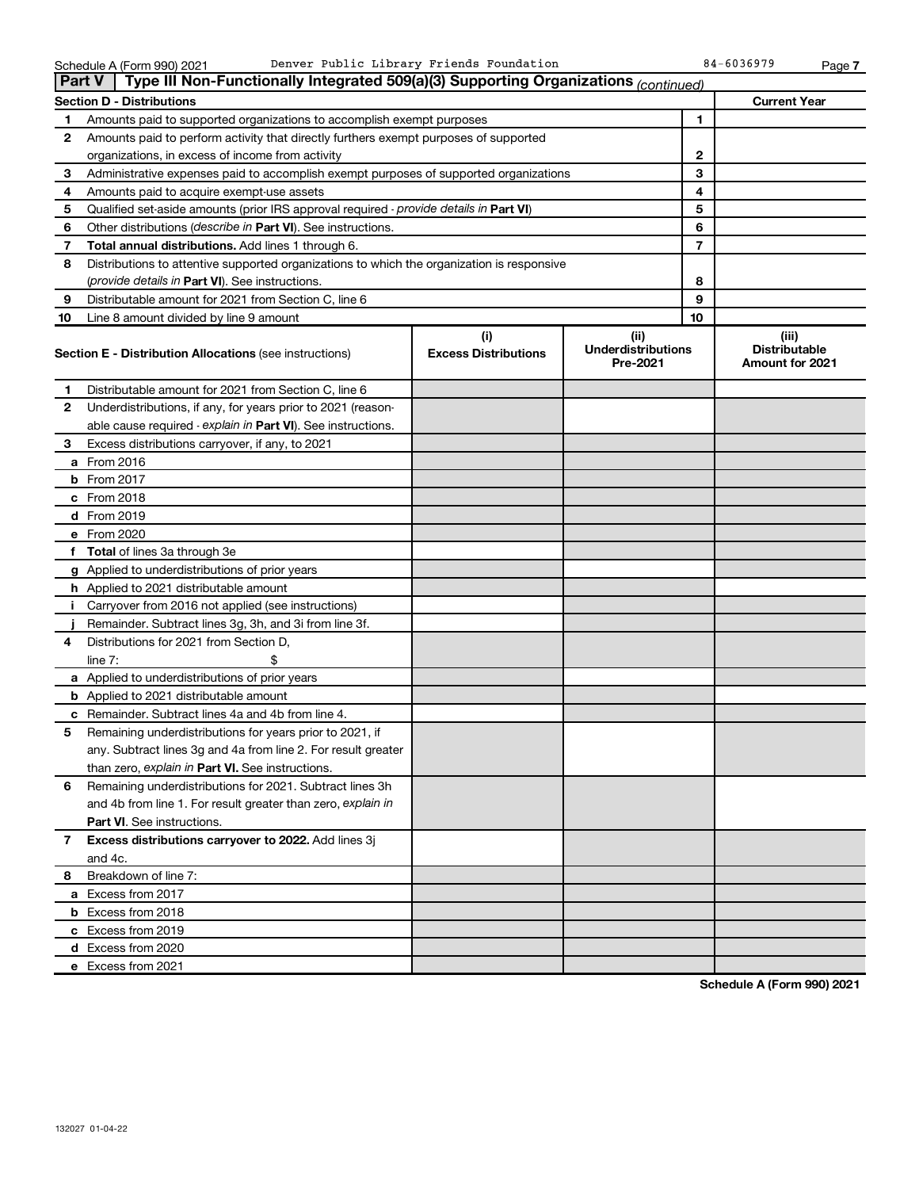Schedule A (Form 990) 2021 Denver Public Library Friends Foundation 84-6036979

## Part V Type III Non-Functionally Integrated 509(a)(3) Supporting Organizations *(continued)*

| Section D - Distributions | | | Current Year |
|---|---|---|---|
| 1 | Amounts paid to supported organizations to accomplish exempt purposes | 1 | |
| 2 | Amounts paid to perform activity that directly furthers exempt purposes of supported organizations, in excess of income from activity | 2 | |
| 3 | Administrative expenses paid to accomplish exempt purposes of supported organizations | 3 | |
| 4 | Amounts paid to acquire exempt-use assets | 4 | |
| 5 | Qualified set-aside amounts (prior IRS approval required - *provide details in* **Part VI**) | 5 | |
| 6 | Other distributions (*describe in* **Part VI**). See instructions. | 6 | |
| 7 | **Total annual distributions.** Add lines 1 through 6. | 7 | |
| 8 | Distributions to attentive supported organizations to which the organization is responsive (*provide details in* **Part VI**). See instructions. | 8 | |
| 9 | Distributable amount for 2021 from Section C, line 6 | 9 | |
| 10 | Line 8 amount divided by line 9 amount | 10 | |

| | Section E - Distribution Allocations (see instructions) | (i) Excess Distributions | (ii) Underdistributions Pre-2021 | (iii) Distributable Amount for 2021 |
|---|---|---|---|---|
| 1 | Distributable amount for 2021 from Section C, line 6 | | | |
| 2 | Underdistributions, if any, for years prior to 2021 (reasonable cause required - *explain in* **Part VI**). See instructions. | | | |
| 3 | Excess distributions carryover, if any, to 2021 | | | |
| a | From 2016 | | | |
| b | From 2017 | | | |
| c | From 2018 | | | |
| d | From 2019 | | | |
| e | From 2020 | | | |
| f | **Total** of lines 3a through 3e | | | |
| g | Applied to underdistributions of prior years | | | |
| h | Applied to 2021 distributable amount | | | |
| i | Carryover from 2016 not applied (see instructions) | | | |
| j | Remainder. Subtract lines 3g, 3h, and 3i from line 3f. | | | |
| 4 | Distributions for 2021 from Section D, line 7: $ | | | |
| a | Applied to underdistributions of prior years | | | |
| b | Applied to 2021 distributable amount | | | |
| c | Remainder. Subtract lines 4a and 4b from line 4. | | | |
| 5 | Remaining underdistributions for years prior to 2021, if any. Subtract lines 3g and 4a from line 2. For result greater than zero, *explain in* **Part VI.** See instructions. | | | |
| 6 | Remaining underdistributions for 2021. Subtract lines 3h and 4b from line 1. For result greater than zero, *explain in* **Part VI**. See instructions. | | | |
| 7 | **Excess distributions carryover to 2022.** Add lines 3j and 4c. | | | |
| 8 | Breakdown of line 7: | | | |
| a | Excess from 2017 | | | |
| b | Excess from 2018 | | | |
| c | Excess from 2019 | | | |
| d | Excess from 2020 | | | |
| e | Excess from 2021 | | | |

**Schedule A (Form 990) 2021**

132027 01-04-22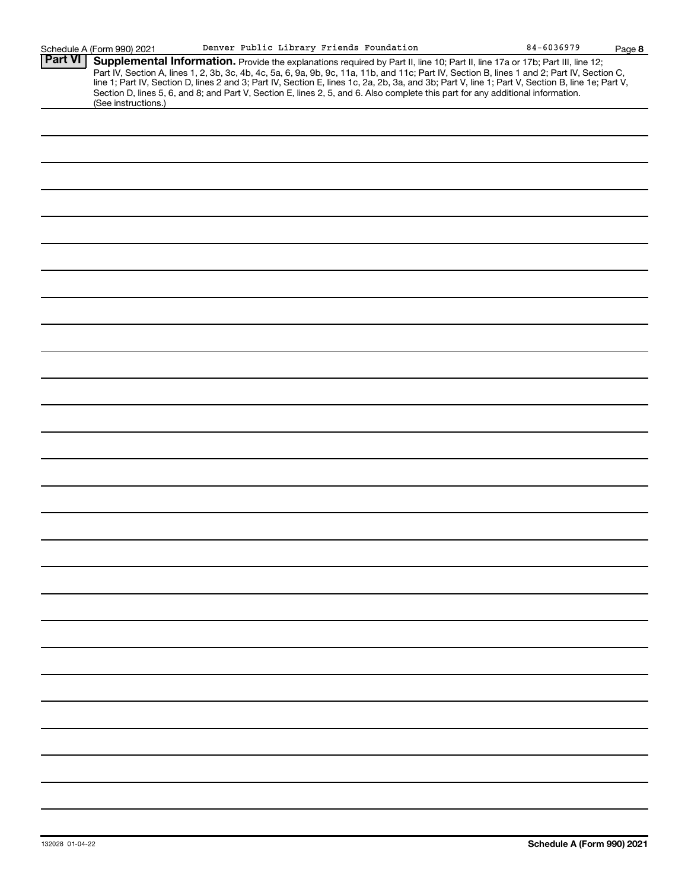## Part VI Supplemental Information.

Provide the explanations required by Part II, line 10; Part II, line 17a or 17b; Part III, line 12; Part IV, Section A, lines 1, 2, 3b, 3c, 4b, 4c, 5a, 6, 9a, 9b, 9c, 11a, 11b, and 11c; Part IV, Section B, lines 1 and 2; Part IV, Section C, line 1; Part IV, Section D, lines 2 and 3; Part IV, Section E, lines 1c, 2a, 2b, 3a, and 3b; Part V, line 1; Part V, Section B, line 1e; Part V, Section D, lines 5, 6, and 8; and Part V, Section E, lines 2, 5, and 6. Also complete this part for any additional information. (See instructions.)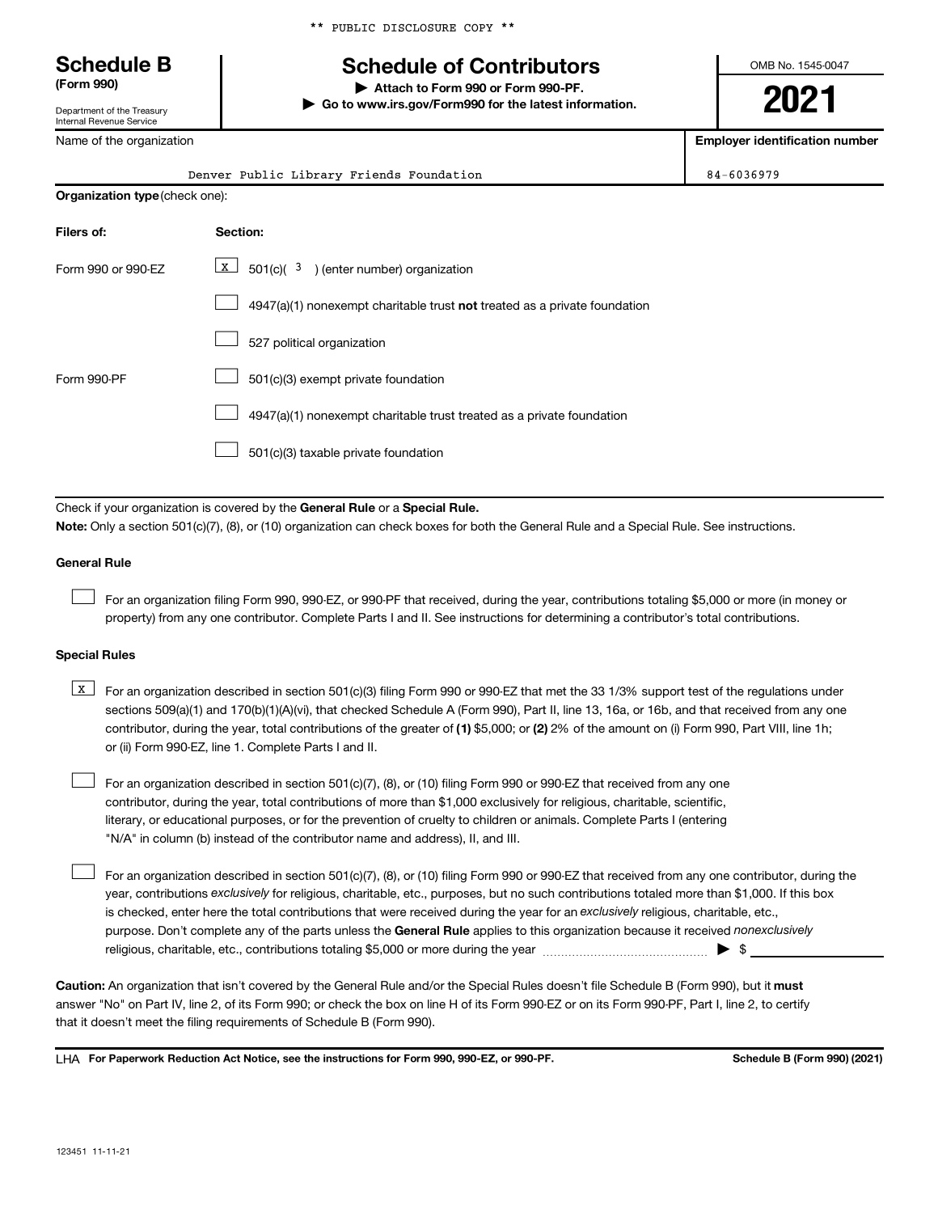** PUBLIC DISCLOSURE COPY **

# Schedule B
**(Form 990)**

Department of the Treasury
Internal Revenue Service

# Schedule of Contributors

▶ **Attach to Form 990 or Form 990-PF.**
▶ **Go to www.irs.gov/Form990 for the latest information.**

OMB No. 1545-0047

**2021**

| Name of the organization | Employer identification number |
|---|---|
| Denver Public Library Friends Foundation | 84-6036979 |

**Organization type** (check one):

| Filers of: | Section: |
|---|---|
| Form 990 or 990-EZ | [X] 501(c)( 3 ) (enter number) organization |
| | [ ] 4947(a)(1) nonexempt charitable trust **not** treated as a private foundation |
| | [ ] 527 political organization |
| Form 990-PF | [ ] 501(c)(3) exempt private foundation |
| | [ ] 4947(a)(1) nonexempt charitable trust treated as a private foundation |
| | [ ] 501(c)(3) taxable private foundation |

Check if your organization is covered by the **General Rule** or a **Special Rule.**

**Note:** Only a section 501(c)(7), (8), or (10) organization can check boxes for both the General Rule and a Special Rule. See instructions.

**General Rule**

[ ] For an organization filing Form 990, 990-EZ, or 990-PF that received, during the year, contributions totaling $5,000 or more (in money or property) from any one contributor. Complete Parts I and II. See instructions for determining a contributor's total contributions.

**Special Rules**

[X] For an organization described in section 501(c)(3) filing Form 990 or 990-EZ that met the 33 1/3% support test of the regulations under sections 509(a)(1) and 170(b)(1)(A)(vi), that checked Schedule A (Form 990), Part II, line 13, 16a, or 16b, and that received from any one contributor, during the year, total contributions of the greater of **(1)** $5,000; or **(2)** 2% of the amount on (i) Form 990, Part VIII, line 1h; or (ii) Form 990-EZ, line 1. Complete Parts I and II.

[ ] For an organization described in section 501(c)(7), (8), or (10) filing Form 990 or 990-EZ that received from any one contributor, during the year, total contributions of more than $1,000 exclusively for religious, charitable, scientific, literary, or educational purposes, or for the prevention of cruelty to children or animals. Complete Parts I (entering "N/A" in column (b) instead of the contributor name and address), II, and III.

[ ] For an organization described in section 501(c)(7), (8), or (10) filing Form 990 or 990-EZ that received from any one contributor, during the year, contributions *exclusively* for religious, charitable, etc., purposes, but no such contributions totaled more than $1,000. If this box is checked, enter here the total contributions that were received during the year for an *exclusively* religious, charitable, etc., purpose. Don't complete any of the parts unless the **General Rule** applies to this organization because it received *nonexclusively* religious, charitable, etc., contributions totaling $5,000 or more during the year ▶ $ ____________

**Caution:** An organization that isn't covered by the General Rule and/or the Special Rules doesn't file Schedule B (Form 990), but it **must** answer "No" on Part IV, line 2, of its Form 990; or check the box on line H of its Form 990-EZ or on its Form 990-PF, Part I, line 2, to certify that it doesn't meet the filing requirements of Schedule B (Form 990).

LHA **For Paperwork Reduction Act Notice, see the instructions for Form 990, 990-EZ, or 990-PF.** **Schedule B (Form 990) (2021)**

123451 11-11-21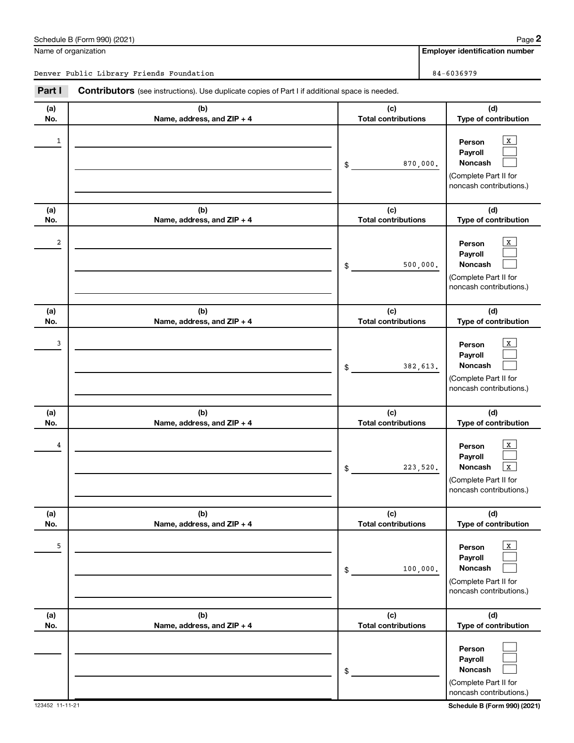Schedule B (Form 990) (2021)

Name of organization: Denver Public Library Friends Foundation

Employer identification number: 84-6036979

## Part I Contributors (see instructions). Use duplicate copies of Part I if additional space is needed.

| (a) No. | (b) Name, address, and ZIP + 4 | (c) Total contributions | (d) Type of contribution |
|---|---|---|---|
| 1 | | $ 870,000. | Person [X] Payroll [ ] Noncash [ ] (Complete Part II for noncash contributions.) |
| 2 | | $ 500,000. | Person [X] Payroll [ ] Noncash [ ] (Complete Part II for noncash contributions.) |
| 3 | | $ 382,613. | Person [X] Payroll [ ] Noncash [ ] (Complete Part II for noncash contributions.) |
| 4 | | $ 223,520. | Person [X] Payroll [ ] Noncash [X] (Complete Part II for noncash contributions.) |
| 5 | | $ 100,000. | Person [X] Payroll [ ] Noncash [ ] (Complete Part II for noncash contributions.) |
| | | $ | Person [ ] Payroll [ ] Noncash [ ] (Complete Part II for noncash contributions.) |

123452 11-11-21

Schedule B (Form 990) (2021)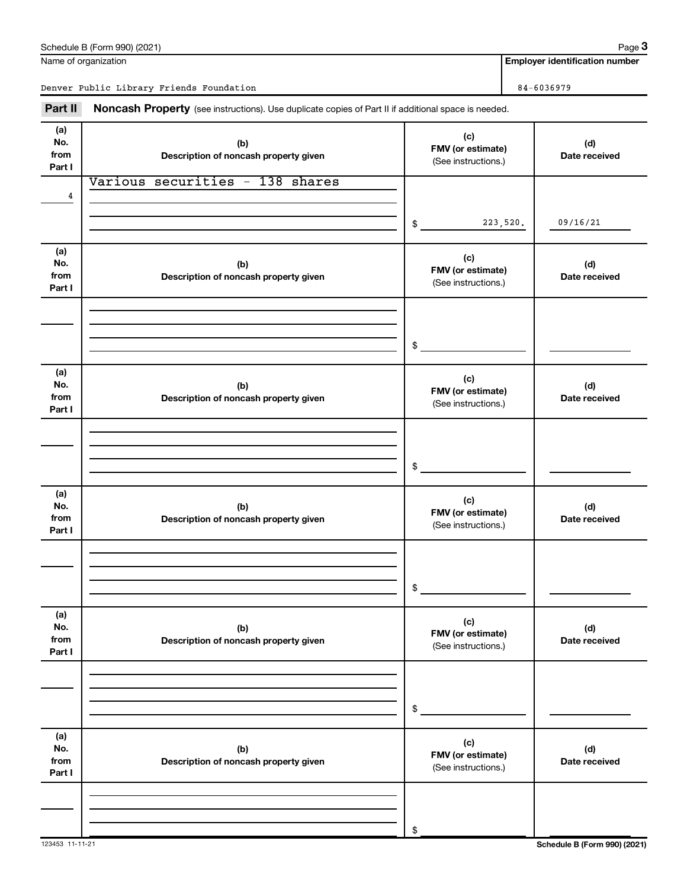Schedule B (Form 990) (2021)

Name of organization: Denver Public Library Friends Foundation

**Employer identification number:** 84-6036979

## Part II Noncash Property

(see instructions). Use duplicate copies of Part II if additional space is needed.

| (a) No. from Part I | (b) Description of noncash property given | (c) FMV (or estimate) (See instructions.) | (d) Date received |
|---|---|---|---|
| 4 | Various securities - 138 shares | $ 223,520. | 09/16/21 |

| (a) No. from Part I | (b) Description of noncash property given | (c) FMV (or estimate) (See instructions.) | (d) Date received |
|---|---|---|---|
| | | $ | |

| (a) No. from Part I | (b) Description of noncash property given | (c) FMV (or estimate) (See instructions.) | (d) Date received |
|---|---|---|---|
| | | $ | |

| (a) No. from Part I | (b) Description of noncash property given | (c) FMV (or estimate) (See instructions.) | (d) Date received |
|---|---|---|---|
| | | $ | |

| (a) No. from Part I | (b) Description of noncash property given | (c) FMV (or estimate) (See instructions.) | (d) Date received |
|---|---|---|---|
| | | $ | |

| (a) No. from Part I | (b) Description of noncash property given | (c) FMV (or estimate) (See instructions.) | (d) Date received |
|---|---|---|---|
| | | $ | |

123453 11-11-21

Schedule B (Form 990) (2021)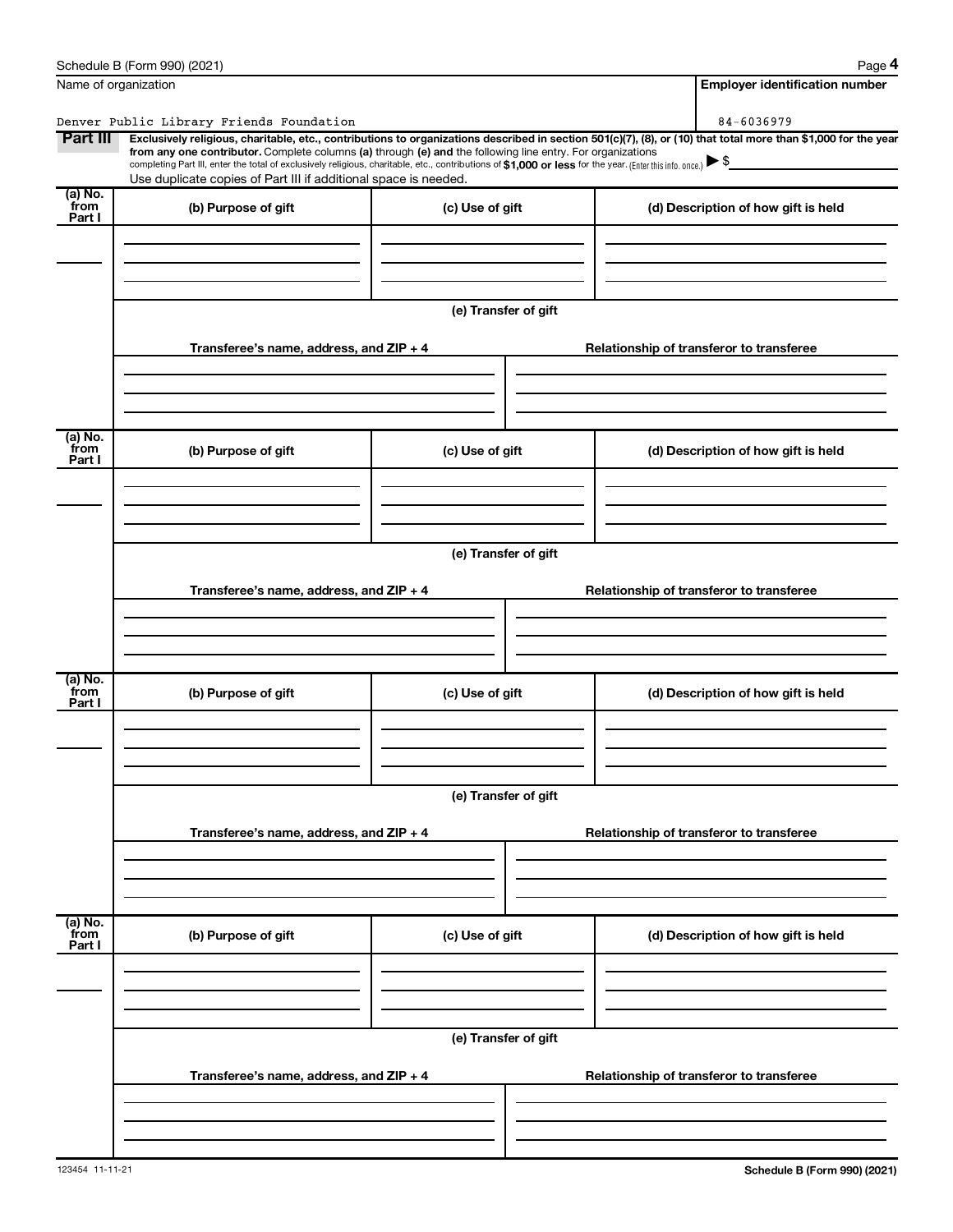Name of organization

Denver Public Library Friends Foundation

**Employer identification number**

84-6036979

## Part III

**Exclusively religious, charitable, etc., contributions to organizations described in section 501(c)(7), (8), or (10) that total more than $1,000 for the year from any one contributor.** Complete columns **(a)** through **(e) and** the following line entry. For organizations completing Part III, enter the total of exclusively religious, charitable, etc., contributions of **$1,000 or less** for the year. (Enter this info. once.) ▶ $

Use duplicate copies of Part III if additional space is needed.

| (a) No. from Part I | (b) Purpose of gift | (c) Use of gift | (d) Description of how gift is held |
|---|---|---|---|
| | | | |

**(e) Transfer of gift**

| Transferee's name, address, and ZIP + 4 | Relationship of transferor to transferee |
|---|---|
| | |

| (a) No. from Part I | (b) Purpose of gift | (c) Use of gift | (d) Description of how gift is held |
|---|---|---|---|
| | | | |

**(e) Transfer of gift**

| Transferee's name, address, and ZIP + 4 | Relationship of transferor to transferee |
|---|---|
| | |

| (a) No. from Part I | (b) Purpose of gift | (c) Use of gift | (d) Description of how gift is held |
|---|---|---|---|
| | | | |

**(e) Transfer of gift**

| Transferee's name, address, and ZIP + 4 | Relationship of transferor to transferee |
|---|---|
| | |

| (a) No. from Part I | (b) Purpose of gift | (c) Use of gift | (d) Description of how gift is held |
|---|---|---|---|
| | | | |

**(e) Transfer of gift**

| Transferee's name, address, and ZIP + 4 | Relationship of transferor to transferee |
|---|---|
| | |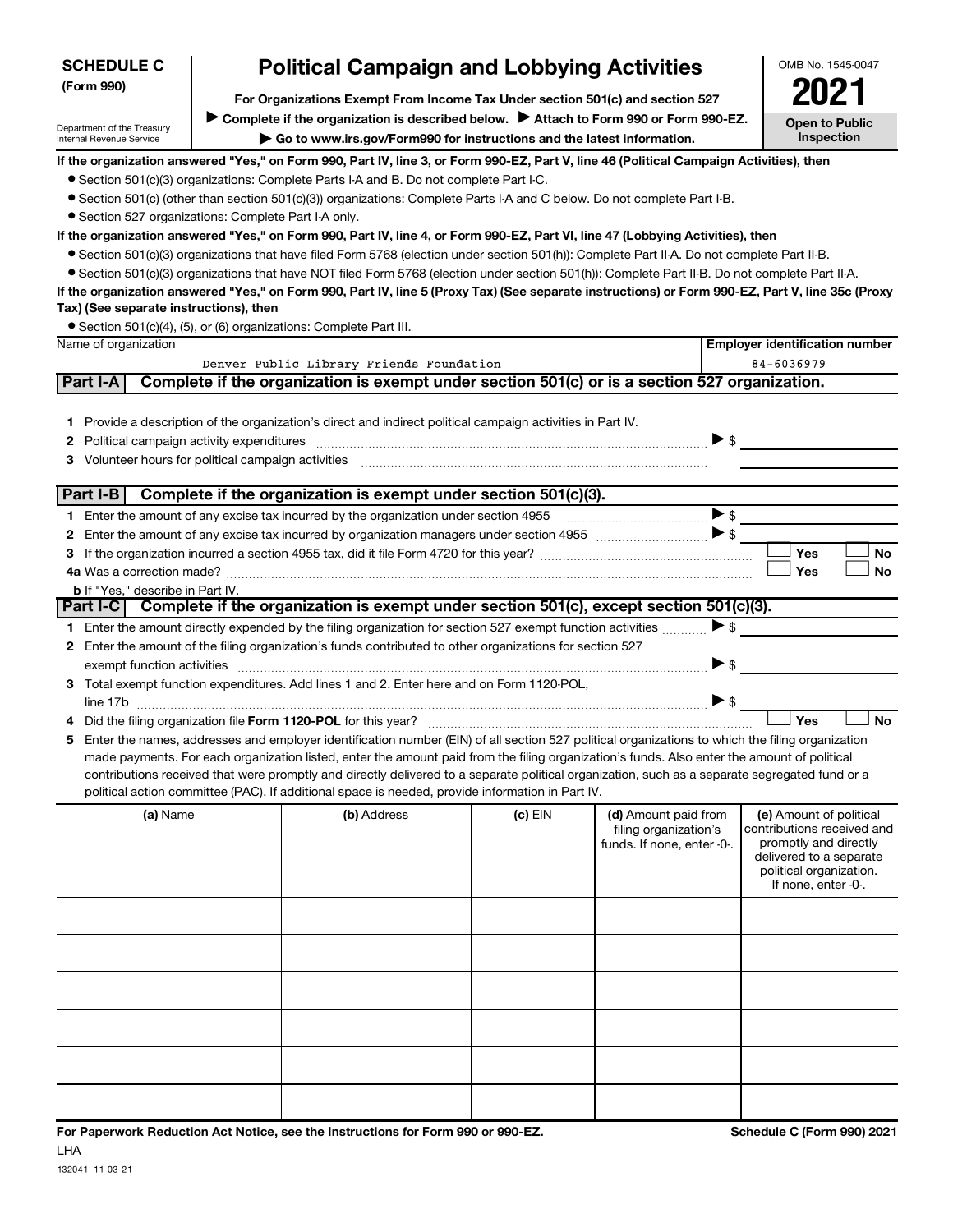**SCHEDULE C**
**(Form 990)**

Department of the Treasury
Internal Revenue Service

# Political Campaign and Lobbying Activities

**For Organizations Exempt From Income Tax Under section 501(c) and section 527**

▶ **Complete if the organization is described below.** ▶ **Attach to Form 990 or Form 990-EZ.**

▶ **Go to www.irs.gov/Form990 for instructions and the latest information.**

OMB No. 1545-0047

**2021**

**Open to Public Inspection**

**If the organization answered "Yes," on Form 990, Part IV, line 3, or Form 990-EZ, Part V, line 46 (Political Campaign Activities), then**

- Section 501(c)(3) organizations: Complete Parts I-A and B. Do not complete Part I-C.
- Section 501(c) (other than section 501(c)(3)) organizations: Complete Parts I-A and C below. Do not complete Part I-B.
- Section 527 organizations: Complete Part I-A only.

**If the organization answered "Yes," on Form 990, Part IV, line 4, or Form 990-EZ, Part VI, line 47 (Lobbying Activities), then**

- Section 501(c)(3) organizations that have filed Form 5768 (election under section 501(h)): Complete Part II-A. Do not complete Part II-B.
- Section 501(c)(3) organizations that have NOT filed Form 5768 (election under section 501(h)): Complete Part II-B. Do not complete Part II-A.

**If the organization answered "Yes," on Form 990, Part IV, line 5 (Proxy Tax) (See separate instructions) or Form 990-EZ, Part V, line 35c (Proxy Tax) (See separate instructions), then**

- Section 501(c)(4), (5), or (6) organizations: Complete Part III.

| Name of organization | Employer identification number |
|---|---|
| Denver Public Library Friends Foundation | 84-6036979 |

## Part I-A Complete if the organization is exempt under section 501(c) or is a section 527 organization.

1. Provide a description of the organization's direct and indirect political campaign activities in Part IV.
2. Political campaign activity expenditures ▶ $
3. Volunteer hours for political campaign activities

## Part I-B Complete if the organization is exempt under section 501(c)(3).

1. Enter the amount of any excise tax incurred by the organization under section 4955 ▶ $
2. Enter the amount of any excise tax incurred by organization managers under section 4955 ▶ $
3. If the organization incurred a section 4955 tax, did it file Form 4720 for this year? ☐ Yes ☐ No

4a. Was a correction made? ☐ Yes ☐ No

b. If "Yes," describe in Part IV.

## Part I-C Complete if the organization is exempt under section 501(c), except section 501(c)(3).

1. Enter the amount directly expended by the filing organization for section 527 exempt function activities ▶ $
2. Enter the amount of the filing organization's funds contributed to other organizations for section 527 exempt function activities ▶ $
3. Total exempt function expenditures. Add lines 1 and 2. Enter here and on Form 1120-POL, line 17b ▶ $
4. Did the filing organization file **Form 1120-POL** for this year? ☐ Yes ☐ No
5. Enter the names, addresses and employer identification number (EIN) of all section 527 political organizations to which the filing organization made payments. For each organization listed, enter the amount paid from the filing organization's funds. Also enter the amount of political contributions received that were promptly and directly delivered to a separate political organization, such as a separate segregated fund or a political action committee (PAC). If additional space is needed, provide information in Part IV.

| (a) Name | (b) Address | (c) EIN | (d) Amount paid from filing organization's funds. If none, enter -0-. | (e) Amount of political contributions received and promptly and directly delivered to a separate political organization. If none, enter -0-. |
|---|---|---|---|---|
| | | | | |
| | | | | |
| | | | | |
| | | | | |
| | | | | |
| | | | | |

**For Paperwork Reduction Act Notice, see the Instructions for Form 990 or 990-EZ.** **Schedule C (Form 990) 2021**

LHA

132041 11-03-21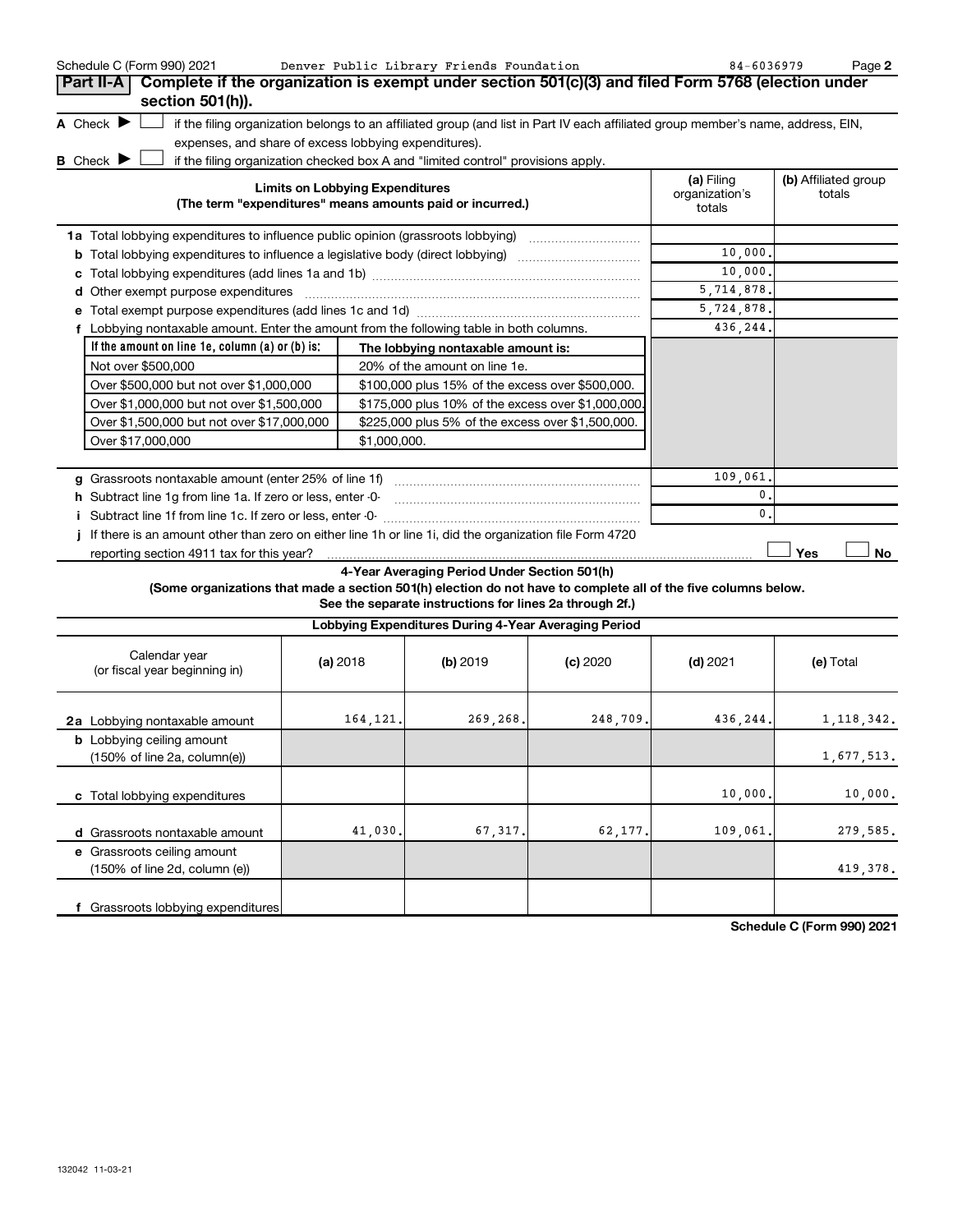Schedule C (Form 990) 2021 Denver Public Library Friends Foundation 84-6036979 Page 2

**Part II-A** **Complete if the organization is exempt under section 501(c)(3) and filed Form 5768 (election under section 501(h)).**

**A** Check ▶ ☐ if the filing organization belongs to an affiliated group (and list in Part IV each affiliated group member's name, address, EIN, expenses, and share of excess lobbying expenditures).

**B** Check ▶ ☐ if the filing organization checked box A and "limited control" provisions apply.

| Limits on Lobbying Expenditures (The term "expenditures" means amounts paid or incurred.) | (a) Filing organization's totals | (b) Affiliated group totals |
|---|---|---|
| **1a** Total lobbying expenditures to influence public opinion (grassroots lobbying) | | |
| **b** Total lobbying expenditures to influence a legislative body (direct lobbying) | 10,000. | |
| **c** Total lobbying expenditures (add lines 1a and 1b) | 10,000. | |
| **d** Other exempt purpose expenditures | 5,714,878. | |
| **e** Total exempt purpose expenditures (add lines 1c and 1d) | 5,724,878. | |
| **f** Lobbying nontaxable amount. Enter the amount from the following table in both columns. | 436,244. | |

| If the amount on line 1e, column (a) or (b) is: | The lobbying nontaxable amount is: |
|---|---|
| Not over $500,000 | 20% of the amount on line 1e. |
| Over $500,000 but not over $1,000,000 | $100,000 plus 15% of the excess over $500,000. |
| Over $1,000,000 but not over $1,500,000 | $175,000 plus 10% of the excess over $1,000,000. |
| Over $1,500,000 but not over $17,000,000 | $225,000 plus 5% of the excess over $1,500,000. |
| Over $17,000,000 | $1,000,000. |

| | (a) Filing organization's totals | (b) Affiliated group totals |
|---|---|---|
| **g** Grassroots nontaxable amount (enter 25% of line 1f) | 109,061. | |
| **h** Subtract line 1g from line 1a. If zero or less, enter -0- | 0. | |
| **i** Subtract line 1f from line 1c. If zero or less, enter -0- | 0. | |
| **j** If there is an amount other than zero on either line 1h or line 1i, did the organization file Form 4720 reporting section 4911 tax for this year? | ☐ Yes | ☐ No |

**4-Year Averaging Period Under Section 501(h)**

**(Some organizations that made a section 501(h) election do not have to complete all of the five columns below. See the separate instructions for lines 2a through 2f.)**

**Lobbying Expenditures During 4-Year Averaging Period**

| Calendar year (or fiscal year beginning in) | (a) 2018 | (b) 2019 | (c) 2020 | (d) 2021 | (e) Total |
|---|---|---|---|---|---|
| **2a** Lobbying nontaxable amount | 164,121. | 269,268. | 248,709. | 436,244. | 1,118,342. |
| **b** Lobbying ceiling amount (150% of line 2a, column(e)) | | | | | 1,677,513. |
| **c** Total lobbying expenditures | | | | 10,000. | 10,000. |
| **d** Grassroots nontaxable amount | 41,030. | 67,317. | 62,177. | 109,061. | 279,585. |
| **e** Grassroots ceiling amount (150% of line 2d, column (e)) | | | | | 419,378. |
| **f** Grassroots lobbying expenditures | | | | | |

**Schedule C (Form 990) 2021**

132042 11-03-21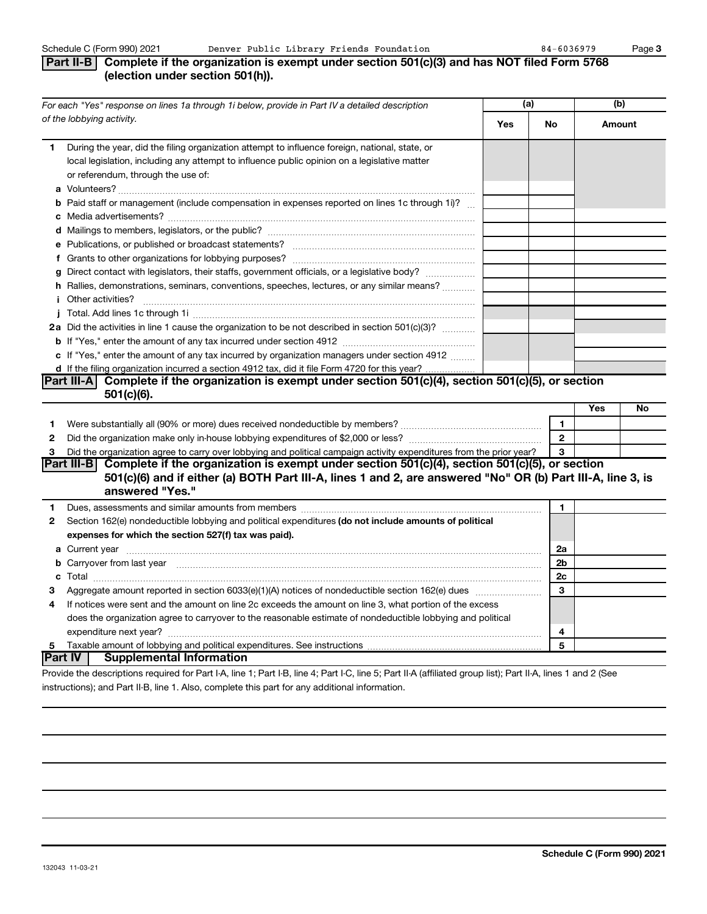Schedule C (Form 990) 2021 Denver Public Library Friends Foundation 84-6036979

## Part II-B Complete if the organization is exempt under section 501(c)(3) and has NOT filed Form 5768 (election under section 501(h)).

| For each "Yes" response on lines 1a through 1i below, provide in Part IV a detailed description of the lobbying activity. | (a) Yes | (a) No | (b) Amount |
|---|---|---|---|
| **1** During the year, did the filing organization attempt to influence foreign, national, state, or local legislation, including any attempt to influence public opinion on a legislative matter or referendum, through the use of: | | | |
| **a** Volunteers? | | | |
| **b** Paid staff or management (include compensation in expenses reported on lines 1c through 1i)? | | | |
| **c** Media advertisements? | | | |
| **d** Mailings to members, legislators, or the public? | | | |
| **e** Publications, or published or broadcast statements? | | | |
| **f** Grants to other organizations for lobbying purposes? | | | |
| **g** Direct contact with legislators, their staffs, government officials, or a legislative body? | | | |
| **h** Rallies, demonstrations, seminars, conventions, speeches, lectures, or any similar means? | | | |
| **i** Other activities? | | | |
| **j** Total. Add lines 1c through 1i | | | |
| **2a** Did the activities in line 1 cause the organization to be not described in section 501(c)(3)? | | | |
| **b** If "Yes," enter the amount of any tax incurred under section 4912 | | | |
| **c** If "Yes," enter the amount of any tax incurred by organization managers under section 4912 | | | |
| **d** If the filing organization incurred a section 4912 tax, did it file Form 4720 for this year? | | | |

## Part III-A Complete if the organization is exempt under section 501(c)(4), section 501(c)(5), or section 501(c)(6).

| | | Yes | No |
|---|---|---|---|
| **1** Were substantially all (90% or more) dues received nondeductible by members? | 1 | | |
| **2** Did the organization make only in-house lobbying expenditures of $2,000 or less? | 2 | | |
| **3** Did the organization agree to carry over lobbying and political campaign activity expenditures from the prior year? | 3 | | |

## Part III-B Complete if the organization is exempt under section 501(c)(4), section 501(c)(5), or section 501(c)(6) and if either (a) BOTH Part III-A, lines 1 and 2, are answered "No" OR (b) Part III-A, line 3, is answered "Yes."

| | | |
|---|---|---|
| **1** Dues, assessments and similar amounts from members | 1 | |
| **2** Section 162(e) nondeductible lobbying and political expenditures **(do not include amounts of political expenses for which the section 527(f) tax was paid).** | | |
| **a** Current year | 2a | |
| **b** Carryover from last year | 2b | |
| **c** Total | 2c | |
| **3** Aggregate amount reported in section 6033(e)(1)(A) notices of nondeductible section 162(e) dues | 3 | |
| **4** If notices were sent and the amount on line 2c exceeds the amount on line 3, what portion of the excess does the organization agree to carryover to the reasonable estimate of nondeductible lobbying and political expenditure next year? | 4 | |
| **5** Taxable amount of lobbying and political expenditures. See instructions | 5 | |

## Part IV Supplemental Information

Provide the descriptions required for Part I-A, line 1; Part I-B, line 4; Part I-C, line 5; Part II-A (affiliated group list); Part II-A, lines 1 and 2 (See instructions); and Part II-B, line 1. Also, complete this part for any additional information.

Schedule C (Form 990) 2021

132043 11-03-21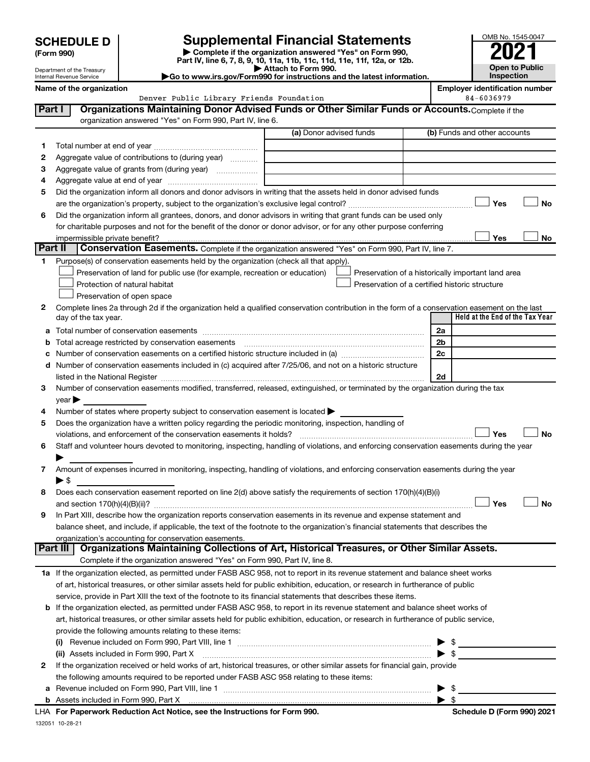# SCHEDULE D (Form 990)

Department of the Treasury
Internal Revenue Service

## Supplemental Financial Statements

▶ Complete if the organization answered "Yes" on Form 990, Part IV, line 6, 7, 8, 9, 10, 11a, 11b, 11c, 11d, 11e, 11f, 12a, or 12b.
▶ Attach to Form 990.
▶Go to www.irs.gov/Form990 for instructions and the latest information.

OMB No. 1545-0047

**2021**

**Open to Public Inspection**

**Name of the organization**
Denver Public Library Friends Foundation

**Employer identification number**
84-6036979

**Part I — Organizations Maintaining Donor Advised Funds or Other Similar Funds or Accounts.** Complete if the organization answered "Yes" on Form 990, Part IV, line 6.

| | | (a) Donor advised funds | (b) Funds and other accounts |
|---|---|---|---|
| 1 | Total number at end of year | | |
| 2 | Aggregate value of contributions to (during year) | | |
| 3 | Aggregate value of grants from (during year) | | |
| 4 | Aggregate value at end of year | | |

5 Did the organization inform all donors and donor advisors in writing that the assets held in donor advised funds are the organization's property, subject to the organization's exclusive legal control? ☐ Yes ☐ No

6 Did the organization inform all grantees, donors, and donor advisors in writing that grant funds can be used only for charitable purposes and not for the benefit of the donor or donor advisor, or for any other purpose conferring impermissible private benefit? ☐ Yes ☐ No

**Part II — Conservation Easements.** Complete if the organization answered "Yes" on Form 990, Part IV, line 7.

1 Purpose(s) of conservation easements held by the organization (check all that apply).
- ☐ Preservation of land for public use (for example, recreation or education)
- ☐ Preservation of a historically important land area
- ☐ Protection of natural habitat
- ☐ Preservation of a certified historic structure
- ☐ Preservation of open space

2 Complete lines 2a through 2d if the organization held a qualified conservation contribution in the form of a conservation easement on the last day of the tax year.

| | | | Held at the End of the Tax Year |
|---|---|---|---|
| a | Total number of conservation easements | 2a | |
| b | Total acreage restricted by conservation easements | 2b | |
| c | Number of conservation easements on a certified historic structure included in (a) | 2c | |
| d | Number of conservation easements included in (c) acquired after 7/25/06, and not on a historic structure listed in the National Register | 2d | |

3 Number of conservation easements modified, transferred, released, extinguished, or terminated by the organization during the tax year ▶

4 Number of states where property subject to conservation easement is located ▶

5 Does the organization have a written policy regarding the periodic monitoring, inspection, handling of violations, and enforcement of the conservation easements it holds? ☐ Yes ☐ No

6 Staff and volunteer hours devoted to monitoring, inspecting, handling of violations, and enforcing conservation easements during the year ▶

7 Amount of expenses incurred in monitoring, inspecting, handling of violations, and enforcing conservation easements during the year ▶ $

8 Does each conservation easement reported on line 2(d) above satisfy the requirements of section 170(h)(4)(B)(i) and section 170(h)(4)(B)(ii)? ☐ Yes ☐ No

9 In Part XIII, describe how the organization reports conservation easements in its revenue and expense statement and balance sheet, and include, if applicable, the text of the footnote to the organization's financial statements that describes the organization's accounting for conservation easements.

**Part III — Organizations Maintaining Collections of Art, Historical Treasures, or Other Similar Assets.** Complete if the organization answered "Yes" on Form 990, Part IV, line 8.

1a If the organization elected, as permitted under FASB ASC 958, not to report in its revenue statement and balance sheet works of art, historical treasures, or other similar assets held for public exhibition, education, or research in furtherance of public service, provide in Part XIII the text of the footnote to its financial statements that describes these items.

b If the organization elected, as permitted under FASB ASC 958, to report in its revenue statement and balance sheet works of art, historical treasures, or other similar assets held for public exhibition, education, or research in furtherance of public service, provide the following amounts relating to these items:

(i) Revenue included on Form 990, Part VIII, line 1 ▶ $

(ii) Assets included in Form 990, Part X ▶ $

2 If the organization received or held works of art, historical treasures, or other similar assets for financial gain, provide the following amounts required to be reported under FASB ASC 958 relating to these items:

a Revenue included on Form 990, Part VIII, line 1 ▶ $

b Assets included in Form 990, Part X ▶ $

LHA **For Paperwork Reduction Act Notice, see the Instructions for Form 990.** **Schedule D (Form 990) 2021**

132051 10-28-21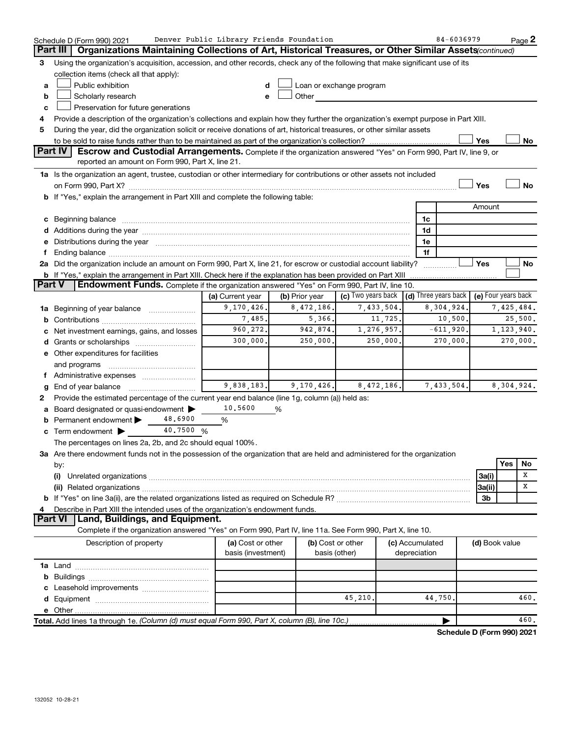Schedule D (Form 990) 2021 Denver Public Library Friends Foundation 84-6036979 Page 2

## Part III | Organizations Maintaining Collections of Art, Historical Treasures, or Other Similar Assets *(continued)*

**3** Using the organization's acquisition, accession, and other records, check any of the following that make significant use of its collection items (check all that apply):

- **a** ☐ Public exhibition
- **b** ☐ Scholarly research
- **c** ☐ Preservation for future generations
- **d** ☐ Loan or exchange program
- **e** ☐ Other

**4** Provide a description of the organization's collections and explain how they further the organization's exempt purpose in Part XIII.

**5** During the year, did the organization solicit or receive donations of art, historical treasures, or other similar assets to be sold to raise funds rather than to be maintained as part of the organization's collection? ☐ Yes ☐ No

## Part IV | Escrow and Custodial Arrangements.

Complete if the organization answered "Yes" on Form 990, Part IV, line 9, or reported an amount on Form 990, Part X, line 21.

**1a** Is the organization an agent, trustee, custodian or other intermediary for contributions or other assets not included on Form 990, Part X? ☐ Yes ☐ No

**b** If "Yes," explain the arrangement in Part XIII and complete the following table:

| | | Amount |
|---|---|---|
| **c** Beginning balance | 1c | |
| **d** Additions during the year | 1d | |
| **e** Distributions during the year | 1e | |
| **f** Ending balance | 1f | |

**2a** Did the organization include an amount on Form 990, Part X, line 21, for escrow or custodial account liability? ☐ Yes ☐ No

**b** If "Yes," explain the arrangement in Part XIII. Check here if the explanation has been provided on Part XIII ☐

## Part V | Endowment Funds.

Complete if the organization answered "Yes" on Form 990, Part IV, line 10.

| | (a) Current year | (b) Prior year | (c) Two years back | (d) Three years back | (e) Four years back |
|---|---|---|---|---|---|
| **1a** Beginning of year balance | 9,170,426. | 8,472,186. | 7,433,504. | 8,304,924. | 7,425,484. |
| **b** Contributions | 7,485. | 5,366. | 11,725. | 10,500. | 25,500. |
| **c** Net investment earnings, gains, and losses | 960,272. | 942,874. | 1,276,957. | -611,920. | 1,123,940. |
| **d** Grants or scholarships | 300,000. | 250,000. | 250,000. | 270,000. | 270,000. |
| **e** Other expenditures for facilities and programs | | | | | |
| **f** Administrative expenses | | | | | |
| **g** End of year balance | 9,838,183. | 9,170,426. | 8,472,186. | 7,433,504. | 8,304,924. |

**2** Provide the estimated percentage of the current year end balance (line 1g, column (a)) held as:

- **a** Board designated or quasi-endowment ▶ 10.5600 %
- **b** Permanent endowment ▶ 48.6900 %
- **c** Term endowment ▶ 40.7500 %

The percentages on lines 2a, 2b, and 2c should equal 100%.

**3a** Are there endowment funds not in the possession of the organization that are held and administered for the organization by:

| | | Yes | No |
|---|---|---|---|
| **(i)** Unrelated organizations | 3a(i) | | X |
| **(ii)** Related organizations | 3a(ii) | | X |
| **b** If "Yes" on line 3a(ii), are the related organizations listed as required on Schedule R? | 3b | | |

**4** Describe in Part XIII the intended uses of the organization's endowment funds.

## Part VI | Land, Buildings, and Equipment.

Complete if the organization answered "Yes" on Form 990, Part IV, line 11a. See Form 990, Part X, line 10.

| Description of property | (a) Cost or other basis (investment) | (b) Cost or other basis (other) | (c) Accumulated depreciation | (d) Book value |
|---|---|---|---|---|
| **1a** Land | | | | |
| **b** Buildings | | | | |
| **c** Leasehold improvements | | | | |
| **d** Equipment | | 45,210. | 44,750. | 460. |
| **e** Other | | | | |
| **Total.** Add lines 1a through 1e. *(Column (d) must equal Form 990, Part X, column (B), line 10c.)* | | | ▶ | 460. |

**Schedule D (Form 990) 2021**

132052 10-28-21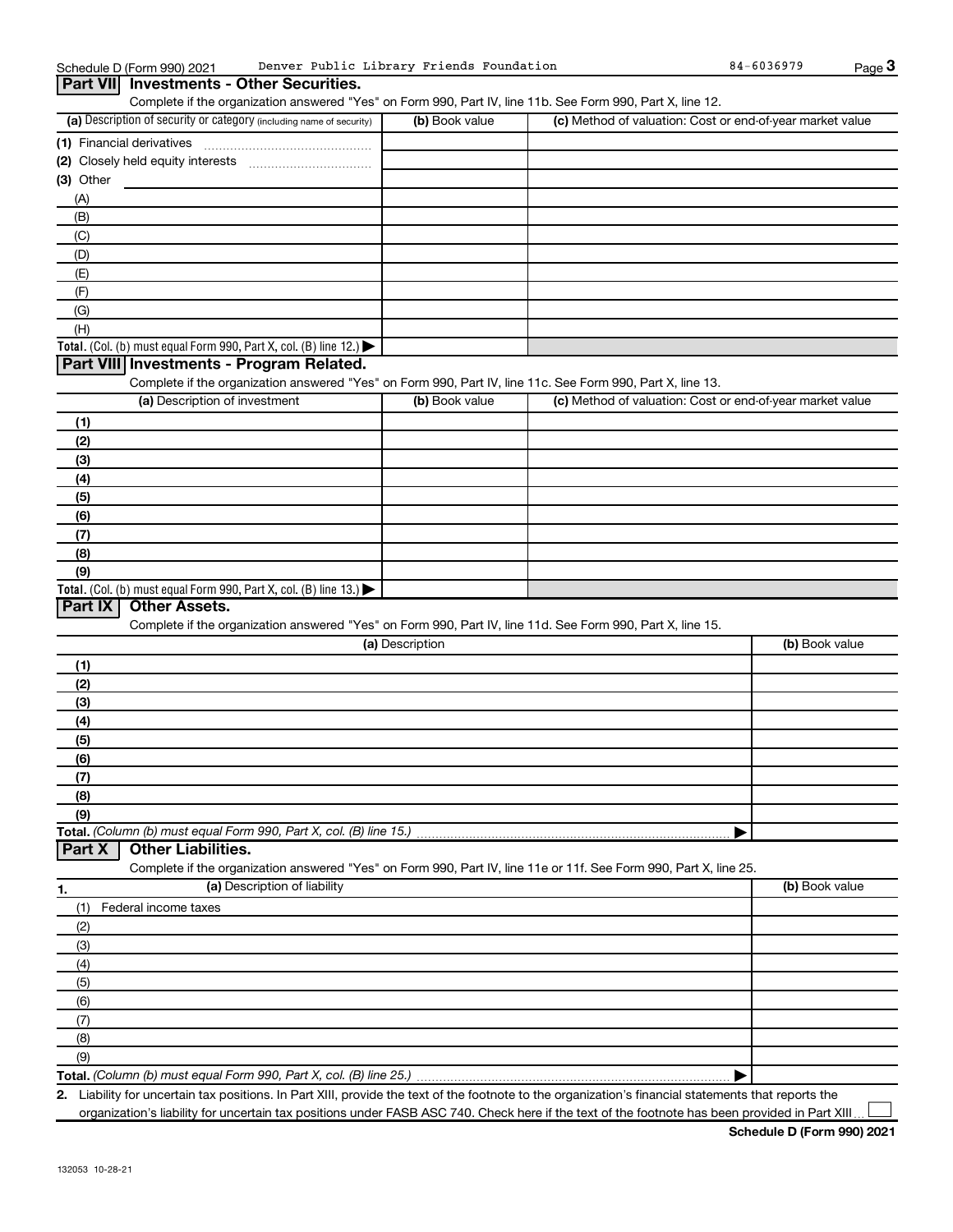## Part VII Investments - Other Securities.

Complete if the organization answered "Yes" on Form 990, Part IV, line 11b. See Form 990, Part X, line 12.

| (a) Description of security or category (including name of security) | (b) Book value | (c) Method of valuation: Cost or end-of-year market value |
|---|---|---|
| (1) Financial derivatives | | |
| (2) Closely held equity interests | | |
| (3) Other | | |
| (A) | | |
| (B) | | |
| (C) | | |
| (D) | | |
| (E) | | |
| (F) | | |
| (G) | | |
| (H) | | |
| **Total.** (Col. (b) must equal Form 990, Part X, col. (B) line 12.) ▶ | | |

## Part VIII Investments - Program Related.

Complete if the organization answered "Yes" on Form 990, Part IV, line 11c. See Form 990, Part X, line 13.

| (a) Description of investment | (b) Book value | (c) Method of valuation: Cost or end-of-year market value |
|---|---|---|
| (1) | | |
| (2) | | |
| (3) | | |
| (4) | | |
| (5) | | |
| (6) | | |
| (7) | | |
| (8) | | |
| (9) | | |
| **Total.** (Col. (b) must equal Form 990, Part X, col. (B) line 13.) ▶ | | |

## Part IX Other Assets.

Complete if the organization answered "Yes" on Form 990, Part IV, line 11d. See Form 990, Part X, line 15.

| (a) Description | (b) Book value |
|---|---|
| (1) | |
| (2) | |
| (3) | |
| (4) | |
| (5) | |
| (6) | |
| (7) | |
| (8) | |
| (9) | |
| **Total.** *(Column (b) must equal Form 990, Part X, col. (B) line 15.)* ▶ | |

## Part X Other Liabilities.

Complete if the organization answered "Yes" on Form 990, Part IV, line 11e or 11f. See Form 990, Part X, line 25.

| 1. (a) Description of liability | (b) Book value |
|---|---|
| (1) Federal income taxes | |
| (2) | |
| (3) | |
| (4) | |
| (5) | |
| (6) | |
| (7) | |
| (8) | |
| (9) | |
| **Total.** *(Column (b) must equal Form 990, Part X, col. (B) line 25.)* ▶ | |

**2.** Liability for uncertain tax positions. In Part XIII, provide the text of the footnote to the organization's financial statements that reports the organization's liability for uncertain tax positions under FASB ASC 740. Check here if the text of the footnote has been provided in Part XIII ☐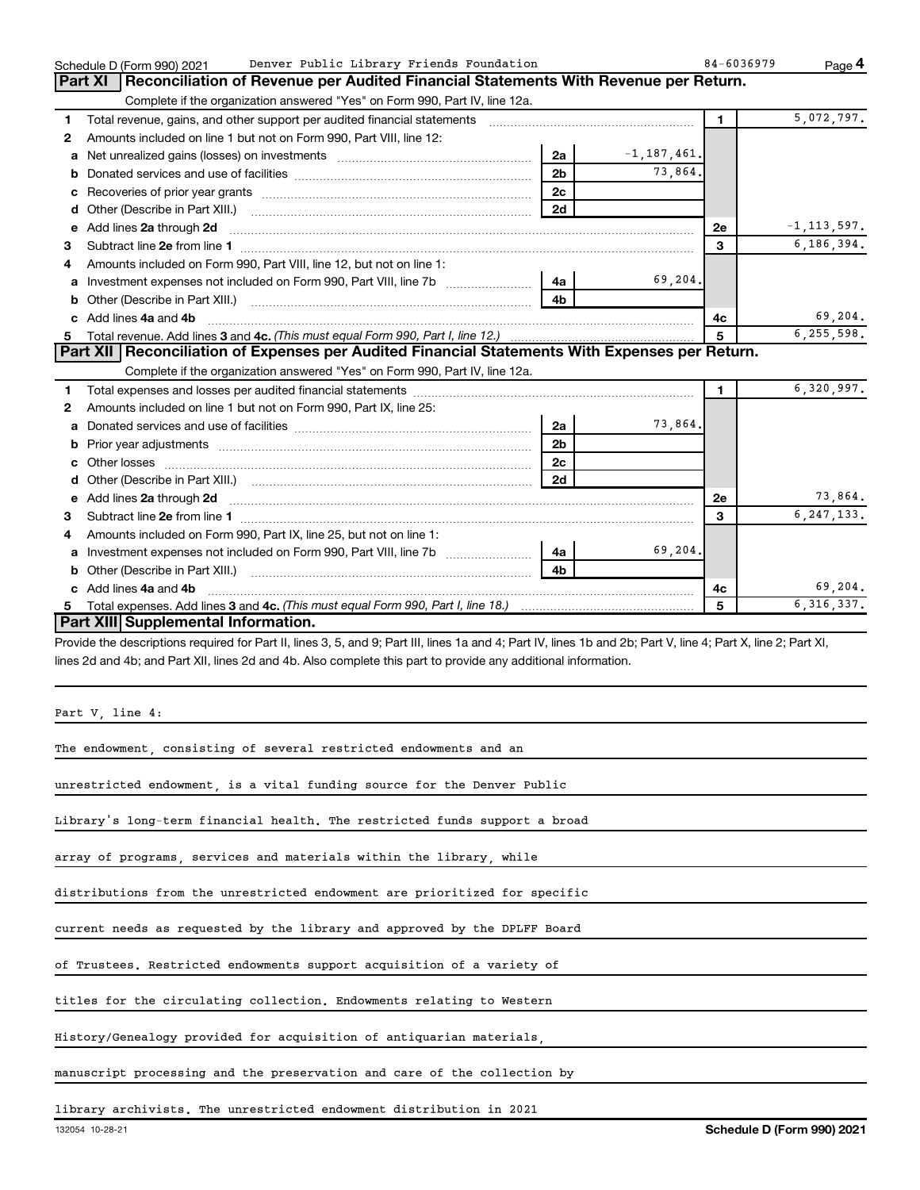Schedule D (Form 990) 2021 Denver Public Library Friends Foundation 84-6036979

## Part XI Reconciliation of Revenue per Audited Financial Statements With Revenue per Return.

Complete if the organization answered "Yes" on Form 990, Part IV, line 12a.

| | | | | | |
|---|---|---|---|---|---|
| 1 | Total revenue, gains, and other support per audited financial statements | | | 1 | 5,072,797. |
| 2 | Amounts included on line 1 but not on Form 990, Part VIII, line 12: | | | | |
| a | Net unrealized gains (losses) on investments | 2a | -1,187,461. | | |
| b | Donated services and use of facilities | 2b | 73,864. | | |
| c | Recoveries of prior year grants | 2c | | | |
| d | Other (Describe in Part XIII.) | 2d | | | |
| e | Add lines 2a through 2d | | | 2e | -1,113,597. |
| 3 | Subtract line 2e from line 1 | | | 3 | 6,186,394. |
| 4 | Amounts included on Form 990, Part VIII, line 12, but not on line 1: | | | | |
| a | Investment expenses not included on Form 990, Part VIII, line 7b | 4a | 69,204. | | |
| b | Other (Describe in Part XIII.) | 4b | | | |
| c | Add lines 4a and 4b | | | 4c | 69,204. |
| 5 | Total revenue. Add lines 3 and 4c. *(This must equal Form 990, Part I, line 12.)* | | | 5 | 6,255,598. |

## Part XII Reconciliation of Expenses per Audited Financial Statements With Expenses per Return.

Complete if the organization answered "Yes" on Form 990, Part IV, line 12a.

| | | | | | |
|---|---|---|---|---|---|
| 1 | Total expenses and losses per audited financial statements | | | 1 | 6,320,997. |
| 2 | Amounts included on line 1 but not on Form 990, Part IX, line 25: | | | | |
| a | Donated services and use of facilities | 2a | 73,864. | | |
| b | Prior year adjustments | 2b | | | |
| c | Other losses | 2c | | | |
| d | Other (Describe in Part XIII.) | 2d | | | |
| e | Add lines 2a through 2d | | | 2e | 73,864. |
| 3 | Subtract line 2e from line 1 | | | 3 | 6,247,133. |
| 4 | Amounts included on Form 990, Part IX, line 25, but not on line 1: | | | | |
| a | Investment expenses not included on Form 990, Part VIII, line 7b | 4a | 69,204. | | |
| b | Other (Describe in Part XIII.) | 4b | | | |
| c | Add lines 4a and 4b | | | 4c | 69,204. |
| 5 | Total expenses. Add lines 3 and 4c. *(This must equal Form 990, Part I, line 18.)* | | | 5 | 6,316,337. |

## Part XIII Supplemental Information.

Provide the descriptions required for Part II, lines 3, 5, and 9; Part III, lines 1a and 4; Part IV, lines 1b and 2b; Part V, line 4; Part X, line 2; Part XI, lines 2d and 4b; and Part XII, lines 2d and 4b. Also complete this part to provide any additional information.

Part V, line 4:

The endowment, consisting of several restricted endowments and an unrestricted endowment, is a vital funding source for the Denver Public Library's long-term financial health. The restricted funds support a broad array of programs, services and materials within the library, while distributions from the unrestricted endowment are prioritized for specific current needs as requested by the library and approved by the DPLFF Board of Trustees. Restricted endowments support acquisition of a variety of titles for the circulating collection. Endowments relating to Western History/Genealogy provided for acquisition of antiquarian materials, manuscript processing and the preservation and care of the collection by library archivists. The unrestricted endowment distribution in 2021

132054 10-28-21 Schedule D (Form 990) 2021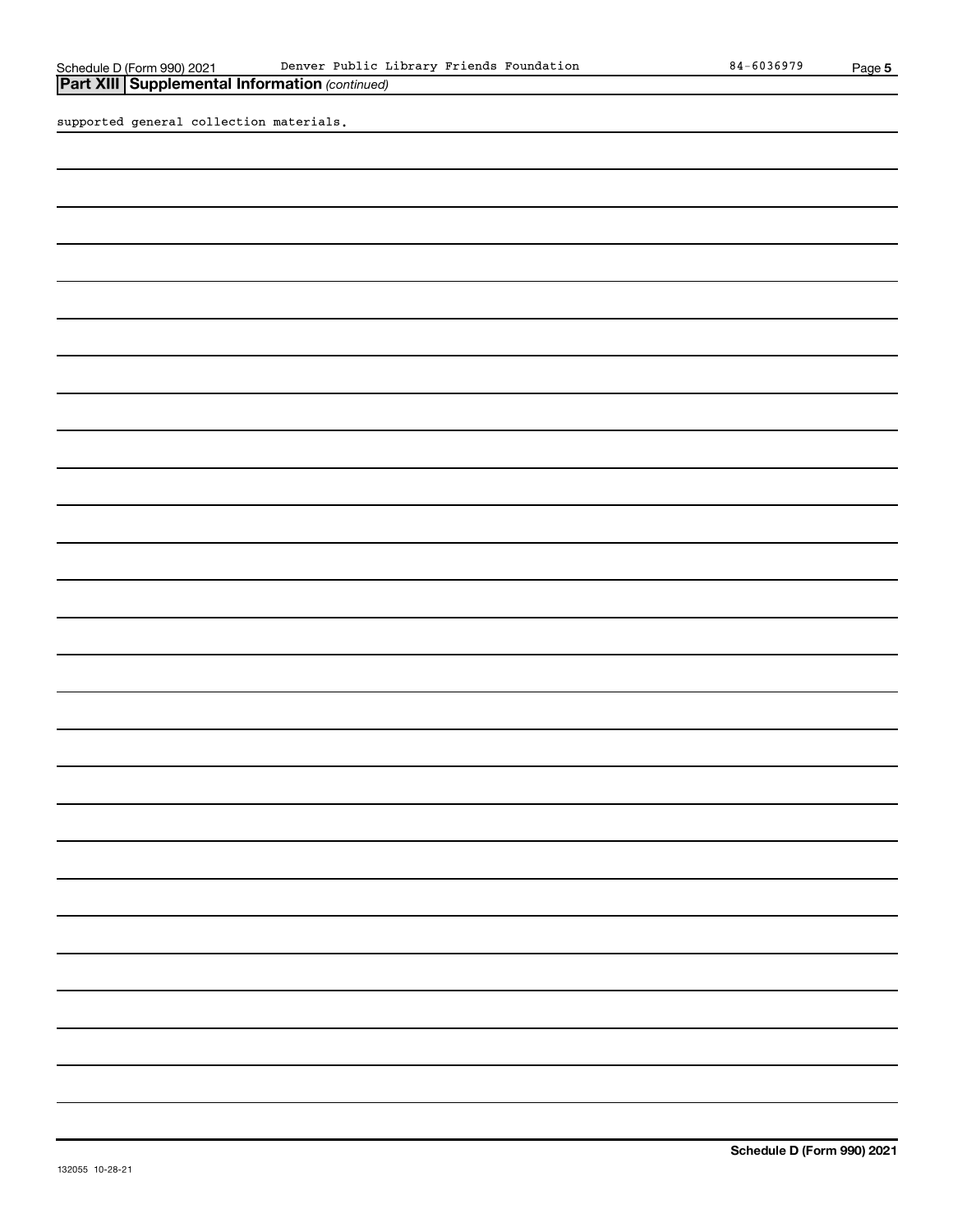## Part XIII Supplemental Information *(continued)*

supported general collection materials.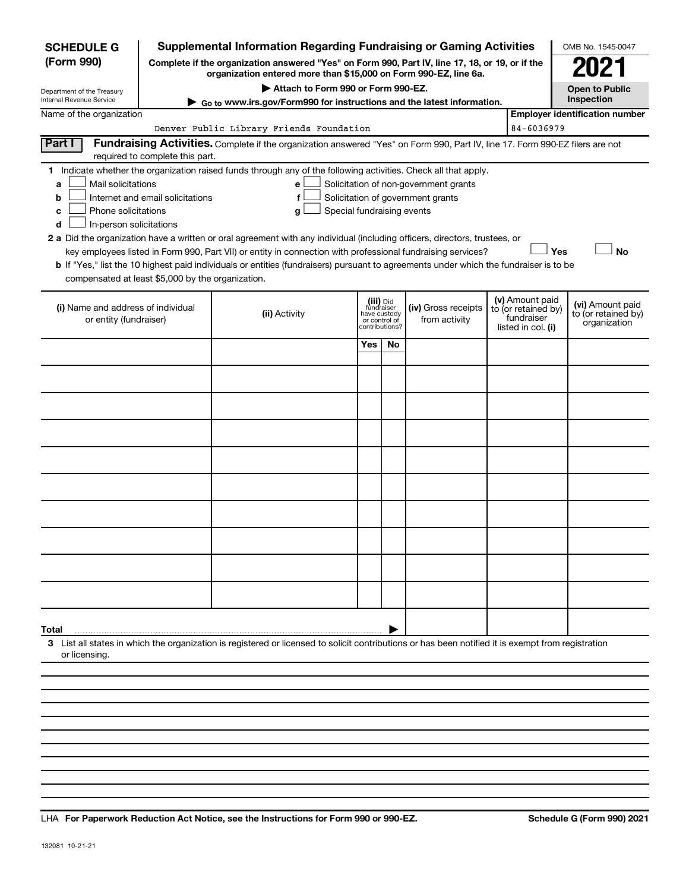**SCHEDULE G (Form 990)**

Department of the Treasury
Internal Revenue Service

# Supplemental Information Regarding Fundraising or Gaming Activities

**Complete if the organization answered "Yes" on Form 990, Part IV, line 17, 18, or 19, or if the organization entered more than $15,000 on Form 990-EZ, line 6a.**

**▶ Attach to Form 990 or Form 990-EZ.**

**▶ Go to www.irs.gov/Form990 for instructions and the latest information.**

OMB No. 1545-0047

**2021**

**Open to Public Inspection**

Name of the organization: Denver Public Library Friends Foundation

**Employer identification number:** 84-6036979

## Part I Fundraising Activities.

Complete if the organization answered "Yes" on Form 990, Part IV, line 17. Form 990-EZ filers are not required to complete this part.

**1** Indicate whether the organization raised funds through any of the following activities. Check all that apply.

- **a** ☐ Mail solicitations
- **b** ☐ Internet and email solicitations
- **c** ☐ Phone solicitations
- **d** ☐ In-person solicitations
- **e** ☐ Solicitation of non-government grants
- **f** ☐ Solicitation of government grants
- **g** ☐ Special fundraising events

**2 a** Did the organization have a written or oral agreement with any individual (including officers, directors, trustees, or key employees listed in Form 990, Part VII) or entity in connection with professional fundraising services? ☐ **Yes** ☐ **No**

**b** If "Yes," list the 10 highest paid individuals or entities (fundraisers) pursuant to agreements under which the fundraiser is to be compensated at least $5,000 by the organization.

| (i) Name and address of individual or entity (fundraiser) | (ii) Activity | (iii) Did fundraiser have custody or control of contributions? | | (iv) Gross receipts from activity | (v) Amount paid to (or retained by) fundraiser listed in col. (i) | (vi) Amount paid to (or retained by) organization |
|---|---|---|---|---|---|---|
| | | Yes | No | | | |
| | | | | | | |
| | | | | | | |
| | | | | | | |
| | | | | | | |
| | | | | | | |
| | | | | | | |
| | | | | | | |
| | | | | | | |
| | | | | | | |
| | | | | | | |
| **Total** ▶ | | | | | | |

**3** List all states in which the organization is registered or licensed to solicit contributions or has been notified it is exempt from registration or licensing.

LHA **For Paperwork Reduction Act Notice, see the Instructions for Form 990 or 990-EZ.**

**Schedule G (Form 990) 2021**

132081 10-21-21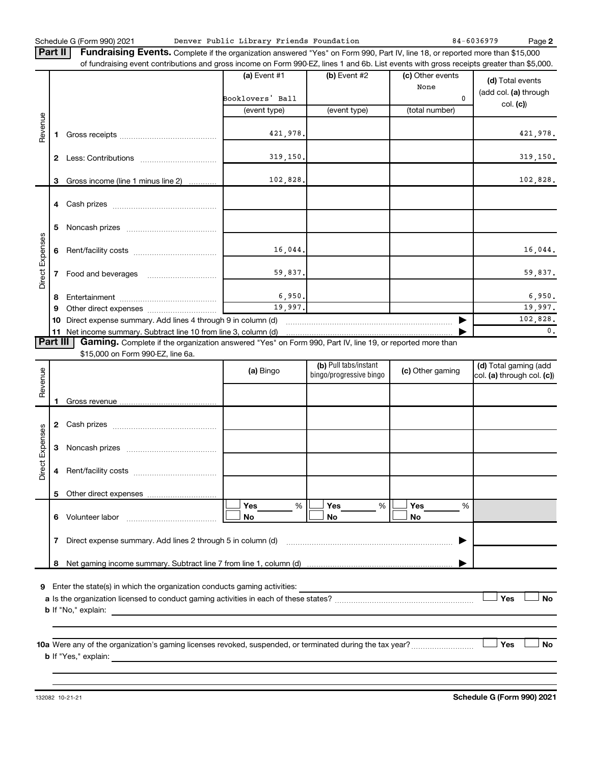Schedule G (Form 990) 2021 Denver Public Library Friends Foundation 84-6036979 Page 2

**Part II** **Fundraising Events.** Complete if the organization answered "Yes" on Form 990, Part IV, line 18, or reported more than $15,000 of fundraising event contributions and gross income on Form 990-EZ, lines 1 and 6b. List events with gross receipts greater than $5,000.

| | | | (a) Event #1 | (b) Event #2 | (c) Other events | (d) Total events (add col. (a) through col. (c)) |
|---|---|---|---|---|---|---|
| | | | Booklovers' Ball | | None<br>0 | |
| | | | (event type) | (event type) | (total number) | |
| Revenue | 1 | Gross receipts | 421,978. | | | 421,978. |
| | 2 | Less: Contributions | 319,150. | | | 319,150. |
| | 3 | Gross income (line 1 minus line 2) | 102,828. | | | 102,828. |
| Direct Expenses | 4 | Cash prizes | | | | |
| | 5 | Noncash prizes | | | | |
| | 6 | Rent/facility costs | 16,044. | | | 16,044. |
| | 7 | Food and beverages | 59,837. | | | 59,837. |
| | 8 | Entertainment | 6,950. | | | 6,950. |
| | 9 | Other direct expenses | 19,997. | | | 19,997. |
| | 10 | Direct expense summary. Add lines 4 through 9 in column (d) | | | ▶ | 102,828. |
| | 11 | Net income summary. Subtract line 10 from line 3, column (d) | | | ▶ | 0. |

**Part III** **Gaming.** Complete if the organization answered "Yes" on Form 990, Part IV, line 19, or reported more than $15,000 on Form 990-EZ, line 6a.

| | | | (a) Bingo | (b) Pull tabs/instant bingo/progressive bingo | (c) Other gaming | (d) Total gaming (add col. (a) through col. (c)) |
|---|---|---|---|---|---|---|
| Revenue | 1 | Gross revenue | | | | |
| Direct Expenses | 2 | Cash prizes | | | | |
| | 3 | Noncash prizes | | | | |
| | 4 | Rent/facility costs | | | | |
| | 5 | Other direct expenses | | | | |
| | 6 | Volunteer labor | ☐ Yes ___ %<br>☐ No | ☐ Yes ___ %<br>☐ No | ☐ Yes ___ %<br>☐ No | |
| | 7 | Direct expense summary. Add lines 2 through 5 in column (d) | | | ▶ | |
| | 8 | Net gaming income summary. Subtract line 7 from line 1, column (d) | | | ▶ | |

**9** Enter the state(s) in which the organization conducts gaming activities: ______

**a** Is the organization licensed to conduct gaming activities in each of these states? ☐ Yes ☐ No

**b** If "No," explain: ______

**10a** Were any of the organization's gaming licenses revoked, suspended, or terminated during the tax year? ☐ Yes ☐ No

**b** If "Yes," explain: ______

132082 10-21-21 **Schedule G (Form 990) 2021**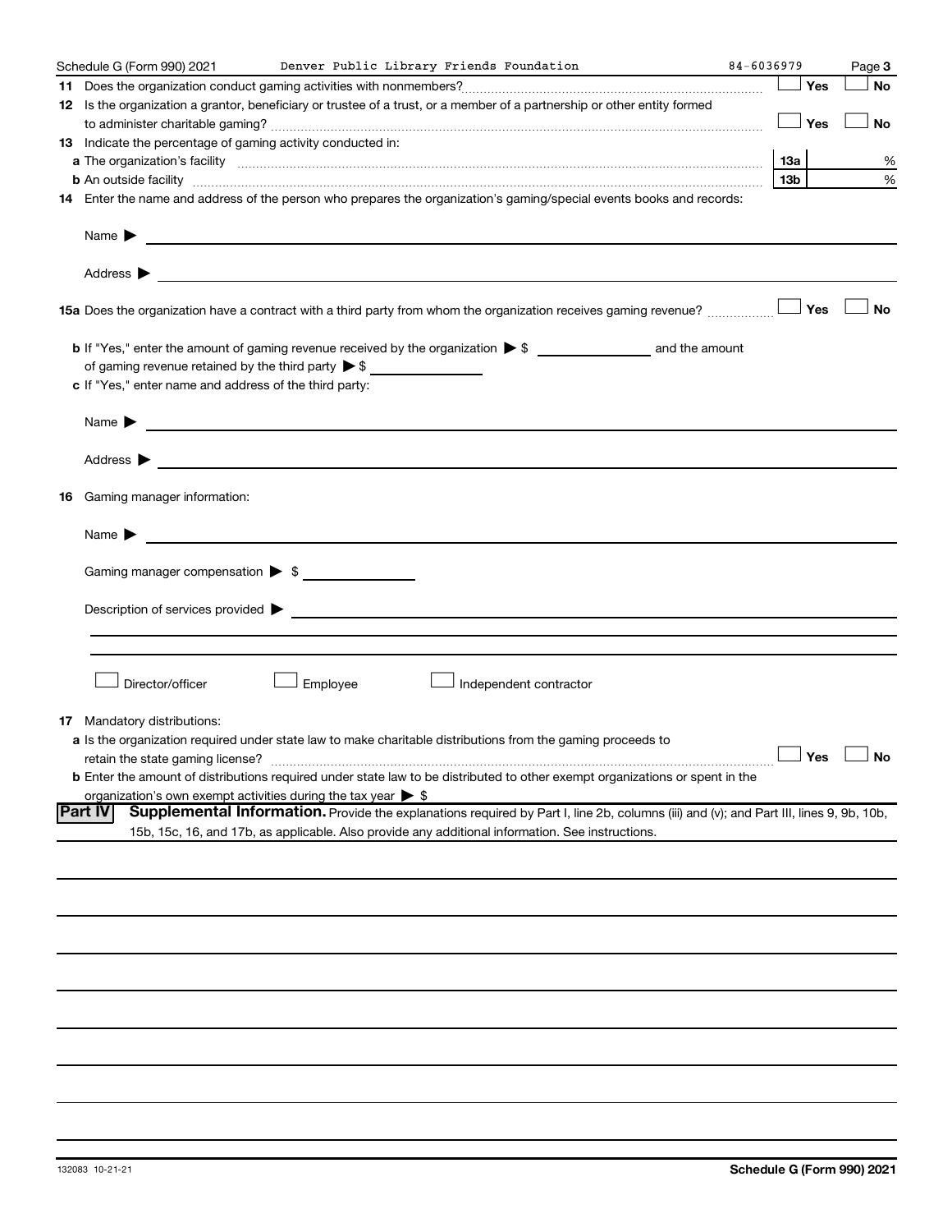Schedule G (Form 990) 2021 Denver Public Library Friends Foundation 84-6036979 Page **3**

**11** Does the organization conduct gaming activities with nonmembers? ☐ Yes ☐ No

**12** Is the organization a grantor, beneficiary or trustee of a trust, or a member of a partnership or other entity formed to administer charitable gaming? ☐ Yes ☐ No

**13** Indicate the percentage of gaming activity conducted in:

**a** The organization's facility **13a** %

**b** An outside facility **13b** %

**14** Enter the name and address of the person who prepares the organization's gaming/special events books and records:

Name ▶

Address ▶

**15a** Does the organization have a contract with a third party from whom the organization receives gaming revenue? ☐ Yes ☐ No

**b** If "Yes," enter the amount of gaming revenue received by the organization ▶ $ ________ and the amount of gaming revenue retained by the third party ▶ $ ________

**c** If "Yes," enter name and address of the third party:

Name ▶

Address ▶

**16** Gaming manager information:

Name ▶

Gaming manager compensation ▶ $

Description of services provided ▶

☐ Director/officer ☐ Employee ☐ Independent contractor

**17** Mandatory distributions:

**a** Is the organization required under state law to make charitable distributions from the gaming proceeds to retain the state gaming license? ☐ Yes ☐ No

**b** Enter the amount of distributions required under state law to be distributed to other exempt organizations or spent in the organization's own exempt activities during the tax year ▶ $

**Part IV** **Supplemental Information.** Provide the explanations required by Part I, line 2b, columns (iii) and (v); and Part III, lines 9, 9b, 10b, 15b, 15c, 16, and 17b, as applicable. Also provide any additional information. See instructions.

132083 10-21-21 **Schedule G (Form 990) 2021**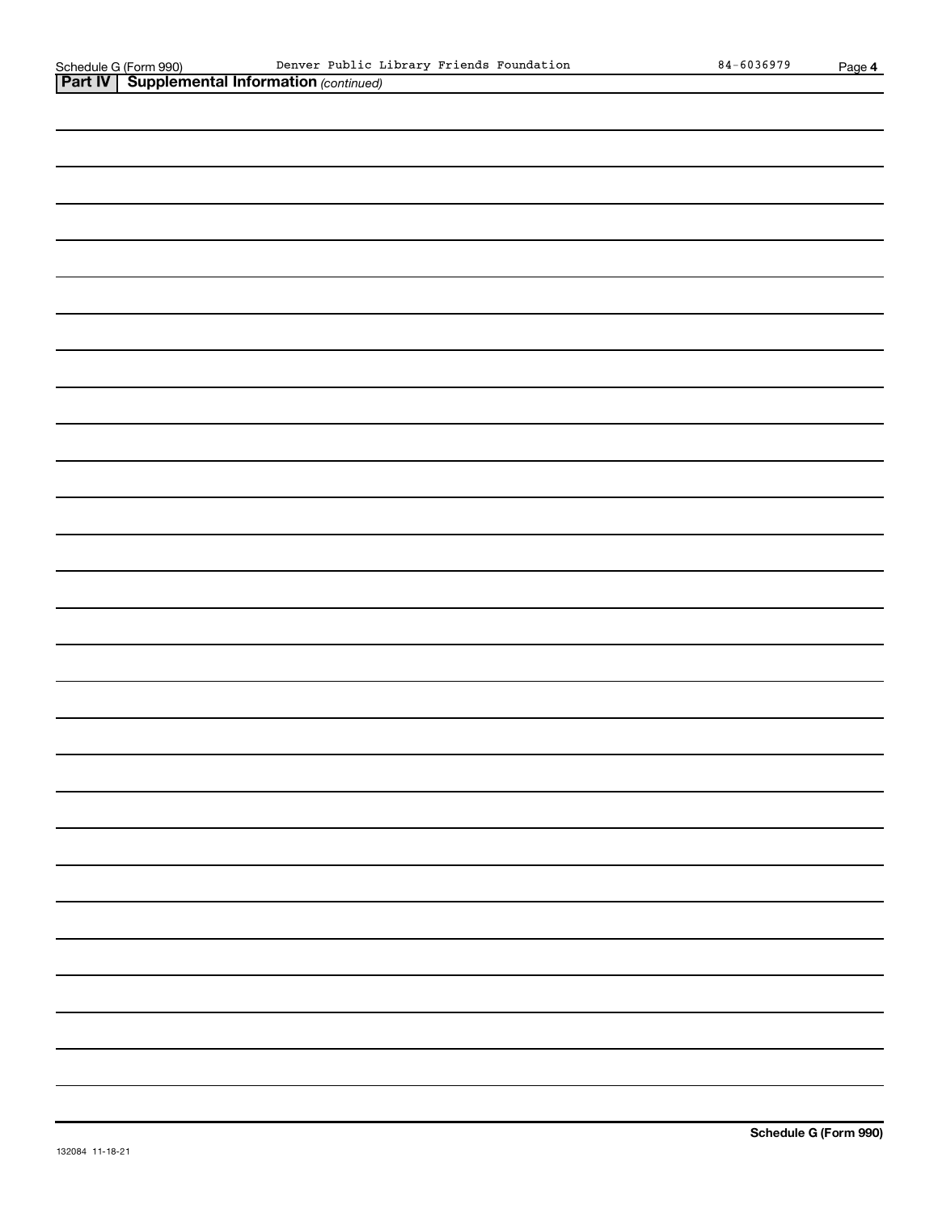## Part IV | Supplemental Information *(continued)*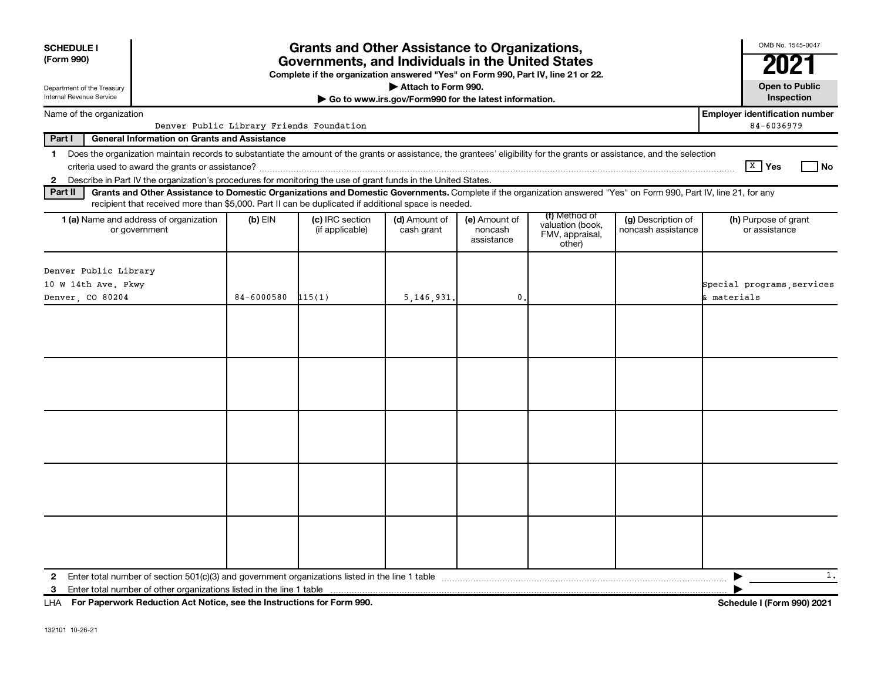**SCHEDULE I (Form 990)**

Department of the Treasury
Internal Revenue Service

# Grants and Other Assistance to Organizations, Governments, and Individuals in the United States

**Complete if the organization answered "Yes" on Form 990, Part IV, line 21 or 22.**

**▶ Attach to Form 990.**

**▶ Go to www.irs.gov/Form990 for the latest information.**

OMB No. 1545-0047

**2021**

**Open to Public Inspection**

Name of the organization: Denver Public Library Friends Foundation

**Employer identification number:** 84-6036979

**Part I — General Information on Grants and Assistance**

1 Does the organization maintain records to substantiate the amount of the grants or assistance, the grantees' eligibility for the grants or assistance, and the selection criteria used to award the grants or assistance? [X] Yes [ ] No

2 Describe in Part IV the organization's procedures for monitoring the use of grant funds in the United States.

**Part II — Grants and Other Assistance to Domestic Organizations and Domestic Governments.** Complete if the organization answered "Yes" on Form 990, Part IV, line 21, for any recipient that received more than $5,000. Part II can be duplicated if additional space is needed.

| 1 (a) Name and address of organization or government | (b) EIN | (c) IRC section (if applicable) | (d) Amount of cash grant | (e) Amount of noncash assistance | (f) Method of valuation (book, FMV, appraisal, other) | (g) Description of noncash assistance | (h) Purpose of grant or assistance |
|---|---|---|---|---|---|---|---|
| Denver Public Library<br>10 W 14th Ave. Pkwy<br>Denver, CO 80204 | 84-6000580 | 115(1) | 5,146,931. | 0. | | | Special programs,services & materials |
| | | | | | | | |
| | | | | | | | |
| | | | | | | | |
| | | | | | | | |
| | | | | | | | |

2 Enter total number of section 501(c)(3) and government organizations listed in the line 1 table ▶ 1.

3 Enter total number of other organizations listed in the line 1 table ▶

LHA **For Paperwork Reduction Act Notice, see the Instructions for Form 990.** **Schedule I (Form 990) 2021**

132101 10-26-21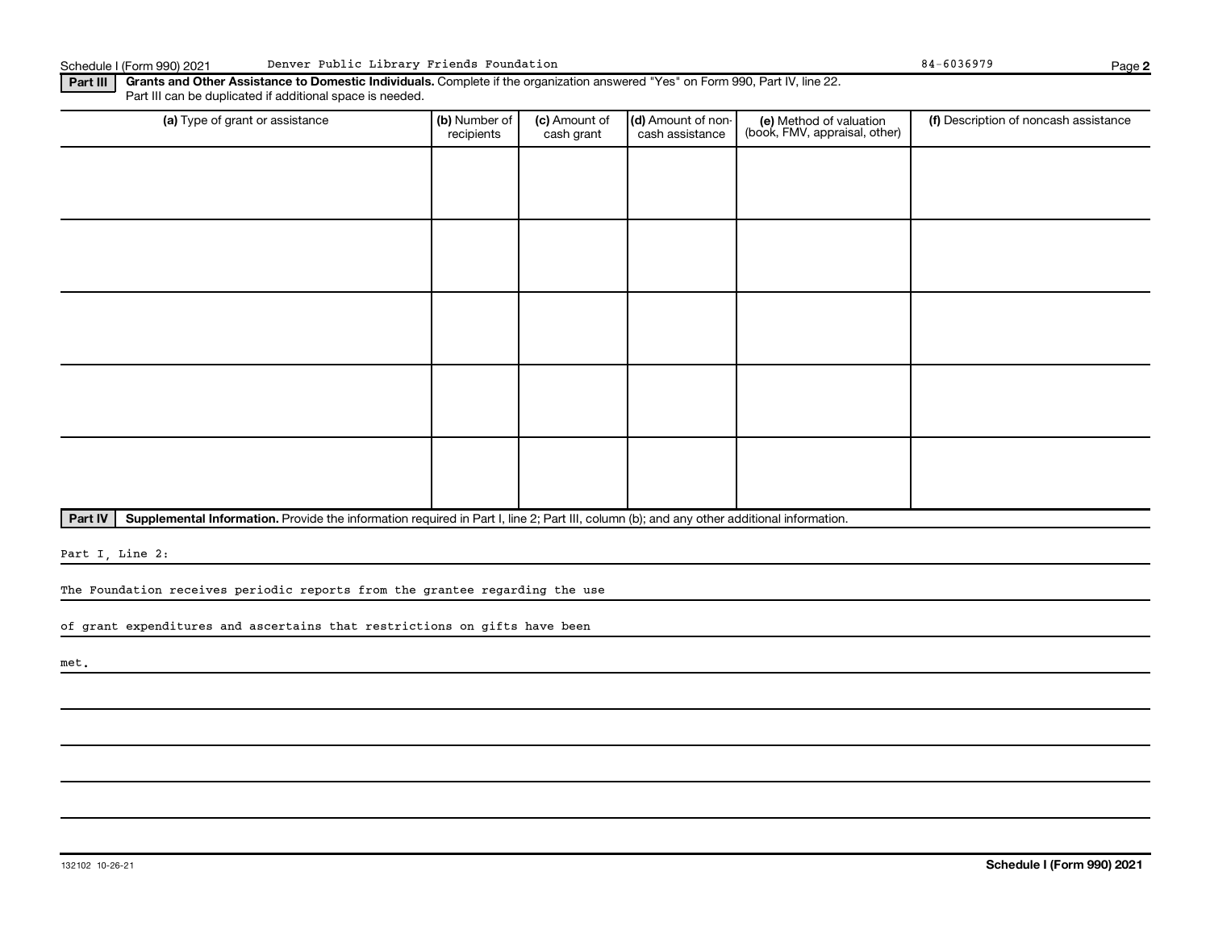Schedule I (Form 990) 2021 Denver Public Library Friends Foundation 84-6036979

**Part III** **Grants and Other Assistance to Domestic Individuals.** Complete if the organization answered "Yes" on Form 990, Part IV, line 22. Part III can be duplicated if additional space is needed.

| (a) Type of grant or assistance | (b) Number of recipients | (c) Amount of cash grant | (d) Amount of non-cash assistance | (e) Method of valuation (book, FMV, appraisal, other) | (f) Description of noncash assistance |
|---|---|---|---|---|---|
| | | | | | |
| | | | | | |
| | | | | | |
| | | | | | |
| | | | | | |

**Part IV** **Supplemental Information.** Provide the information required in Part I, line 2; Part III, column (b); and any other additional information.

Part I, Line 2:

The Foundation receives periodic reports from the grantee regarding the use of grant expenditures and ascertains that restrictions on gifts have been met.

132102 10-26-21 **Schedule I (Form 990) 2021**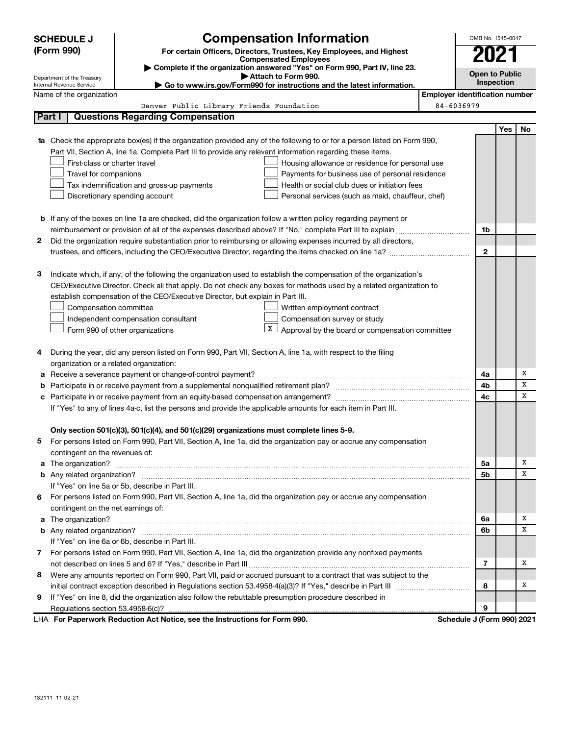**SCHEDULE J (Form 990)**

Department of the Treasury
Internal Revenue Service

# Compensation Information

**For certain Officers, Directors, Trustees, Key Employees, and Highest Compensated Employees**

▶ **Complete if the organization answered "Yes" on Form 990, Part IV, line 23.**

▶ **Attach to Form 990.**

▶ **Go to www.irs.gov/Form990 for instructions and the latest information.**

OMB No. 1545-0047

**2021**

**Open to Public Inspection**

Name of the organization: Denver Public Library Friends Foundation

**Employer identification number:** 84-6036979

## Part I — Questions Regarding Compensation

| | | | Yes | No |
|---|---|---|---|---|
| **1a** | Check the appropriate box(es) if the organization provided any of the following to or for a person listed on Form 990, Part VII, Section A, line 1a. Complete Part III to provide any relevant information regarding these items.<br>☐ First-class or charter travel ☐ Housing allowance or residence for personal use<br>☐ Travel for companions ☐ Payments for business use of personal residence<br>☐ Tax indemnification and gross-up payments ☐ Health or social club dues or initiation fees<br>☐ Discretionary spending account ☐ Personal services (such as maid, chauffeur, chef) | | | |
| **b** | If any of the boxes on line 1a are checked, did the organization follow a written policy regarding payment or reimbursement or provision of all of the expenses described above? If "No," complete Part III to explain | 1b | | |
| **2** | Did the organization require substantiation prior to reimbursing or allowing expenses incurred by all directors, trustees, and officers, including the CEO/Executive Director, regarding the items checked on line 1a? | 2 | | |
| **3** | Indicate which, if any, of the following the organization used to establish the compensation of the organization's CEO/Executive Director. Check all that apply. Do not check any boxes for methods used by a related organization to establish compensation of the CEO/Executive Director, but explain in Part III.<br>☐ Compensation committee ☐ Written employment contract<br>☐ Independent compensation consultant ☐ Compensation survey or study<br>☐ Form 990 of other organizations ☒ Approval by the board or compensation committee | | | |
| **4** | During the year, did any person listed on Form 990, Part VII, Section A, line 1a, with respect to the filing organization or a related organization: | | | |
| **a** | Receive a severance payment or change-of-control payment? | 4a | | X |
| **b** | Participate in or receive payment from a supplemental nonqualified retirement plan? | 4b | | X |
| **c** | Participate in or receive payment from an equity-based compensation arrangement? | 4c | | X |
| | If "Yes" to any of lines 4a-c, list the persons and provide the applicable amounts for each item in Part III. | | | |
| | **Only section 501(c)(3), 501(c)(4), and 501(c)(29) organizations must complete lines 5-9.** | | | |
| **5** | For persons listed on Form 990, Part VII, Section A, line 1a, did the organization pay or accrue any compensation contingent on the revenues of: | | | |
| **a** | The organization? | 5a | | X |
| **b** | Any related organization? | 5b | | X |
| | If "Yes" on line 5a or 5b, describe in Part III. | | | |
| **6** | For persons listed on Form 990, Part VII, Section A, line 1a, did the organization pay or accrue any compensation contingent on the net earnings of: | | | |
| **a** | The organization? | 6a | | X |
| **b** | Any related organization? | 6b | | X |
| | If "Yes" on line 6a or 6b, describe in Part III. | | | |
| **7** | For persons listed on Form 990, Part VII, Section A, line 1a, did the organization provide any nonfixed payments not described on lines 5 and 6? If "Yes," describe in Part III | 7 | | X |
| **8** | Were any amounts reported on Form 990, Part VII, paid or accrued pursuant to a contract that was subject to the initial contract exception described in Regulations section 53.4958-4(a)(3)? If "Yes," describe in Part III | 8 | | X |
| **9** | If "Yes" on line 8, did the organization also follow the rebuttable presumption procedure described in Regulations section 53.4958-6(c)? | 9 | | |

LHA **For Paperwork Reduction Act Notice, see the Instructions for Form 990.** **Schedule J (Form 990) 2021**

132111 11-02-21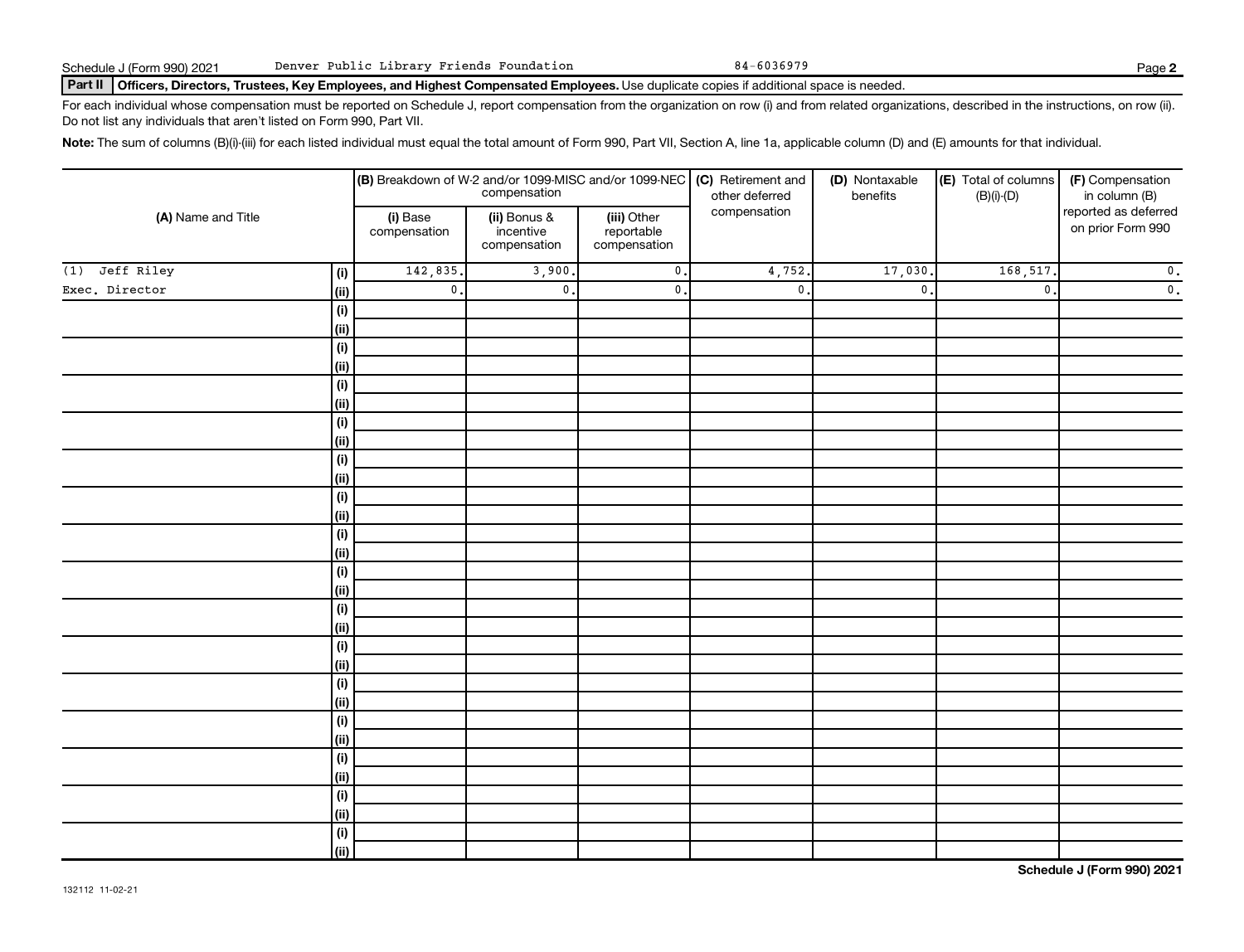Schedule J (Form 990) 2021 Denver Public Library Friends Foundation 84-6036979

## Part II Officers, Directors, Trustees, Key Employees, and Highest Compensated Employees. Use duplicate copies if additional space is needed.

For each individual whose compensation must be reported on Schedule J, report compensation from the organization on row (i) and from related organizations, described in the instructions, on row (ii). Do not list any individuals that aren't listed on Form 990, Part VII.

**Note:** The sum of columns (B)(i)-(iii) for each listed individual must equal the total amount of Form 990, Part VII, Section A, line 1a, applicable column (D) and (E) amounts for that individual.

| (A) Name and Title | | (B) Breakdown of W-2 and/or 1099-MISC and/or 1099-NEC compensation | | | (C) Retirement and other deferred compensation | (D) Nontaxable benefits | (E) Total of columns (B)(i)-(D) | (F) Compensation in column (B) reported as deferred on prior Form 990 |
|---|---|---|---|---|---|---|---|---|
| | | (i) Base compensation | (ii) Bonus & incentive compensation | (iii) Other reportable compensation | | | | |
| (1) Jeff Riley | (i) | 142,835. | 3,900. | 0. | 4,752. | 17,030. | 168,517. | 0. |
| Exec. Director | (ii) | 0. | 0. | 0. | 0. | 0. | 0. | 0. |

Schedule J (Form 990) 2021

132112 11-02-21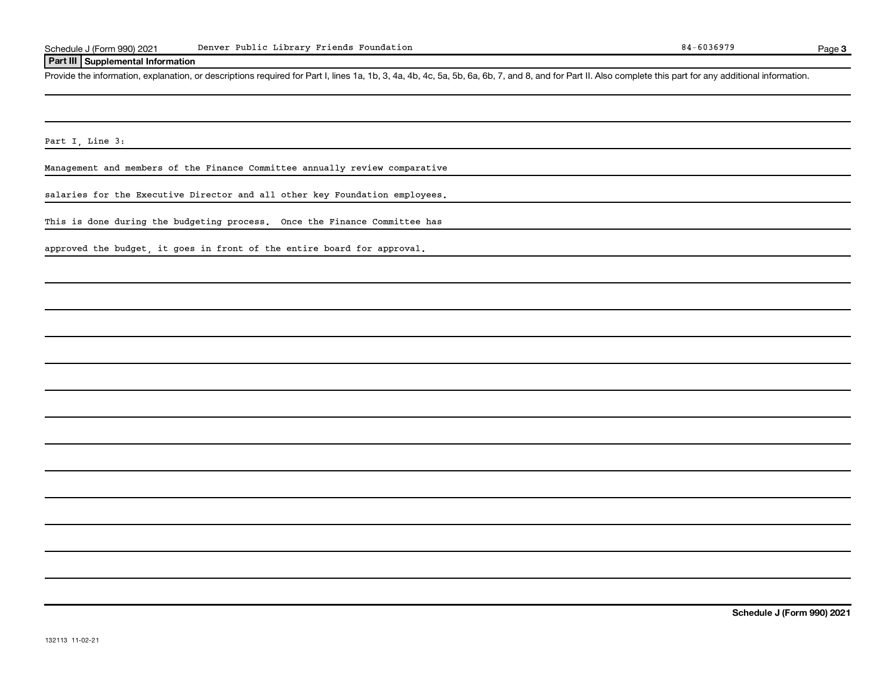Schedule J (Form 990) 2021 Denver Public Library Friends Foundation 84-6036979

## Part III Supplemental Information

Provide the information, explanation, or descriptions required for Part I, lines 1a, 1b, 3, 4a, 4b, 4c, 5a, 5b, 6a, 6b, 7, and 8, and for Part II. Also complete this part for any additional information.

Part I, Line 3:

Management and members of the Finance Committee annually review comparative salaries for the Executive Director and all other key Foundation employees. This is done during the budgeting process. Once the Finance Committee has approved the budget, it goes in front of the entire board for approval.

Schedule J (Form 990) 2021

132113 11-02-21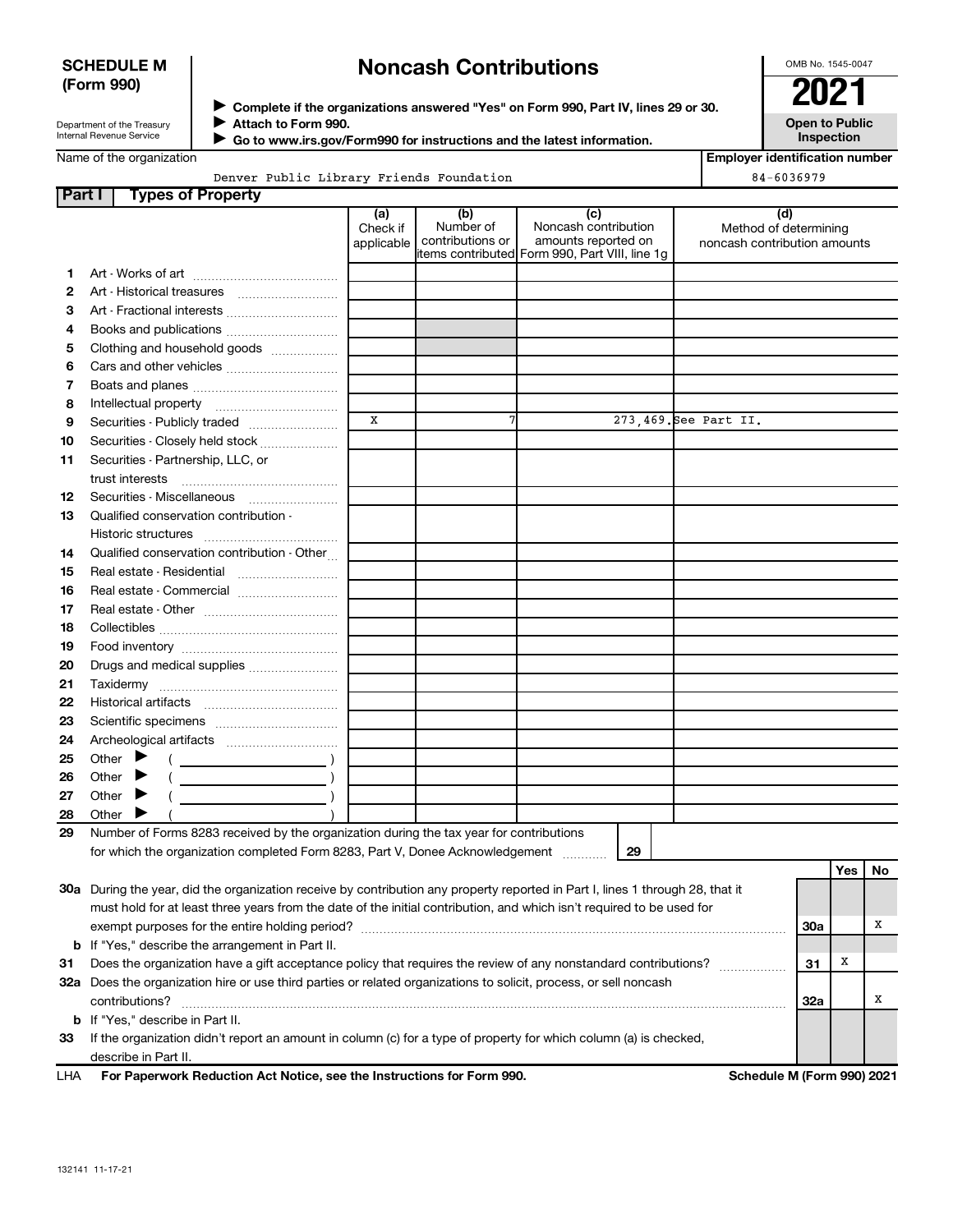**SCHEDULE M (Form 990)**

Department of the Treasury
Internal Revenue Service

# Noncash Contributions

▶ Complete if the organizations answered "Yes" on Form 990, Part IV, lines 29 or 30.
▶ Attach to Form 990.
▶ Go to www.irs.gov/Form990 for instructions and the latest information.

OMB No. 1545-0047

**2021**

**Open to Public Inspection**

Name of the organization: Denver Public Library Friends Foundation

Employer identification number: 84-6036979

## Part I Types of Property

| | | (a) Check if applicable | (b) Number of contributions or items contributed | (c) Noncash contribution amounts reported on Form 990, Part VIII, line 1g | (d) Method of determining noncash contribution amounts |
|---|---|---|---|---|---|
| 1 | Art - Works of art | | | | |
| 2 | Art - Historical treasures | | | | |
| 3 | Art - Fractional interests | | | | |
| 4 | Books and publications | | | | |
| 5 | Clothing and household goods | | | | |
| 6 | Cars and other vehicles | | | | |
| 7 | Boats and planes | | | | |
| 8 | Intellectual property | | | | |
| 9 | Securities - Publicly traded | X | 7 | 273,469. | See Part II. |
| 10 | Securities - Closely held stock | | | | |
| 11 | Securities - Partnership, LLC, or trust interests | | | | |
| 12 | Securities - Miscellaneous | | | | |
| 13 | Qualified conservation contribution - Historic structures | | | | |
| 14 | Qualified conservation contribution - Other | | | | |
| 15 | Real estate - Residential | | | | |
| 16 | Real estate - Commercial | | | | |
| 17 | Real estate - Other | | | | |
| 18 | Collectibles | | | | |
| 19 | Food inventory | | | | |
| 20 | Drugs and medical supplies | | | | |
| 21 | Taxidermy | | | | |
| 22 | Historical artifacts | | | | |
| 23 | Scientific specimens | | | | |
| 24 | Archeological artifacts | | | | |
| 25 | Other ▶ ( ) | | | | |
| 26 | Other ▶ ( ) | | | | |
| 27 | Other ▶ ( ) | | | | |
| 28 | Other ▶ ( ) | | | | |

29 Number of Forms 8283 received by the organization during the tax year for contributions for which the organization completed Form 8283, Part V, Donee Acknowledgement ..... 29

| | | | Yes | No |
|---|---|---|---|---|
| 30a | During the year, did the organization receive by contribution any property reported in Part I, lines 1 through 28, that it must hold for at least three years from the date of the initial contribution, and which isn't required to be used for exempt purposes for the entire holding period? | 30a | | X |
| b | If "Yes," describe the arrangement in Part II. | | | |
| 31 | Does the organization have a gift acceptance policy that requires the review of any nonstandard contributions? | 31 | X | |
| 32a | Does the organization hire or use third parties or related organizations to solicit, process, or sell noncash contributions? | 32a | | X |
| b | If "Yes," describe in Part II. | | | |
| 33 | If the organization didn't report an amount in column (c) for a type of property for which column (a) is checked, describe in Part II. | | | |

LHA **For Paperwork Reduction Act Notice, see the Instructions for Form 990.** **Schedule M (Form 990) 2021**

132141 11-17-21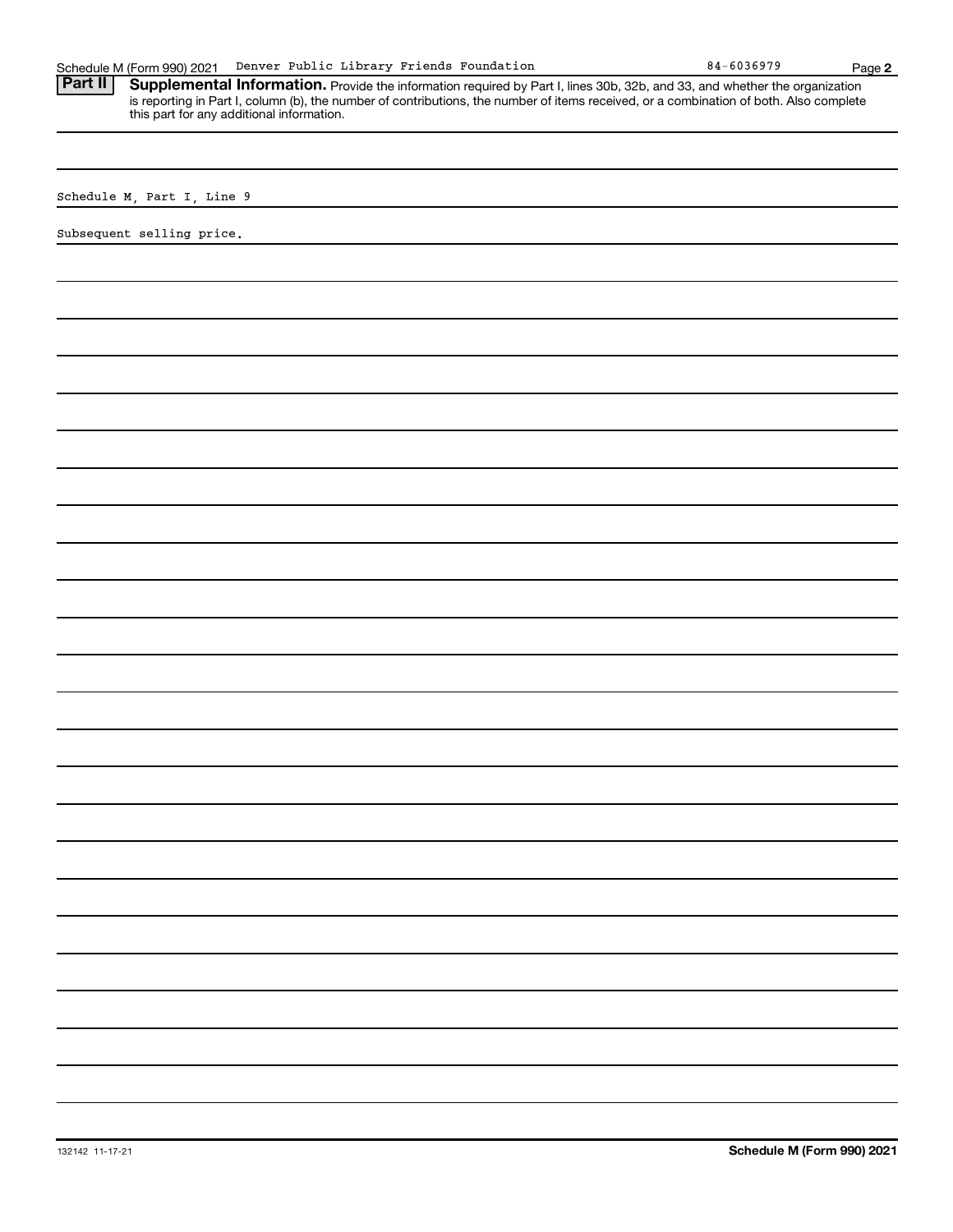Schedule M (Form 990) 2021 Denver Public Library Friends Foundation 84-6036979

## Part II Supplemental Information.

Provide the information required by Part I, lines 30b, 32b, and 33, and whether the organization is reporting in Part I, column (b), the number of contributions, the number of items received, or a combination of both. Also complete this part for any additional information.

Schedule M, Part I, Line 9

Subsequent selling price.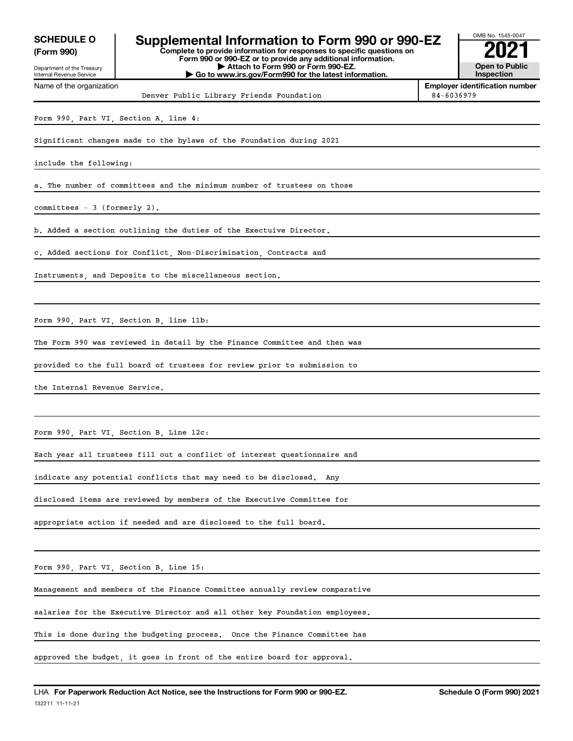**SCHEDULE O (Form 990)**

Department of the Treasury
Internal Revenue Service

# Supplemental Information to Form 990 or 990-EZ

**Complete to provide information for responses to specific questions on Form 990 or 990-EZ or to provide any additional information.**
**▶ Attach to Form 990 or Form 990-EZ.**
**▶ Go to www.irs.gov/Form990 for the latest information.**

OMB No. 1545-0047

**2021**

**Open to Public Inspection**

Name of the organization: Denver Public Library Friends Foundation

**Employer identification number:** 84-6036979

Form 990, Part VI, Section A, line 4:

Significant changes made to the bylaws of the Foundation during 2021 include the following:

a. The number of committees and the minimum number of trustees on those committees - 3 (formerly 2).

b. Added a section outlining the duties of the Exectuive Director.

c. Added sections for Conflict, Non-Discrimination, Contracts and Instruments, and Deposits to the miscellaneous section.

Form 990, Part VI, Section B, line 11b:

The Form 990 was reviewed in detail by the Finance Committee and then was provided to the full board of trustees for review prior to submission to the Internal Revenue Service.

Form 990, Part VI, Section B, Line 12c:

Each year all trustees fill out a conflict of interest questionnaire and indicate any potential conflicts that may need to be disclosed. Any disclosed items are reviewed by members of the Executive Committee for appropriate action if needed and are disclosed to the full board.

Form 990, Part VI, Section B, Line 15:

Management and members of the Finance Committee annually review comparative salaries for the Executive Director and all other key Foundation employees. This is done during the budgeting process. Once the Finance Committee has approved the budget, it goes in front of the entire board for approval.

LHA **For Paperwork Reduction Act Notice, see the Instructions for Form 990 or 990-EZ.** **Schedule O (Form 990) 2021**

132211 11-11-21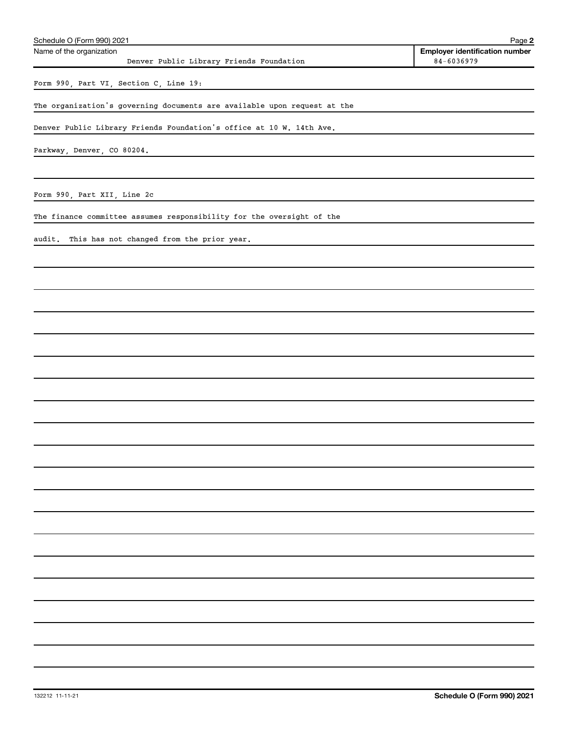Schedule O (Form 990) 2021

| Name of the organization | Employer identification number |
| --- | --- |
| Denver Public Library Friends Foundation | 84-6036979 |

Form 990, Part VI, Section C, Line 19:

The organization's governing documents are available upon request at the Denver Public Library Friends Foundation's office at 10 W. 14th Ave. Parkway, Denver, CO 80204.

Form 990, Part XII, Line 2c

The finance committee assumes responsibility for the oversight of the audit. This has not changed from the prior year.

132212 11-11-21

Schedule O (Form 990) 2021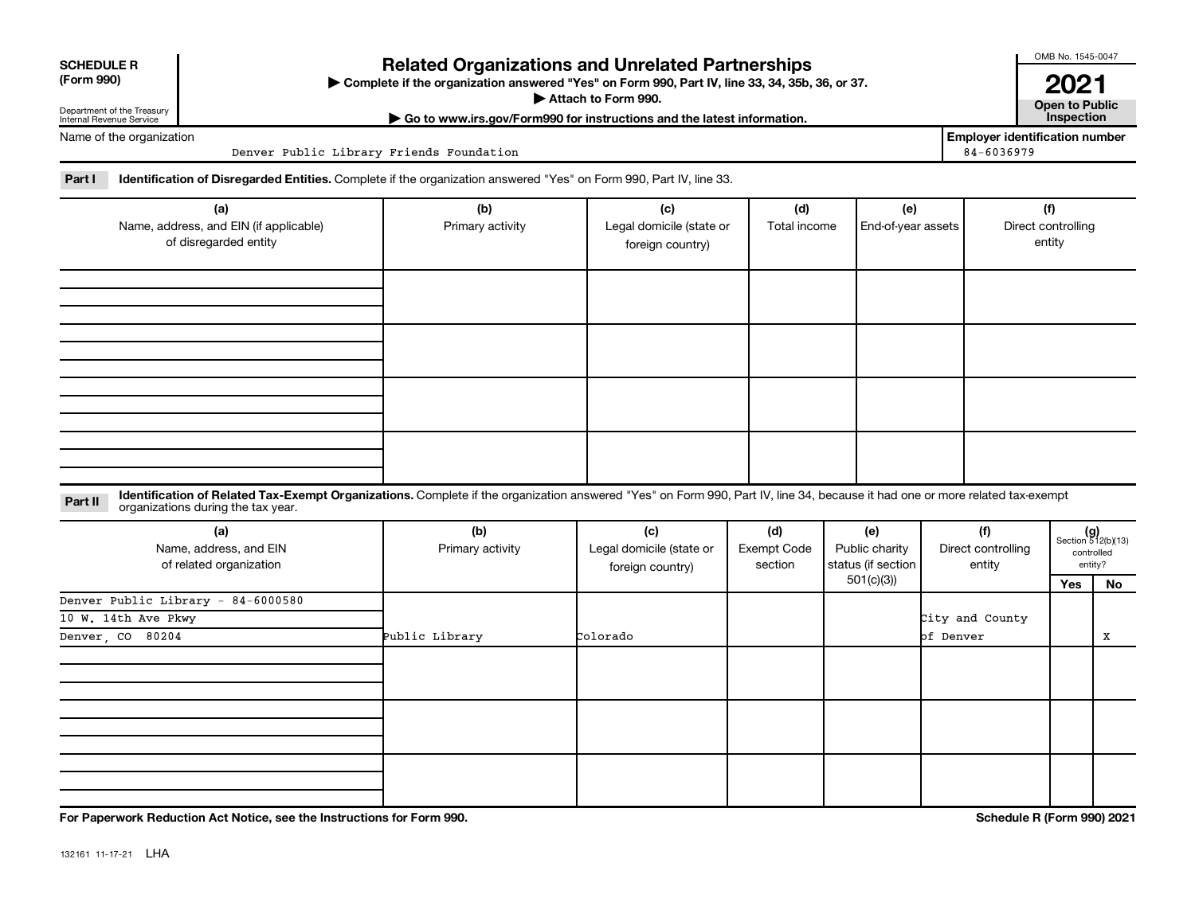**SCHEDULE R (Form 990)**

Department of the Treasury
Internal Revenue Service

# Related Organizations and Unrelated Partnerships

▶ Complete if the organization answered "Yes" on Form 990, Part IV, line 33, 34, 35b, 36, or 37.
▶ Attach to Form 990.
▶ Go to www.irs.gov/Form990 for instructions and the latest information.

OMB No. 1545-0047

**2021**

**Open to Public Inspection**

Name of the organization: Denver Public Library Friends Foundation

Employer identification number: 84-6036979

**Part I** **Identification of Disregarded Entities.** Complete if the organization answered "Yes" on Form 990, Part IV, line 33.

| (a) Name, address, and EIN (if applicable) of disregarded entity | (b) Primary activity | (c) Legal domicile (state or foreign country) | (d) Total income | (e) End-of-year assets | (f) Direct controlling entity |
|---|---|---|---|---|---|
| | | | | | |
| | | | | | |
| | | | | | |
| | | | | | |

**Part II** **Identification of Related Tax-Exempt Organizations.** Complete if the organization answered "Yes" on Form 990, Part IV, line 34, because it had one or more related tax-exempt organizations during the tax year.

| (a) Name, address, and EIN of related organization | (b) Primary activity | (c) Legal domicile (state or foreign country) | (d) Exempt Code section | (e) Public charity status (if section 501(c)(3)) | (f) Direct controlling entity | (g) Section 512(b)(13) controlled entity? Yes | No |
|---|---|---|---|---|---|---|---|
| Denver Public Library - 84-6000580<br>10 W. 14th Ave Pkwy<br>Denver, CO 80204 | Public Library | Colorado | | | City and County of Denver | | X |
| | | | | | | | |
| | | | | | | | |
| | | | | | | | |

**For Paperwork Reduction Act Notice, see the Instructions for Form 990.**

**Schedule R (Form 990) 2021**

132161 11-17-21 LHA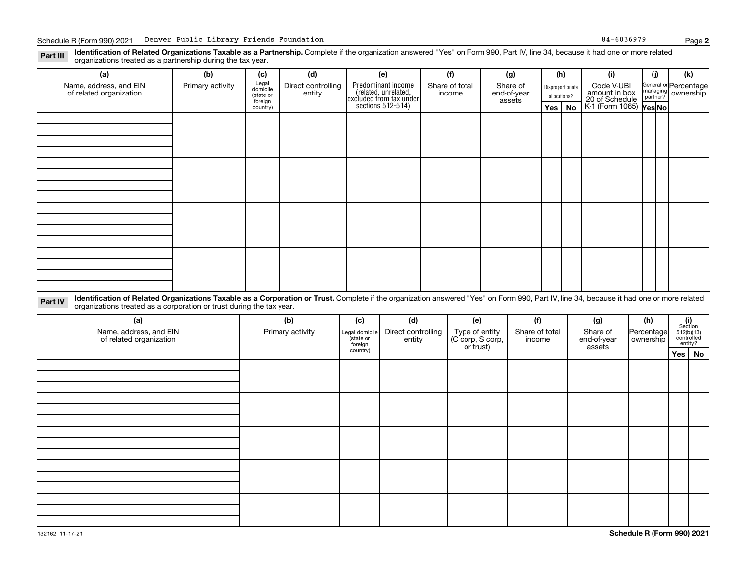Schedule R (Form 990) 2021 Denver Public Library Friends Foundation 84-6036979

**Part III** **Identification of Related Organizations Taxable as a Partnership.** Complete if the organization answered "Yes" on Form 990, Part IV, line 34, because it had one or more related organizations treated as a partnership during the tax year.

| (a) Name, address, and EIN of related organization | (b) Primary activity | (c) Legal domicile (state or foreign country) | (d) Direct controlling entity | (e) Predominant income (related, unrelated, excluded from tax under sections 512-514) | (f) Share of total income | (g) Share of end-of-year assets | (h) Disproportionate allocations? Yes | (h) No | (i) Code V-UBI amount in box 20 of Schedule K-1 (Form 1065) | (j) General or managing partner? Yes | (j) No | (k) Percentage ownership |
|---|---|---|---|---|---|---|---|---|---|---|---|---|
| | | | | | | | | | | | | |
| | | | | | | | | | | | | |
| | | | | | | | | | | | | |
| | | | | | | | | | | | | |

**Part IV** **Identification of Related Organizations Taxable as a Corporation or Trust.** Complete if the organization answered "Yes" on Form 990, Part IV, line 34, because it had one or more related organizations treated as a corporation or trust during the tax year.

| (a) Name, address, and EIN of related organization | (b) Primary activity | (c) Legal domicile (state or foreign country) | (d) Direct controlling entity | (e) Type of entity (C corp, S corp, or trust) | (f) Share of total income | (g) Share of end-of-year assets | (h) Percentage ownership | (i) Section 512(b)(13) controlled entity? Yes | (i) No |
|---|---|---|---|---|---|---|---|---|---|
| | | | | | | | | | |
| | | | | | | | | | |
| | | | | | | | | | |
| | | | | | | | | | |
| | | | | | | | | | |

132162 11-17-21 **Schedule R (Form 990) 2021**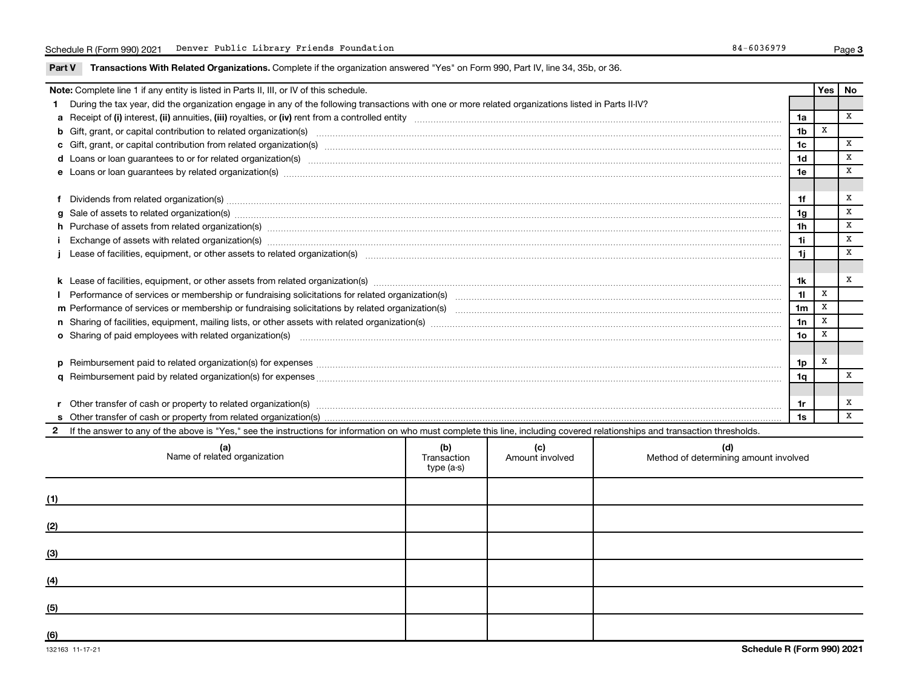Schedule R (Form 990) 2021 Denver Public Library Friends Foundation 84-6036979

**Part V Transactions With Related Organizations.** Complete if the organization answered "Yes" on Form 990, Part IV, line 34, 35b, or 36.

| **Note:** Complete line 1 if any entity is listed in Parts II, III, or IV of this schedule. | | Yes | No |
|---|---|---|---|
| **1** During the tax year, did the organization engage in any of the following transactions with one or more related organizations listed in Parts II-IV? | | | |
| **a** Receipt of **(i)** interest, **(ii)** annuities, **(iii)** royalties, or **(iv)** rent from a controlled entity | 1a | | X |
| **b** Gift, grant, or capital contribution to related organization(s) | 1b | X | |
| **c** Gift, grant, or capital contribution from related organization(s) | 1c | | X |
| **d** Loans or loan guarantees to or for related organization(s) | 1d | | X |
| **e** Loans or loan guarantees by related organization(s) | 1e | | X |
| **f** Dividends from related organization(s) | 1f | | X |
| **g** Sale of assets to related organization(s) | 1g | | X |
| **h** Purchase of assets from related organization(s) | 1h | | X |
| **i** Exchange of assets with related organization(s) | 1i | | X |
| **j** Lease of facilities, equipment, or other assets to related organization(s) | 1j | | X |
| **k** Lease of facilities, equipment, or other assets from related organization(s) | 1k | | X |
| **l** Performance of services or membership or fundraising solicitations for related organization(s) | 1l | X | |
| **m** Performance of services or membership or fundraising solicitations by related organization(s) | 1m | X | |
| **n** Sharing of facilities, equipment, mailing lists, or other assets with related organization(s) | 1n | X | |
| **o** Sharing of paid employees with related organization(s) | 1o | X | |
| **p** Reimbursement paid to related organization(s) for expenses | 1p | X | |
| **q** Reimbursement paid by related organization(s) for expenses | 1q | | X |
| **r** Other transfer of cash or property to related organization(s) | 1r | | X |
| **s** Other transfer of cash or property from related organization(s) | 1s | | X |

**2** If the answer to any of the above is "Yes," see the instructions for information on who must complete this line, including covered relationships and transaction thresholds.

| | (a) Name of related organization | (b) Transaction type (a-s) | (c) Amount involved | (d) Method of determining amount involved |
|---|---|---|---|---|
| (1) | | | | |
| (2) | | | | |
| (3) | | | | |
| (4) | | | | |
| (5) | | | | |
| (6) | | | | |

132163 11-17-21 Schedule R (Form 990) 2021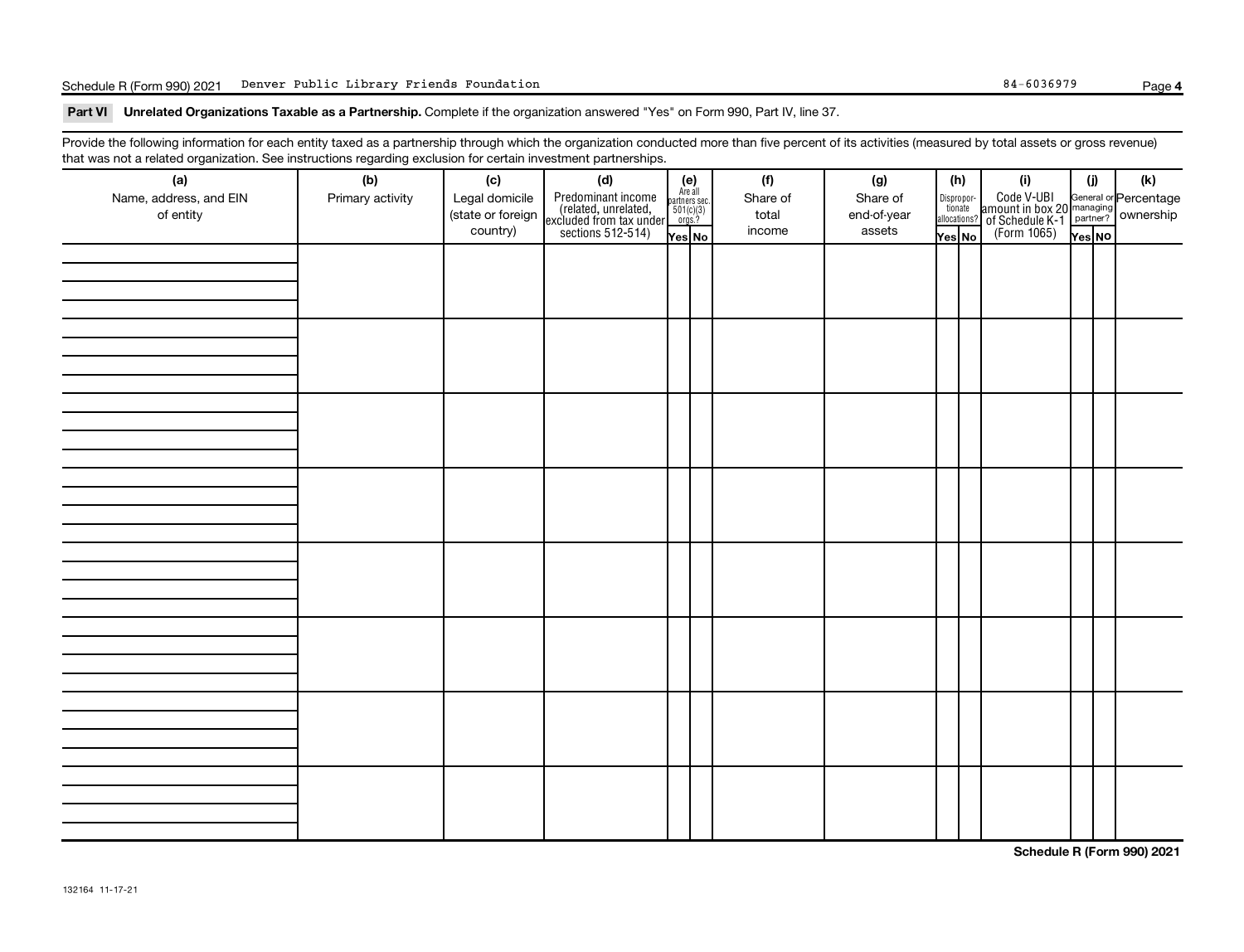Schedule R (Form 990) 2021 Denver Public Library Friends Foundation 84-6036979

**Part VI Unrelated Organizations Taxable as a Partnership.** Complete if the organization answered "Yes" on Form 990, Part IV, line 37.

Provide the following information for each entity taxed as a partnership through which the organization conducted more than five percent of its activities (measured by total assets or gross revenue) that was not a related organization. See instructions regarding exclusion for certain investment partnerships.

| (a) Name, address, and EIN of entity | (b) Primary activity | (c) Legal domicile (state or foreign country) | (d) Predominant income (related, unrelated, excluded from tax under sections 512-514) | (e) Are all partners sec. 501(c)(3) orgs.? | | (f) Share of total income | (g) Share of end-of-year assets | (h) Disproportionate allocations? | | (i) Code V-UBI amount in box 20 of Schedule K-1 (Form 1065) | (j) General or managing partner? | | (k) Percentage ownership |
|---|---|---|---|---|---|---|---|---|---|---|---|---|---|
| | | | | Yes | No | | | Yes | No | | Yes | No | |
| | | | | | | | | | | | | | |
| | | | | | | | | | | | | | |
| | | | | | | | | | | | | | |
| | | | | | | | | | | | | | |
| | | | | | | | | | | | | | |
| | | | | | | | | | | | | | |
| | | | | | | | | | | | | | |
| | | | | | | | | | | | | | |

**Schedule R (Form 990) 2021**

132164 11-17-21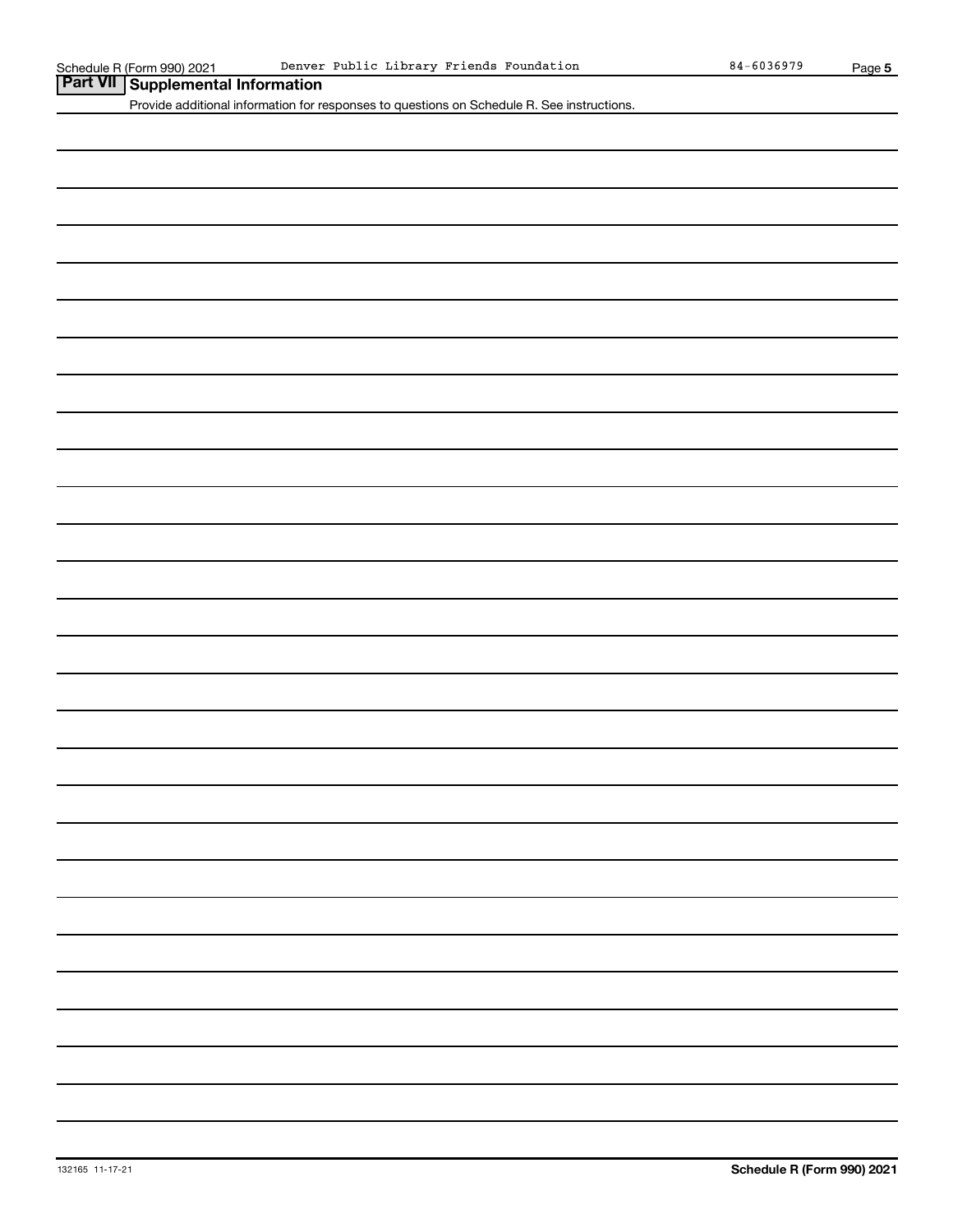## Part VII Supplemental Information

Provide additional information for responses to questions on Schedule R. See instructions.